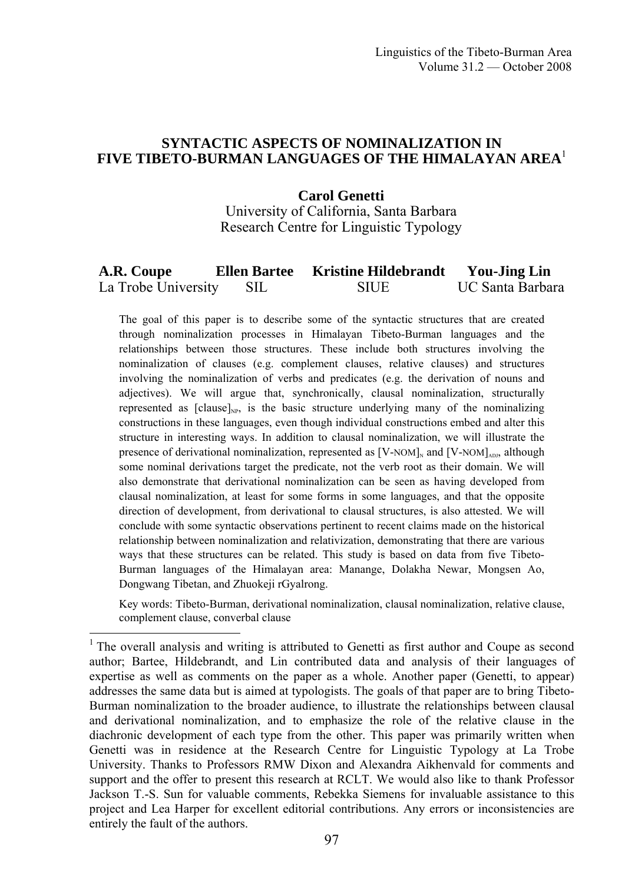# SYNTACTIC ASPECTS OF NOMINALIZATION IN FIVE TIBETO-BURMAN LANGUAGES OF THE HIMALAYAN AREA[1]

**Carol Genetti**
University of California, Santa Barbara
Research Centre for Linguistic Typology

| **A.R. Coupe** | **Ellen Bartee** | **Kristine Hildebrandt** | **You-Jing Lin** |
| --- | --- | --- | --- |
| La Trobe University | SIL | SIUE | UC Santa Barbara |

The goal of this paper is to describe some of the syntactic structures that are created through nominalization processes in Himalayan Tibeto-Burman languages and the relationships between those structures. These include both structures involving the nominalization of clauses (e.g. complement clauses, relative clauses) and structures involving the nominalization of verbs and predicates (e.g. the derivation of nouns and adjectives). We will argue that, synchronically, clausal nominalization, structurally represented as $[\text{clause}]_{\text{NP}}$, is the basic structure underlying many of the nominalizing constructions in these languages, even though individual constructions embed and alter this structure in interesting ways. In addition to clausal nominalization, we will illustrate the presence of derivational nominalization, represented as $[\text{V-NOM}]_{\text{N}}$ and $[\text{V-NOM}]_{\text{ADJ}}$, although some nominal derivations target the predicate, not the verb root as their domain. We will also demonstrate that derivational nominalization can be seen as having developed from clausal nominalization, at least for some forms in some languages, and that the opposite direction of development, from derivational to clausal structures, is also attested. We will conclude with some syntactic observations pertinent to recent claims made on the historical relationship between nominalization and relativization, demonstrating that there are various ways that these structures can be related. This study is based on data from five Tibeto-Burman languages of the Himalayan area: Manange, Dolakha Newar, Mongsen Ao, Dongwang Tibetan, and Zhuokeji rGyalrong.

Key words: Tibeto-Burman, derivational nominalization, clausal nominalization, relative clause, complement clause, converbal clause

---

[1] The overall analysis and writing is attributed to Genetti as first author and Coupe as second author; Bartee, Hildebrandt, and Lin contributed data and analysis of their languages of expertise as well as comments on the paper as a whole. Another paper (Genetti, to appear) addresses the same data but is aimed at typologists. The goals of that paper are to bring Tibeto-Burman nominalization to the broader audience, to illustrate the relationships between clausal and derivational nominalization, and to emphasize the role of the relative clause in the diachronic development of each type from the other. This paper was primarily written when Genetti was in residence at the Research Centre for Linguistic Typology at La Trobe University. Thanks to Professors RMW Dixon and Alexandra Aikhenvald for comments and support and the offer to present this research at RCLT. We would also like to thank Professor Jackson T.-S. Sun for valuable comments, Rebekka Siemens for invaluable assistance to this project and Lea Harper for excellent editorial contributions. Any errors or inconsistencies are entirely the fault of the authors.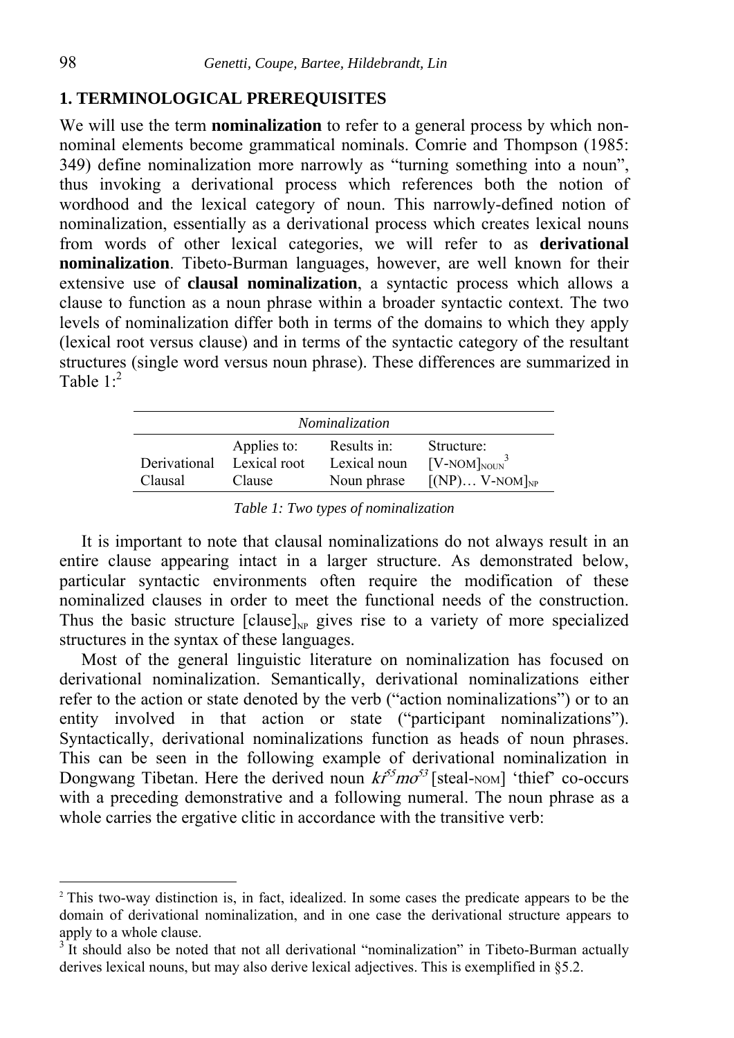## 1. TERMINOLOGICAL PREREQUISITES

We will use the term **nominalization** to refer to a general process by which non-nominal elements become grammatical nominals. Comrie and Thompson (1985: 349) define nominalization more narrowly as "turning something into a noun", thus invoking a derivational process which references both the notion of wordhood and the lexical category of noun. This narrowly-defined notion of nominalization, essentially as a derivational process which creates lexical nouns from words of other lexical categories, we will refer to as **derivational nominalization**. Tibeto-Burman languages, however, are well known for their extensive use of **clausal nominalization**, a syntactic process which allows a clause to function as a noun phrase within a broader syntactic context. The two levels of nominalization differ both in terms of the domains to which they apply (lexical root versus clause) and in terms of the syntactic category of the resultant structures (single word versus noun phrase). These differences are summarized in Table 1:[2]

| *Nominalization* | | | |
|---|---|---|---|
| | Applies to: | Results in: | Structure: |
| Derivational | Lexical root | Lexical noun | $[\text{V-NOM}]_{\text{NOUN}}$ [3] |
| Clausal | Clause | Noun phrase | $[(\text{NP})\ldots\ \text{V-NOM}]_{\text{NP}}$ |

*Table 1: Two types of nominalization*

It is important to note that clausal nominalizations do not always result in an entire clause appearing intact in a larger structure. As demonstrated below, particular syntactic environments often require the modification of these nominalized clauses in order to meet the functional needs of the construction. Thus the basic structure $[\text{clause}]_{\text{NP}}$ gives rise to a variety of more specialized structures in the syntax of these languages.

Most of the general linguistic literature on nominalization has focused on derivational nominalization. Semantically, derivational nominalizations either refer to the action or state denoted by the verb ("action nominalizations") or to an entity involved in that action or state ("participant nominalizations"). Syntactically, derivational nominalizations function as heads of noun phrases. This can be seen in the following example of derivational nominalization in Dongwang Tibetan. Here the derived noun *kɪ⁵⁵mo⁵³* [steal-NOM] 'thief' co-occurs with a preceding demonstrative and a following numeral. The noun phrase as a whole carries the ergative clitic in accordance with the transitive verb:

---

[2] This two-way distinction is, in fact, idealized. In some cases the predicate appears to be the domain of derivational nominalization, and in one case the derivational structure appears to apply to a whole clause.

[3] It should also be noted that not all derivational "nominalization" in Tibeto-Burman actually derives lexical nouns, but may also derive lexical adjectives. This is exemplified in §5.2.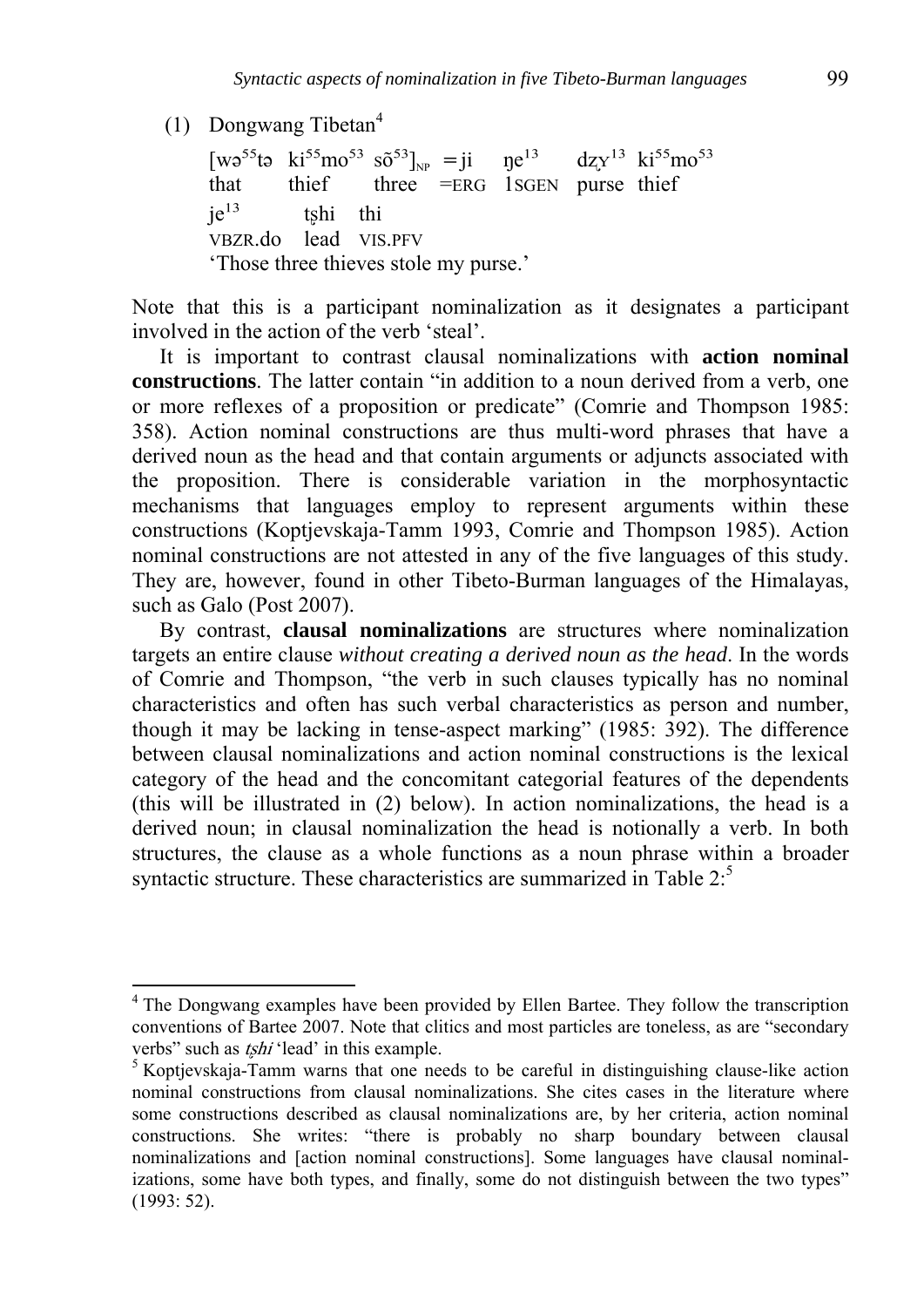(1) Dongwang Tibetan[4]

[wə⁵⁵tə ki⁵⁵mo⁵³ sõ⁵³]NP =ji ŋe¹³ dʐʏ¹³ ki⁵⁵mo⁵³
that thief three =ERG 1SGEN purse thief

je¹³ tʂhi thi
VBZR.do lead VIS.PFV

'Those three thieves stole my purse.'

Note that this is a participant nominalization as it designates a participant involved in the action of the verb 'steal'.

It is important to contrast clausal nominalizations with **action nominal constructions**. The latter contain "in addition to a noun derived from a verb, one or more reflexes of a proposition or predicate" (Comrie and Thompson 1985: 358). Action nominal constructions are thus multi-word phrases that have a derived noun as the head and that contain arguments or adjuncts associated with the proposition. There is considerable variation in the morphosyntactic mechanisms that languages employ to represent arguments within these constructions (Koptjevskaja-Tamm 1993, Comrie and Thompson 1985). Action nominal constructions are not attested in any of the five languages of this study. They are, however, found in other Tibeto-Burman languages of the Himalayas, such as Galo (Post 2007).

By contrast, **clausal nominalizations** are structures where nominalization targets an entire clause *without creating a derived noun as the head*. In the words of Comrie and Thompson, "the verb in such clauses typically has no nominal characteristics and often has such verbal characteristics as person and number, though it may be lacking in tense-aspect marking" (1985: 392). The difference between clausal nominalizations and action nominal constructions is the lexical category of the head and the concomitant categorial features of the dependents (this will be illustrated in (2) below). In action nominalizations, the head is a derived noun; in clausal nominalization the head is notionally a verb. In both structures, the clause as a whole functions as a noun phrase within a broader syntactic structure. These characteristics are summarized in Table 2:[5]

---

[4] The Dongwang examples have been provided by Ellen Bartee. They follow the transcription conventions of Bartee 2007. Note that clitics and most particles are toneless, as are "secondary verbs" such as *tʂhi* 'lead' in this example.

[5] Koptjevskaja-Tamm warns that one needs to be careful in distinguishing clause-like action nominal constructions from clausal nominalizations. She cites cases in the literature where some constructions described as clausal nominalizations are, by her criteria, action nominal constructions. She writes: "there is probably no sharp boundary between clausal nominalizations and [action nominal constructions]. Some languages have clausal nominalizations, some have both types, and finally, some do not distinguish between the two types" (1993: 52).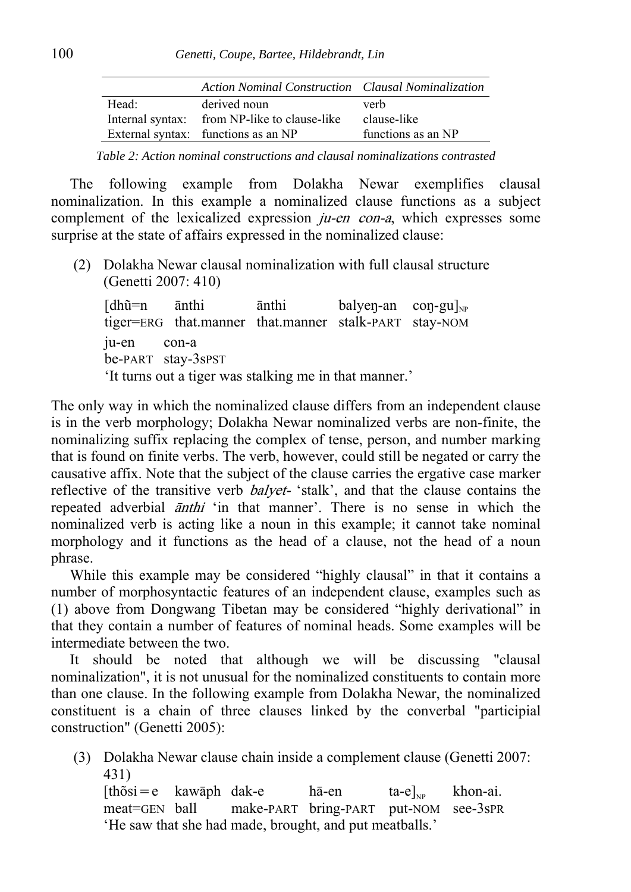| | *Action Nominal Construction* | *Clausal Nominalization* |
|---|---|---|
| Head: | derived noun | verb |
| Internal syntax: | from NP-like to clause-like | clause-like |
| External syntax: | functions as an NP | functions as an NP |

*Table 2: Action nominal constructions and clausal nominalizations contrasted*

The following example from Dolakha Newar exemplifies clausal nominalization. In this example a nominalized clause functions as a subject complement of the lexicalized expression *ju-en con-a*, which expresses some surprise at the state of affairs expressed in the nominalized clause:

(2) Dolakha Newar clausal nominalization with full clausal structure (Genetti 2007: 410)

[dhũ=n ānthi ānthi balyeŋ-an coŋ-gu]$_{NP}$
tiger=ERG that.manner that.manner stalk-PART stay-NOM

ju-en con-a
be-PART stay-3sPST

'It turns out a tiger was stalking me in that manner.'

The only way in which the nominalized clause differs from an independent clause is in the verb morphology; Dolakha Newar nominalized verbs are non-finite, the nominalizing suffix replacing the complex of tense, person, and number marking that is found on finite verbs. The verb, however, could still be negated or carry the causative affix. Note that the subject of the clause carries the ergative case marker reflective of the transitive verb *balyet-* 'stalk', and that the clause contains the repeated adverbial *ānthi* 'in that manner'. There is no sense in which the nominalized verb is acting like a noun in this example; it cannot take nominal morphology and it functions as the head of a clause, not the head of a noun phrase.

While this example may be considered "highly clausal" in that it contains a number of morphosyntactic features of an independent clause, examples such as (1) above from Dongwang Tibetan may be considered "highly derivational" in that they contain a number of features of nominal heads. Some examples will be intermediate between the two.

It should be noted that although we will be discussing "clausal nominalization", it is not unusual for the nominalized constituents to contain more than one clause. In the following example from Dolakha Newar, the nominalized constituent is a chain of three clauses linked by the converbal "participial construction" (Genetti 2005):

(3) Dolakha Newar clause chain inside a complement clause (Genetti 2007: 431)

[thõsi=e kawāph dak-e hā-en ta-e]$_{NP}$ khon-ai.
meat=GEN ball make-PART bring-PART put-NOM see-3sPR

'He saw that she had made, brought, and put meatballs.'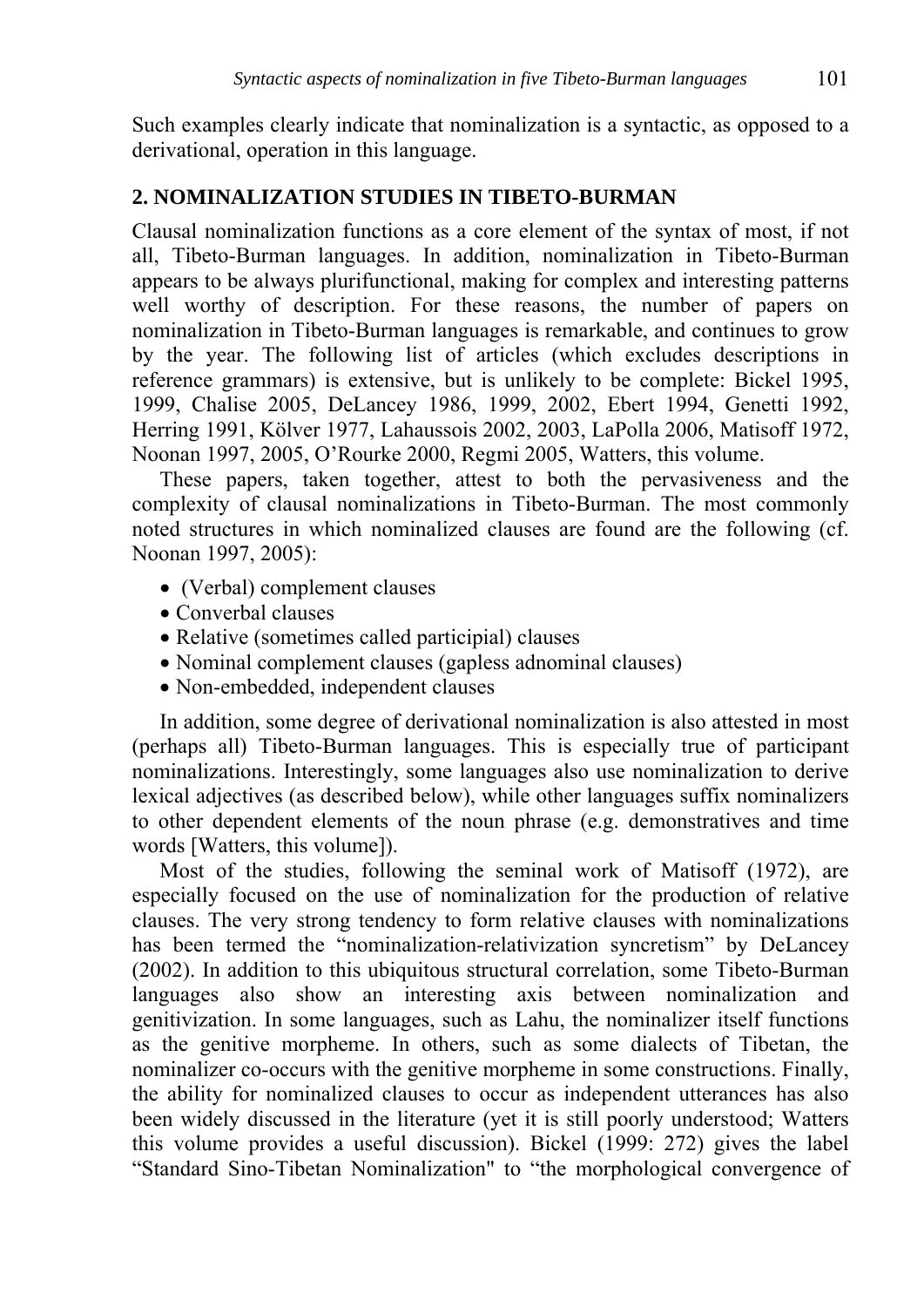Such examples clearly indicate that nominalization is a syntactic, as opposed to a derivational, operation in this language.

## 2. NOMINALIZATION STUDIES IN TIBETO-BURMAN

Clausal nominalization functions as a core element of the syntax of most, if not all, Tibeto-Burman languages. In addition, nominalization in Tibeto-Burman appears to be always plurifunctional, making for complex and interesting patterns well worthy of description. For these reasons, the number of papers on nominalization in Tibeto-Burman languages is remarkable, and continues to grow by the year. The following list of articles (which excludes descriptions in reference grammars) is extensive, but is unlikely to be complete: Bickel 1995, 1999, Chalise 2005, DeLancey 1986, 1999, 2002, Ebert 1994, Genetti 1992, Herring 1991, Kölver 1977, Lahaussois 2002, 2003, LaPolla 2006, Matisoff 1972, Noonan 1997, 2005, O'Rourke 2000, Regmi 2005, Watters, this volume.

These papers, taken together, attest to both the pervasiveness and the complexity of clausal nominalizations in Tibeto-Burman. The most commonly noted structures in which nominalized clauses are found are the following (cf. Noonan 1997, 2005):

- (Verbal) complement clauses
- Converbal clauses
- Relative (sometimes called participial) clauses
- Nominal complement clauses (gapless adnominal clauses)
- Non-embedded, independent clauses

In addition, some degree of derivational nominalization is also attested in most (perhaps all) Tibeto-Burman languages. This is especially true of participant nominalizations. Interestingly, some languages also use nominalization to derive lexical adjectives (as described below), while other languages suffix nominalizers to other dependent elements of the noun phrase (e.g. demonstratives and time words [Watters, this volume]).

Most of the studies, following the seminal work of Matisoff (1972), are especially focused on the use of nominalization for the production of relative clauses. The very strong tendency to form relative clauses with nominalizations has been termed the "nominalization-relativization syncretism" by DeLancey (2002). In addition to this ubiquitous structural correlation, some Tibeto-Burman languages also show an interesting axis between nominalization and genitivization. In some languages, such as Lahu, the nominalizer itself functions as the genitive morpheme. In others, such as some dialects of Tibetan, the nominalizer co-occurs with the genitive morpheme in some constructions. Finally, the ability for nominalized clauses to occur as independent utterances has also been widely discussed in the literature (yet it is still poorly understood; Watters this volume provides a useful discussion). Bickel (1999: 272) gives the label "Standard Sino-Tibetan Nominalization" to "the morphological convergence of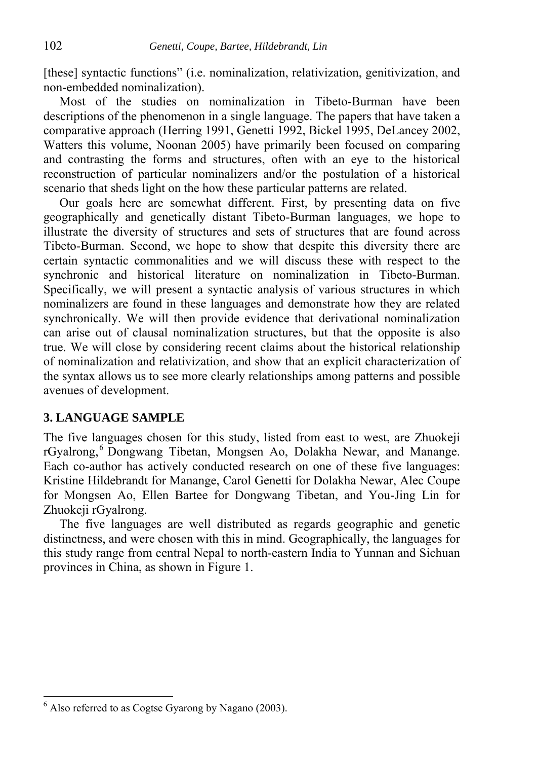[these] syntactic functions" (i.e. nominalization, relativization, genitivization, and non-embedded nominalization).

Most of the studies on nominalization in Tibeto-Burman have been descriptions of the phenomenon in a single language. The papers that have taken a comparative approach (Herring 1991, Genetti 1992, Bickel 1995, DeLancey 2002, Watters this volume, Noonan 2005) have primarily been focused on comparing and contrasting the forms and structures, often with an eye to the historical reconstruction of particular nominalizers and/or the postulation of a historical scenario that sheds light on the how these particular patterns are related.

Our goals here are somewhat different. First, by presenting data on five geographically and genetically distant Tibeto-Burman languages, we hope to illustrate the diversity of structures and sets of structures that are found across Tibeto-Burman. Second, we hope to show that despite this diversity there are certain syntactic commonalities and we will discuss these with respect to the synchronic and historical literature on nominalization in Tibeto-Burman. Specifically, we will present a syntactic analysis of various structures in which nominalizers are found in these languages and demonstrate how they are related synchronically. We will then provide evidence that derivational nominalization can arise out of clausal nominalization structures, but that the opposite is also true. We will close by considering recent claims about the historical relationship of nominalization and relativization, and show that an explicit characterization of the syntax allows us to see more clearly relationships among patterns and possible avenues of development.

## 3. LANGUAGE SAMPLE

The five languages chosen for this study, listed from east to west, are Zhuokeji rGyalrong,[6] Dongwang Tibetan, Mongsen Ao, Dolakha Newar, and Manange. Each co-author has actively conducted research on one of these five languages: Kristine Hildebrandt for Manange, Carol Genetti for Dolakha Newar, Alec Coupe for Mongsen Ao, Ellen Bartee for Dongwang Tibetan, and You-Jing Lin for Zhuokeji rGyalrong.

The five languages are well distributed as regards geographic and genetic distinctness, and were chosen with this in mind. Geographically, the languages for this study range from central Nepal to north-eastern India to Yunnan and Sichuan provinces in China, as shown in Figure 1.

[6] Also referred to as Cogtse Gyarong by Nagano (2003).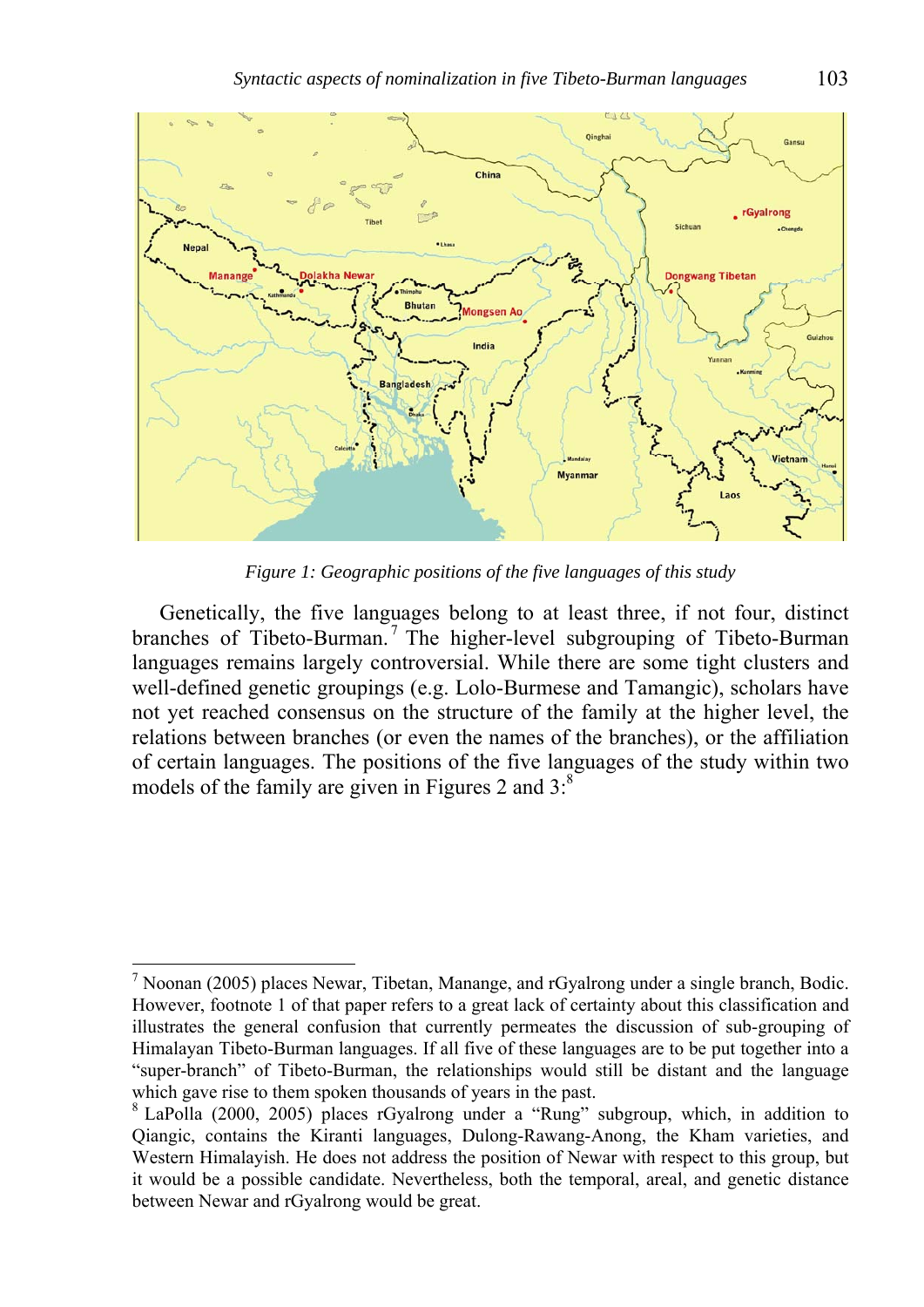*Figure 1: Geographic positions of the five languages of this study*

Genetically, the five languages belong to at least three, if not four, distinct branches of Tibeto-Burman.[7] The higher-level subgrouping of Tibeto-Burman languages remains largely controversial. While there are some tight clusters and well-defined genetic groupings (e.g. Lolo-Burmese and Tamangic), scholars have not yet reached consensus on the structure of the family at the higher level, the relations between branches (or even the names of the branches), or the affiliation of certain languages. The positions of the five languages of the study within two models of the family are given in Figures 2 and 3:[8]

[7] Noonan (2005) places Newar, Tibetan, Manange, and rGyalrong under a single branch, Bodic. However, footnote 1 of that paper refers to a great lack of certainty about this classification and illustrates the general confusion that currently permeates the discussion of sub-grouping of Himalayan Tibeto-Burman languages. If all five of these languages are to be put together into a "super-branch" of Tibeto-Burman, the relationships would still be distant and the language which gave rise to them spoken thousands of years in the past.

[8] LaPolla (2000, 2005) places rGyalrong under a "Rung" subgroup, which, in addition to Qiangic, contains the Kiranti languages, Dulong-Rawang-Anong, the Kham varieties, and Western Himalayish. He does not address the position of Newar with respect to this group, but it would be a possible candidate. Nevertheless, both the temporal, areal, and genetic distance between Newar and rGyalrong would be great.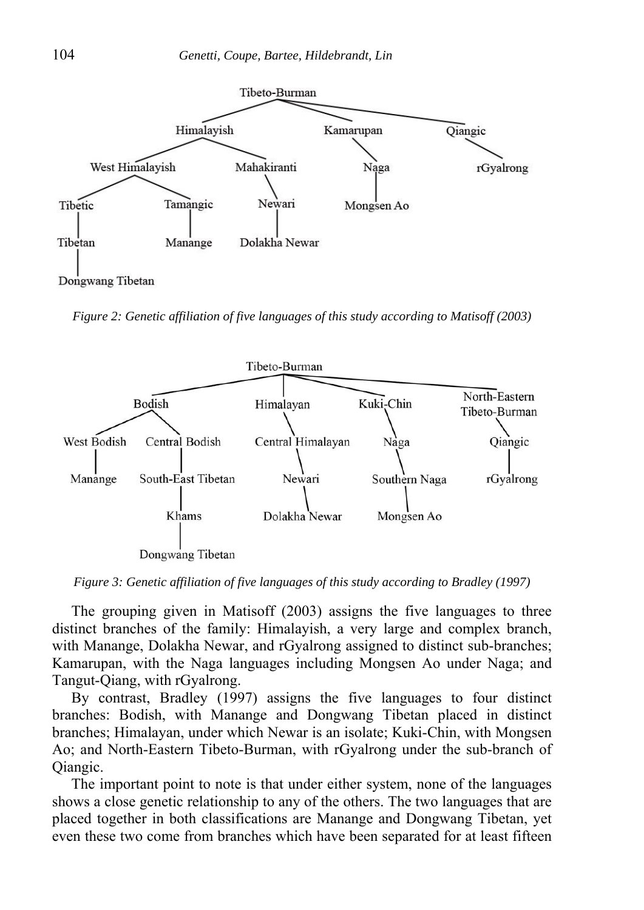Tibeto-Burman

Himalayish — Kamarupan — Qiangic

West Himalayish — Mahakiranti — Naga — rGyalrong

Tibetic — Tamangic — Newari — Mongsen Ao

Tibetan — Manange — Dolakha Newar

Dongwang Tibetan

*Figure 2: Genetic affiliation of five languages of this study according to Matisoff (2003)*

Tibeto-Burman

Bodish — Himalayan — Kuki-Chin — North-Eastern Tibeto-Burman

West Bodish — Central Bodish — Central Himalayan — Naga — Qiangic

Manange — South-East Tibetan — Newari — Southern Naga — rGyalrong

Khams — Dolakha Newar — Mongsen Ao

Dongwang Tibetan

*Figure 3: Genetic affiliation of five languages of this study according to Bradley (1997)*

The grouping given in Matisoff (2003) assigns the five languages to three distinct branches of the family: Himalayish, a very large and complex branch, with Manange, Dolakha Newar, and rGyalrong assigned to distinct sub-branches; Kamarupan, with the Naga languages including Mongsen Ao under Naga; and Tangut-Qiang, with rGyalrong.

By contrast, Bradley (1997) assigns the five languages to four distinct branches: Bodish, with Manange and Dongwang Tibetan placed in distinct branches; Himalayan, under which Newar is an isolate; Kuki-Chin, with Mongsen Ao; and North-Eastern Tibeto-Burman, with rGyalrong under the sub-branch of Qiangic.

The important point to note is that under either system, none of the languages shows a close genetic relationship to any of the others. The two languages that are placed together in both classifications are Manange and Dongwang Tibetan, yet even these two come from branches which have been separated for at least fifteen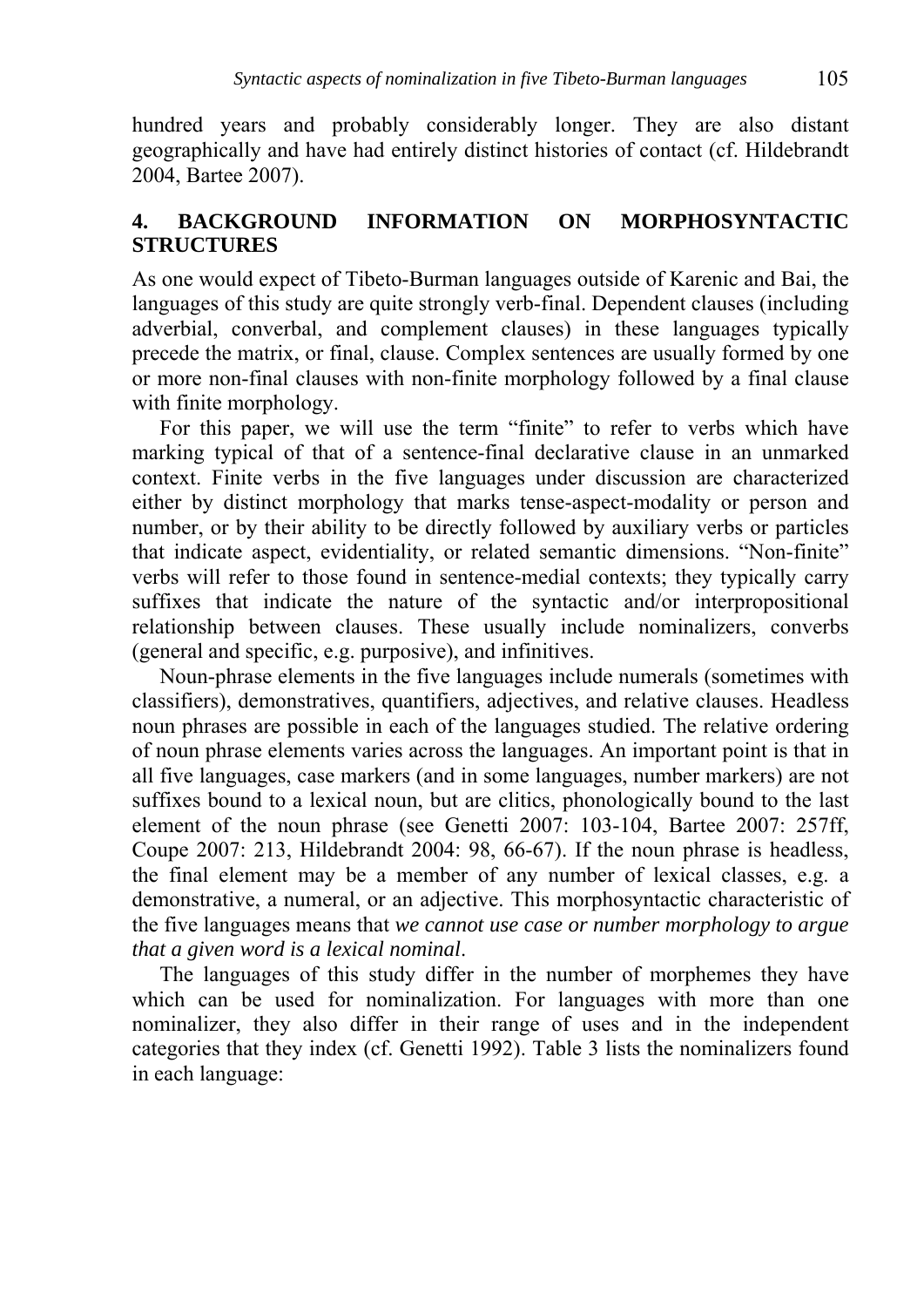hundred years and probably considerably longer. They are also distant geographically and have had entirely distinct histories of contact (cf. Hildebrandt 2004, Bartee 2007).

## 4. BACKGROUND INFORMATION ON MORPHOSYNTACTIC STRUCTURES

As one would expect of Tibeto-Burman languages outside of Karenic and Bai, the languages of this study are quite strongly verb-final. Dependent clauses (including adverbial, converbal, and complement clauses) in these languages typically precede the matrix, or final, clause. Complex sentences are usually formed by one or more non-final clauses with non-finite morphology followed by a final clause with finite morphology.

For this paper, we will use the term "finite" to refer to verbs which have marking typical of that of a sentence-final declarative clause in an unmarked context. Finite verbs in the five languages under discussion are characterized either by distinct morphology that marks tense-aspect-modality or person and number, or by their ability to be directly followed by auxiliary verbs or particles that indicate aspect, evidentiality, or related semantic dimensions. "Non-finite" verbs will refer to those found in sentence-medial contexts; they typically carry suffixes that indicate the nature of the syntactic and/or interpropositional relationship between clauses. These usually include nominalizers, converbs (general and specific, e.g. purposive), and infinitives.

Noun-phrase elements in the five languages include numerals (sometimes with classifiers), demonstratives, quantifiers, adjectives, and relative clauses. Headless noun phrases are possible in each of the languages studied. The relative ordering of noun phrase elements varies across the languages. An important point is that in all five languages, case markers (and in some languages, number markers) are not suffixes bound to a lexical noun, but are clitics, phonologically bound to the last element of the noun phrase (see Genetti 2007: 103-104, Bartee 2007: 257ff, Coupe 2007: 213, Hildebrandt 2004: 98, 66-67). If the noun phrase is headless, the final element may be a member of any number of lexical classes, e.g. a demonstrative, a numeral, or an adjective. This morphosyntactic characteristic of the five languages means that *we cannot use case or number morphology to argue that a given word is a lexical nominal*.

The languages of this study differ in the number of morphemes they have which can be used for nominalization. For languages with more than one nominalizer, they also differ in their range of uses and in the independent categories that they index (cf. Genetti 1992). Table 3 lists the nominalizers found in each language: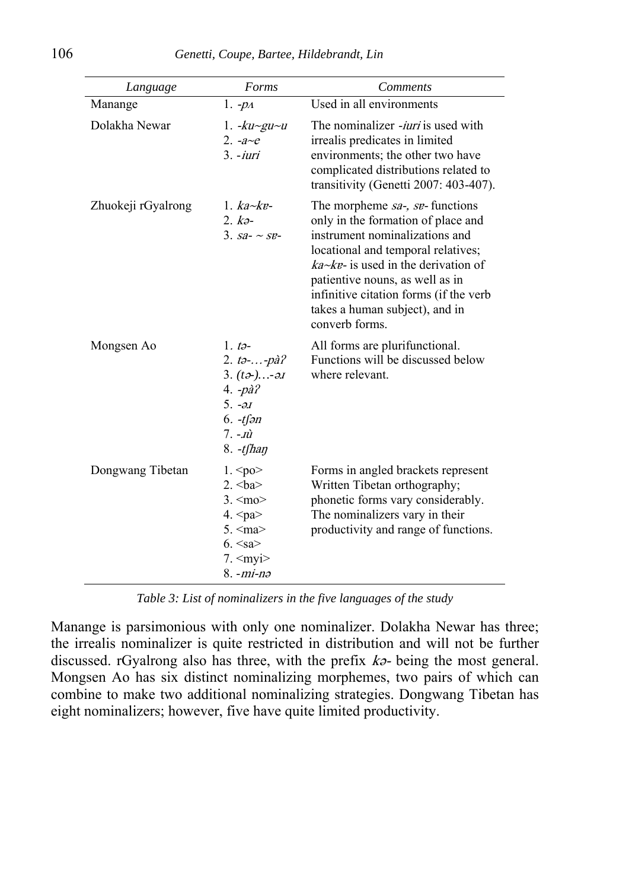| *Language* | *Forms* | *Comments* |
|---|---|---|
| Manange | 1. *-pʌ* | Used in all environments |
| Dolakha Newar | 1. *-ku~gu~u*<br>2. *-a~e*<br>3. *-iuri* | The nominalizer *-iuri* is used with irrealis predicates in limited environments; the other two have complicated distributions related to transitivity (Genetti 2007: 403-407). |
| Zhuokeji rGyalrong | 1. *ka~kɐ-*<br>2. *kə-*<br>3. *sa- ~ sɐ-* | The morpheme *sa-, sɐ-* functions only in the formation of place and instrument nominalizations and locational and temporal relatives; *ka~kɐ-* is used in the derivation of patientive nouns, as well as in infinitive citation forms (if the verb takes a human subject), and in converb forms. |
| Mongsen Ao | 1. *tə-*<br>2. *tə-…-pàʔ*<br>3. *(tə-)…-əɹ*<br>4. *-pàʔ*<br>5. *-əɹ*<br>6. *-tʃən*<br>7. *-ɹù*<br>8. *-tʃhaŋ* | All forms are plurifunctional. Functions will be discussed below where relevant. |
| Dongwang Tibetan | 1. <po><br>2. <ba><br>3. <mo><br>4. <pa><br>5. <ma><br>6. <sa><br>7. <myi><br>8. *-mi-nə* | Forms in angled brackets represent Written Tibetan orthography; phonetic forms vary considerably. The nominalizers vary in their productivity and range of functions. |

*Table 3: List of nominalizers in the five languages of the study*

Manange is parsimonious with only one nominalizer. Dolakha Newar has three; the irrealis nominalizer is quite restricted in distribution and will not be further discussed. rGyalrong also has three, with the prefix *kə-* being the most general. Mongsen Ao has six distinct nominalizing morphemes, two pairs of which can combine to make two additional nominalizing strategies. Dongwang Tibetan has eight nominalizers; however, five have quite limited productivity.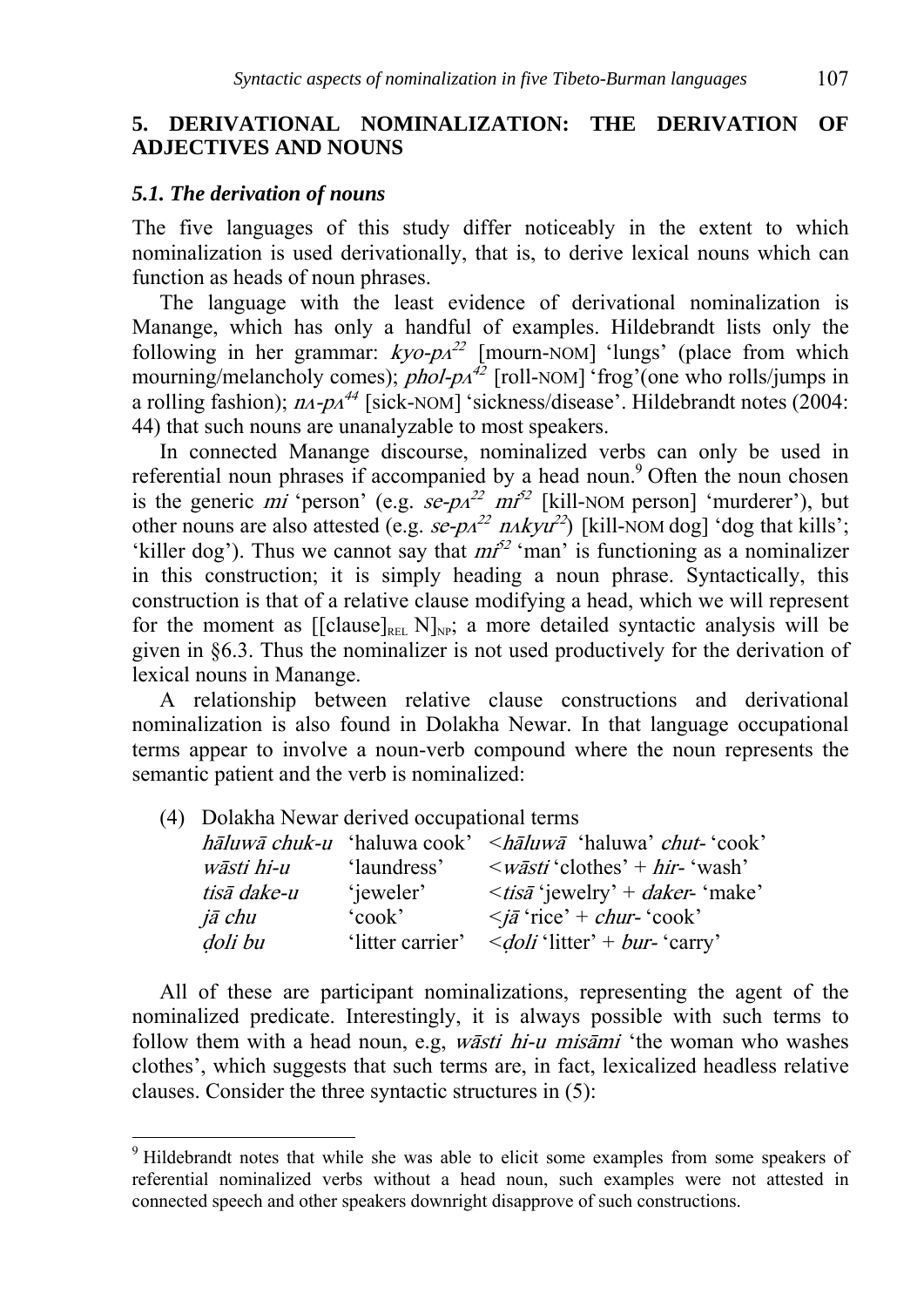## 5. DERIVATIONAL NOMINALIZATION: THE DERIVATION OF ADJECTIVES AND NOUNS

### *5.1. The derivation of nouns*

The five languages of this study differ noticeably in the extent to which nominalization is used derivationally, that is, to derive lexical nouns which can function as heads of noun phrases.

The language with the least evidence of derivational nominalization is Manange, which has only a handful of examples. Hildebrandt lists only the following in her grammar: *kyo-pʌ*$^{22}$ [mourn-NOM] 'lungs' (place from which mourning/melancholy comes); *phol-pʌ*$^{42}$ [roll-NOM] 'frog'(one who rolls/jumps in a rolling fashion); *nʌ-pʌ*$^{44}$ [sick-NOM] 'sickness/disease'. Hildebrandt notes (2004: 44) that such nouns are unanalyzable to most speakers.

In connected Manange discourse, nominalized verbs can only be used in referential noun phrases if accompanied by a head noun.[9] Often the noun chosen is the generic *mi* 'person' (e.g. *se-pʌ*$^{22}$ *mi*$^{52}$ [kill-NOM person] 'murderer'), but other nouns are also attested (e.g. *se-pʌ*$^{22}$ *nʌkyu*$^{22}$) [kill-NOM dog] 'dog that kills'; 'killer dog'). Thus we cannot say that *mi*$^{52}$ 'man' is functioning as a nominalizer in this construction; it is simply heading a noun phrase. Syntactically, this construction is that of a relative clause modifying a head, which we will represent for the moment as $[[\text{clause}]_{\text{REL}}\ \text{N}]_{\text{NP}}$; a more detailed syntactic analysis will be given in §6.3. Thus the nominalizer is not used productively for the derivation of lexical nouns in Manange.

A relationship between relative clause constructions and derivational nominalization is also found in Dolakha Newar. In that language occupational terms appear to involve a noun-verb compound where the noun represents the semantic patient and the verb is nominalized:

(4) Dolakha Newar derived occupational terms

| | | |
|---|---|---|
| *hāluwā chuk-u* | 'haluwa cook' | <*hāluwā* 'haluwa' *chut-* 'cook' |
| *wāsti hi-u* | 'laundress' | <*wāsti* 'clothes' + *hir-* 'wash' |
| *tisā dake-u* | 'jeweler' | <*tisā* 'jewelry' + *daker-* 'make' |
| *jā chu* | 'cook' | <*jā* 'rice' + *chur-* 'cook' |
| *ḍoli bu* | 'litter carrier' | <*ḍoli* 'litter' + *bur-* 'carry' |

All of these are participant nominalizations, representing the agent of the nominalized predicate. Interestingly, it is always possible with such terms to follow them with a head noun, e.g, *wāsti hi-u misāmi* 'the woman who washes clothes', which suggests that such terms are, in fact, lexicalized headless relative clauses. Consider the three syntactic structures in (5):

---

[9] Hildebrandt notes that while she was able to elicit some examples from some speakers of referential nominalized verbs without a head noun, such examples were not attested in connected speech and other speakers downright disapprove of such constructions.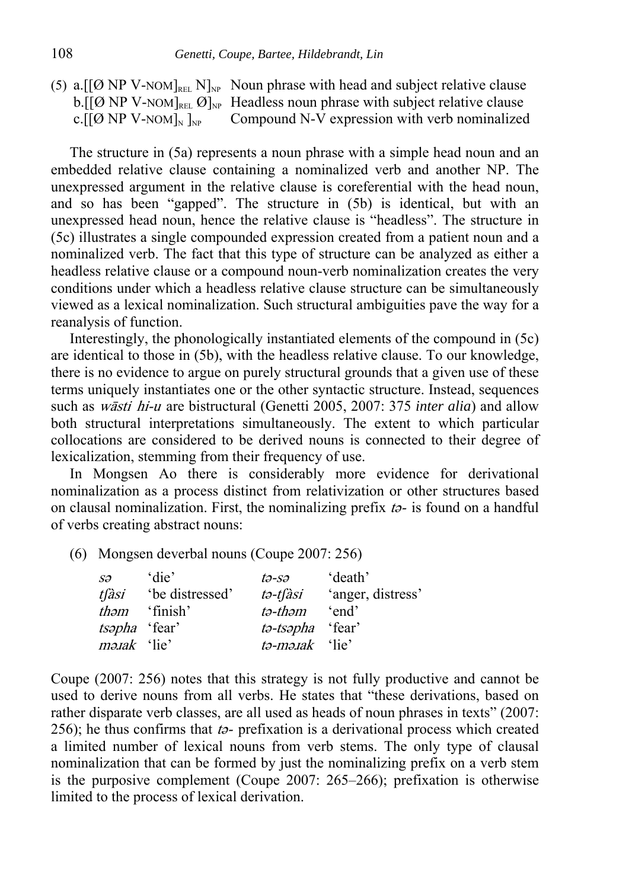(5) a.[[Ø NP V-NOM]$_{REL}$ N]$_{NP}$ Noun phrase with head and subject relative clause
b.[[Ø NP V-NOM]$_{REL}$ Ø]$_{NP}$ Headless noun phrase with subject relative clause
c.[[Ø NP V-NOM]$_{N}$ ]$_{NP}$ Compound N-V expression with verb nominalized

The structure in (5a) represents a noun phrase with a simple head noun and an embedded relative clause containing a nominalized verb and another NP. The unexpressed argument in the relative clause is coreferential with the head noun, and so has been "gapped". The structure in (5b) is identical, but with an unexpressed head noun, hence the relative clause is "headless". The structure in (5c) illustrates a single compounded expression created from a patient noun and a nominalized verb. The fact that this type of structure can be analyzed as either a headless relative clause or a compound noun-verb nominalization creates the very conditions under which a headless relative clause structure can be simultaneously viewed as a lexical nominalization. Such structural ambiguities pave the way for a reanalysis of function.

Interestingly, the phonologically instantiated elements of the compound in (5c) are identical to those in (5b), with the headless relative clause. To our knowledge, there is no evidence to argue on purely structural grounds that a given use of these terms uniquely instantiates one or the other syntactic structure. Instead, sequences such as *wāsti hi-u* are bistructural (Genetti 2005, 2007: 375 *inter alia*) and allow both structural interpretations simultaneously. The extent to which particular collocations are considered to be derived nouns is connected to their degree of lexicalization, stemming from their frequency of use.

In Mongsen Ao there is considerably more evidence for derivational nominalization as a process distinct from relativization or other structures based on clausal nominalization. First, the nominalizing prefix *tə-* is found on a handful of verbs creating abstract nouns:

(6) Mongsen deverbal nouns (Coupe 2007: 256)

| | | | |
|---|---|---|---|
| *sə* | 'die' | *tə-sə* | 'death' |
| *tʃàsi* | 'be distressed' | *tə-tʃàsi* | 'anger, distress' |
| *thəm* | 'finish' | *tə-thəm* | 'end' |
| *tsəpha* | 'fear' | *tə-tsəpha* | 'fear' |
| *məɹak* | 'lie' | *tə-məɹak* | 'lie' |

Coupe (2007: 256) notes that this strategy is not fully productive and cannot be used to derive nouns from all verbs. He states that "these derivations, based on rather disparate verb classes, are all used as heads of noun phrases in texts" (2007: 256); he thus confirms that *tə-* prefixation is a derivational process which created a limited number of lexical nouns from verb stems. The only type of clausal nominalization that can be formed by just the nominalizing prefix on a verb stem is the purposive complement (Coupe 2007: 265–266); prefixation is otherwise limited to the process of lexical derivation.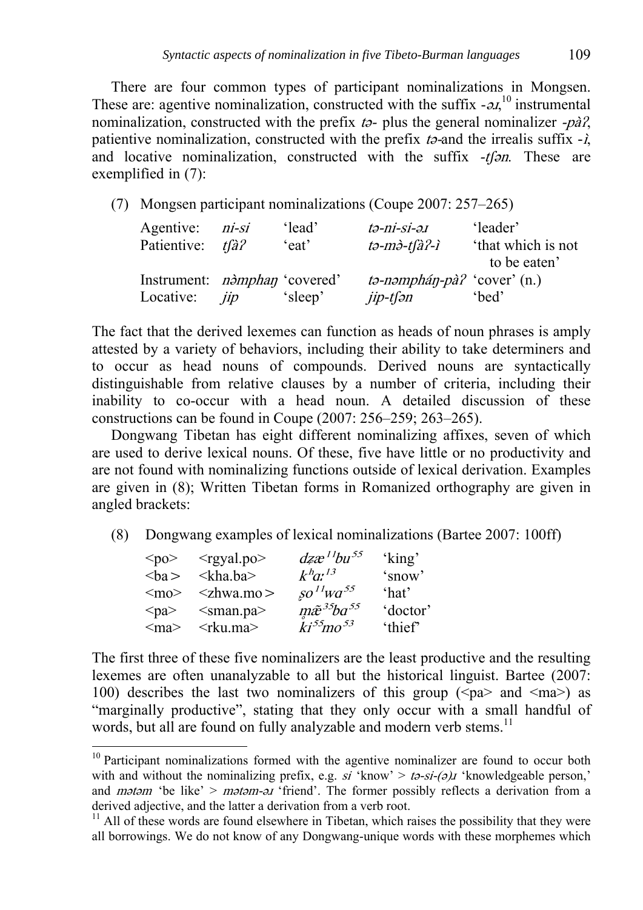There are four common types of participant nominalizations in Mongsen. These are: agentive nominalization, constructed with the suffix *-əɹ*,[10] instrumental nominalization, constructed with the prefix *tə-* plus the general nominalizer *-pàʔ*, patientive nominalization, constructed with the prefix *tə-*and the irrealis suffix *-ì*, and locative nominalization, constructed with the suffix *-tʃən*. These are exemplified in (7):

(7) Mongsen participant nominalizations (Coupe 2007: 257–265)

| | | | | |
|---|---|---|---|---|
| Agentive: | *ni-si* | 'lead' | *tə-ni-si-əɹ* | 'leader' |
| Patientive: | *tʃàʔ* | 'eat' | *tə-mə̀-tʃàʔ-ì* | 'that which is not to be eaten' |
| Instrument: | *nə̀mphaŋ* | 'covered' | *tə-nəmpháŋ-pàʔ* | 'cover' (n.) |
| Locative: | *jip* | 'sleep' | *jip-tʃən* | 'bed' |

The fact that the derived lexemes can function as heads of noun phrases is amply attested by a variety of behaviors, including their ability to take determiners and to occur as head nouns of compounds. Derived nouns are syntactically distinguishable from relative clauses by a number of criteria, including their inability to co-occur with a head noun. A detailed discussion of these constructions can be found in Coupe (2007: 256–259; 263–265).

Dongwang Tibetan has eight different nominalizing affixes, seven of which are used to derive lexical nouns. Of these, five have little or no productivity and are not found with nominalizing functions outside of lexical derivation. Examples are given in (8); Written Tibetan forms in Romanized orthography are given in angled brackets:

(8) Dongwang examples of lexical nominalizations (Bartee 2007: 100ff)

| | | | |
|---|---|---|---|
| <po> | <rgyal.po> | *dʑæ¹¹bu⁵⁵* | 'king' |
| <ba> | <kha.ba> | *kʰaː¹³* | 'snow' |
| <mo> | <zhwa.mo> | *ʂo¹¹wa⁵⁵* | 'hat' |
| <pa> | <sman.pa> | *m̥æ̃³⁵ba⁵⁵* | 'doctor' |
| <ma> | <rku.ma> | *ki⁵⁵mo⁵³* | 'thief' |

The first three of these five nominalizers are the least productive and the resulting lexemes are often unanalyzable to all but the historical linguist. Bartee (2007: 100) describes the last two nominalizers of this group (<pa> and <ma>) as "marginally productive", stating that they only occur with a small handful of words, but all are found on fully analyzable and modern verb stems.[11]

---

[10] Participant nominalizations formed with the agentive nominalizer are found to occur both with and without the nominalizing prefix, e.g. *si* 'know' > *tə-si-(ə)ɹ* 'knowledgeable person,' and *mətəm* 'be like' > *mətəm-əɹ* 'friend'. The former possibly reflects a derivation from a derived adjective, and the latter a derivation from a verb root.

[11] All of these words are found elsewhere in Tibetan, which raises the possibility that they were all borrowings. We do not know of any Dongwang-unique words with these morphemes which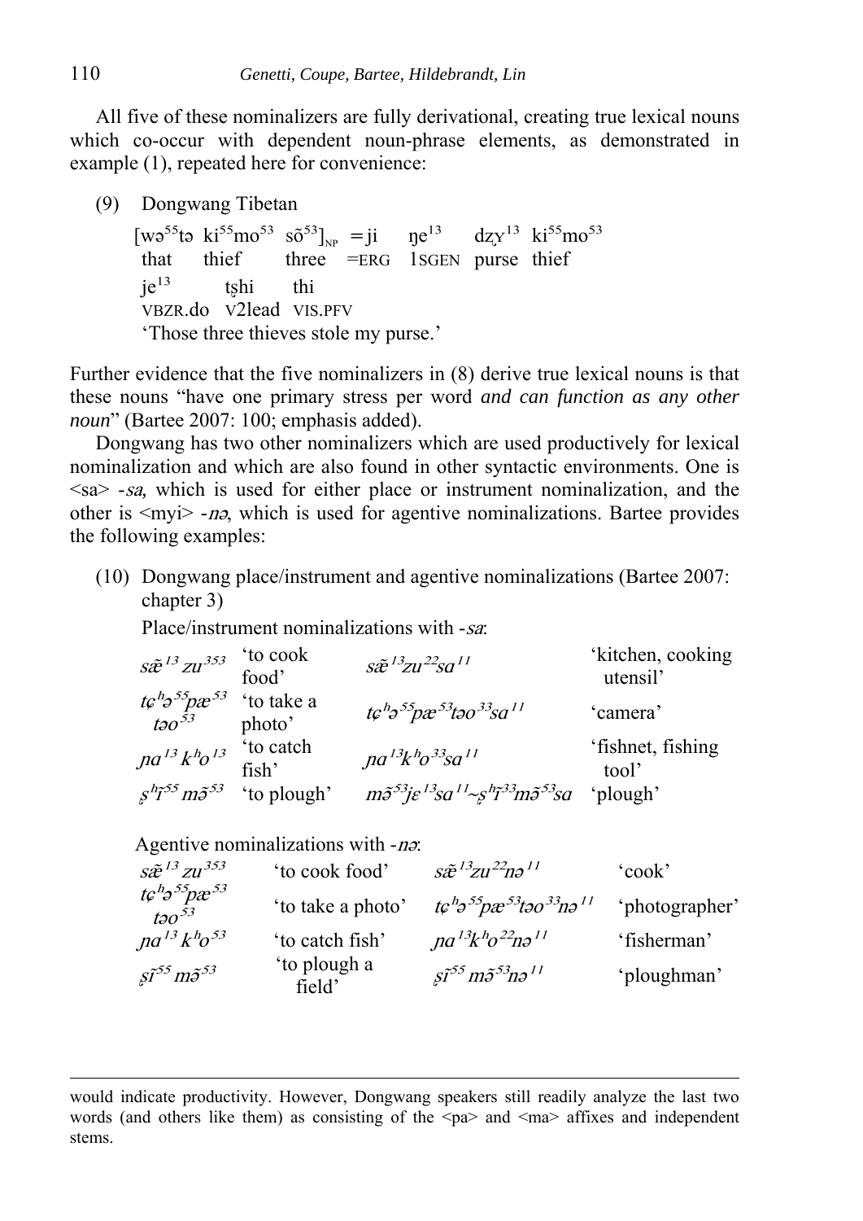All five of these nominalizers are fully derivational, creating true lexical nouns which co-occur with dependent noun-phrase elements, as demonstrated in example (1), repeated here for convenience:

(9) Dongwang Tibetan

| [wə[55]tə | ki[55]mo[53] | sõ[53]]$_{NP}$ | =ji | ŋe[13] | dʐʏ[13] | ki[55]mo[53] |
|---|---|---|---|---|---|---|
| that | thief | three | =ERG | 1SGEN | purse | thief |

| je[13] | tʂhi | thi |
|---|---|---|
| VBZR.do | V2lead | VIS.PFV |

'Those three thieves stole my purse.'

Further evidence that the five nominalizers in (8) derive true lexical nouns is that these nouns "have one primary stress per word *and can function as any other noun*" (Bartee 2007: 100; emphasis added).

Dongwang has two other nominalizers which are used productively for lexical nominalization and which are also found in other syntactic environments. One is <sa> *-sa,* which is used for either place or instrument nominalization, and the other is <myi> *-nə*, which is used for agentive nominalizations. Bartee provides the following examples:

(10) Dongwang place/instrument and agentive nominalizations (Bartee 2007: chapter 3)

Place/instrument nominalizations with *-sa*:

| | | | |
|---|---|---|---|
| *sæ̃[13] zu[353]* | 'to cook food' | *sæ̃[13]zu[22]sa[11]* | 'kitchen, cooking utensil' |
| *tɕʰə[55]pæ[53] təo[53]* | 'to take a photo' | *tɕʰə[55]pæ[53]təo[33]sa[11]* | 'camera' |
| *ɲa[13] kʰo[13]* | 'to catch fish' | *ɲa[13]kʰo[33]sa[11]* | 'fishnet, fishing tool' |
| *ʂʰĩ[55] mə̃[53]* | 'to plough' | *mə̃[53]jɛ[13]sa[11]~ʂʰĩ[33]mə̃[53]sa* | 'plough' |

Agentive nominalizations with *-nə*:

| | | | |
|---|---|---|---|
| *sæ̃[13] zu[353]* | 'to cook food' | *sæ̃[13]zu[22]nə[11]* | 'cook' |
| *tɕʰə[55]pæ[53] təo[53]* | 'to take a photo' | *tɕʰə[55]pæ[53]təo[33]nə[11]* | 'photographer' |
| *ɲa[13] kʰo[53]* | 'to catch fish' | *ɲa[13]kʰo[22]nə[11]* | 'fisherman' |
| *ʂĩ[55] mə̃[53]* | 'to plough a field' | *ʂĩ[55] mə̃[53]nə[11]* | 'ploughman' |

---

would indicate productivity. However, Dongwang speakers still readily analyze the last two words (and others like them) as consisting of the <pa> and <ma> affixes and independent stems.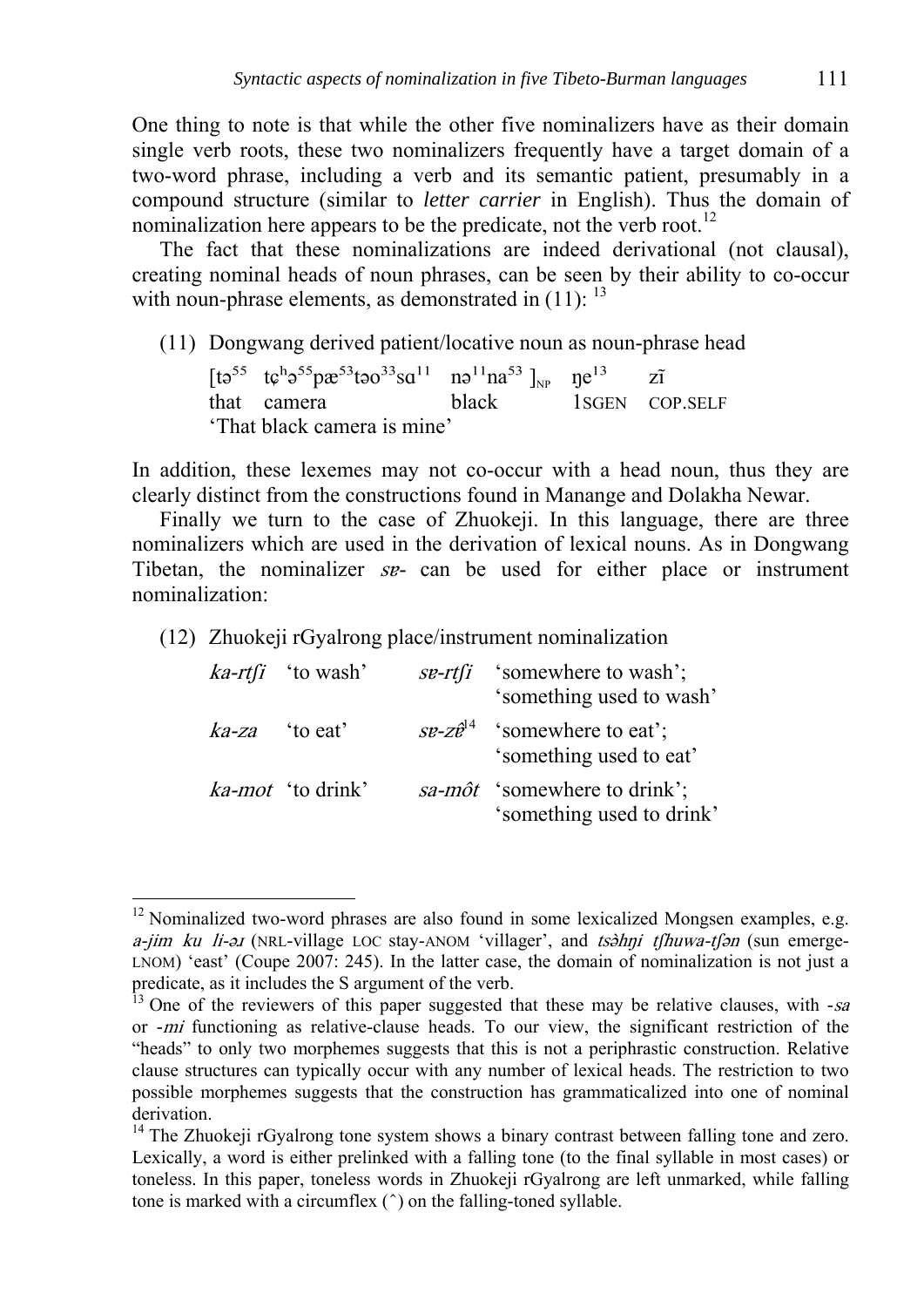One thing to note is that while the other five nominalizers have as their domain single verb roots, these two nominalizers frequently have a target domain of a two-word phrase, including a verb and its semantic patient, presumably in a compound structure (similar to *letter carrier* in English). Thus the domain of nominalization here appears to be the predicate, not the verb root.[12]

The fact that these nominalizations are indeed derivational (not clausal), creating nominal heads of noun phrases, can be seen by their ability to co-occur with noun-phrase elements, as demonstrated in (11): [13]

(11) Dongwang derived patient/locative noun as noun-phrase head

| [tə⁵⁵ | tɕʰə⁵⁵pæ⁵³təo³³sɑ¹¹ | nə¹¹na⁵³ ]$_{NP}$ | ŋe¹³ | zĩ |
|---|---|---|---|---|
| that | camera | black | 1SGEN | COP.SELF |

'That black camera is mine'

In addition, these lexemes may not co-occur with a head noun, thus they are clearly distinct from the constructions found in Manange and Dolakha Newar.

Finally we turn to the case of Zhuokeji. In this language, there are three nominalizers which are used in the derivation of lexical nouns. As in Dongwang Tibetan, the nominalizer *sɐ-* can be used for either place or instrument nominalization:

(12) Zhuokeji rGyalrong place/instrument nominalization

| | | | |
|---|---|---|---|
| *ka-rtʃi* | 'to wash' | *sɐ-rtʃi* | 'somewhere to wash'; 'something used to wash' |
| *ka-za* | 'to eat' | *sɐ-zɐ̂*[14] | 'somewhere to eat'; 'something used to eat' |
| *ka-mot* | 'to drink' | *sa-môt* | 'somewhere to drink'; 'something used to drink' |

---

[12] Nominalized two-word phrases are also found in some lexicalized Mongsen examples, e.g. *a-jim ku li-əɹ* (NRL-village LOC stay-ANOM 'villager', and *tsə̀hŋi tʃhuwa-tʃən* (sun emerge-LNOM) 'east' (Coupe 2007: 245). In the latter case, the domain of nominalization is not just a predicate, as it includes the S argument of the verb.

[13] One of the reviewers of this paper suggested that these may be relative clauses, with *-sa* or *-mi* functioning as relative-clause heads. To our view, the significant restriction of the "heads" to only two morphemes suggests that this is not a periphrastic construction. Relative clause structures can typically occur with any number of lexical heads. The restriction to two possible morphemes suggests that the construction has grammaticalized into one of nominal derivation.

[14] The Zhuokeji rGyalrong tone system shows a binary contrast between falling tone and zero. Lexically, a word is either prelinked with a falling tone (to the final syllable in most cases) or toneless. In this paper, toneless words in Zhuokeji rGyalrong are left unmarked, while falling tone is marked with a circumflex (ˆ) on the falling-toned syllable.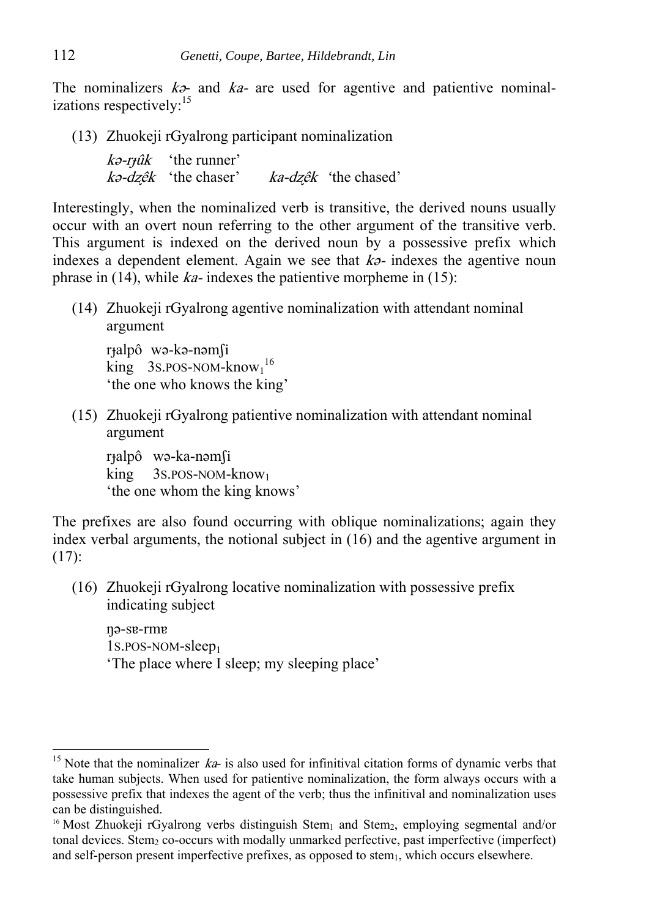The nominalizers *kə-* and *ka-* are used for agentive and patientive nominalizations respectively:[15]

(13) Zhuokeji rGyalrong participant nominalization

*kə-rɟûk* 'the runner'
*kə-dʐêk* 'the chaser' *ka-dʐêk* 'the chased'

Interestingly, when the nominalized verb is transitive, the derived nouns usually occur with an overt noun referring to the other argument of the transitive verb. This argument is indexed on the derived noun by a possessive prefix which indexes a dependent element. Again we see that *kə-* indexes the agentive noun phrase in (14), while *ka-* indexes the patientive morpheme in (15):

(14) Zhuokeji rGyalrong agentive nominalization with attendant nominal argument

rɟalpô wə-kə-nəmʃi
king 3S.POS-NOM-know$_1$[16]
'the one who knows the king'

(15) Zhuokeji rGyalrong patientive nominalization with attendant nominal argument

rɟalpô wə-ka-nəmʃi
king 3S.POS-NOM-know$_1$
'the one whom the king knows'

The prefixes are also found occurring with oblique nominalizations; again they index verbal arguments, the notional subject in (16) and the agentive argument in (17):

(16) Zhuokeji rGyalrong locative nominalization with possessive prefix indicating subject

ŋə-sɐ-rmɐ
1S.POS-NOM-sleep$_1$
'The place where I sleep; my sleeping place'

---

[15] Note that the nominalizer *ka-* is also used for infinitival citation forms of dynamic verbs that take human subjects. When used for patientive nominalization, the form always occurs with a possessive prefix that indexes the agent of the verb; thus the infinitival and nominalization uses can be distinguished.

[16] Most Zhuokeji rGyalrong verbs distinguish Stem$_1$ and Stem$_2$, employing segmental and/or tonal devices. Stem$_2$ co-occurs with modally unmarked perfective, past imperfective (imperfect) and self-person present imperfective prefixes, as opposed to stem$_1$, which occurs elsewhere.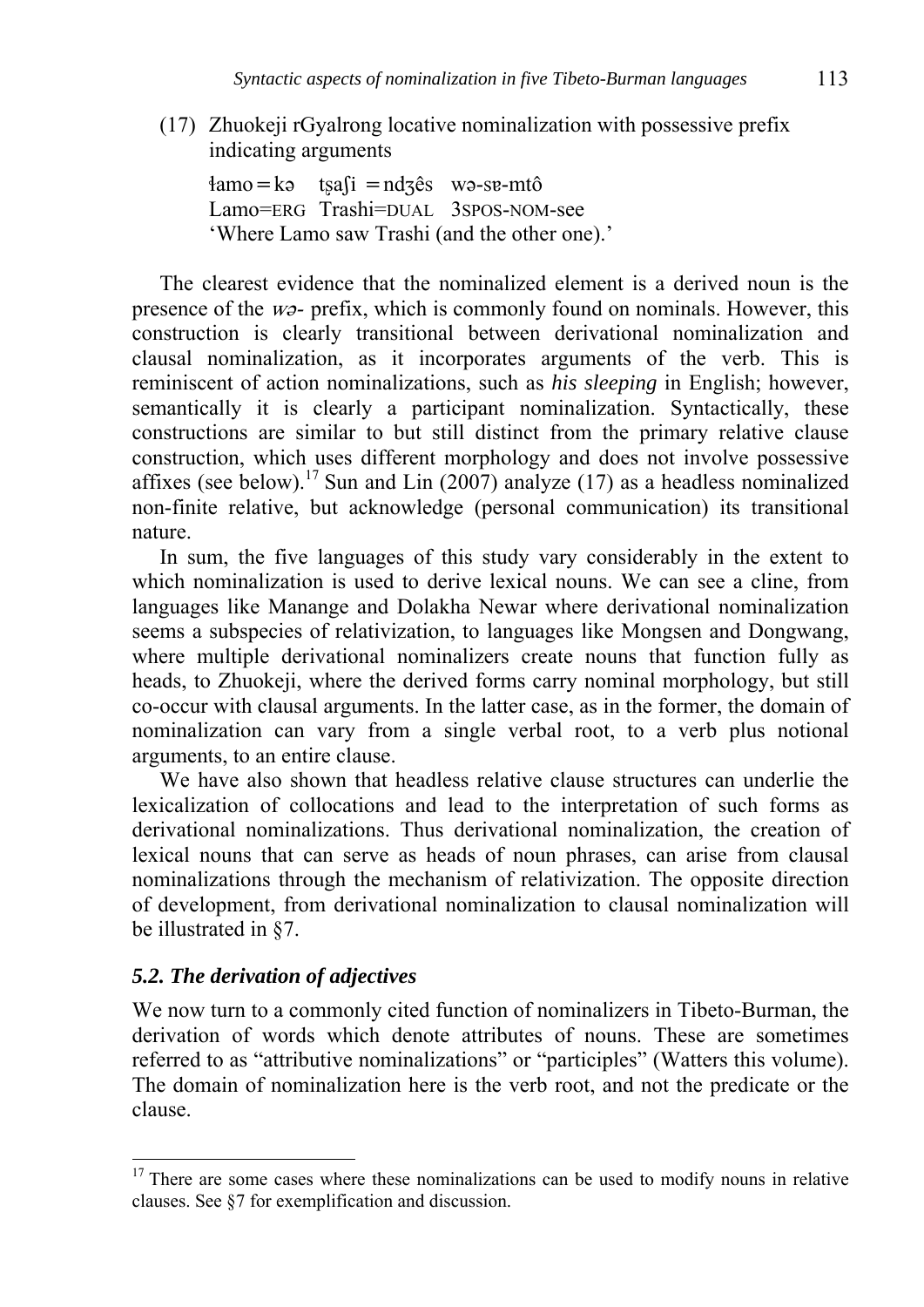(17) Zhuokeji rGyalrong locative nominalization with possessive prefix indicating arguments

ɬamo = kə   tʂaʃi = ndʒês   wə-sɐ-mtô
Lamo=ERG   Trashi=DUAL   3SPOS-NOM-see
'Where Lamo saw Trashi (and the other one).'

The clearest evidence that the nominalized element is a derived noun is the presence of the *wə-* prefix, which is commonly found on nominals. However, this construction is clearly transitional between derivational nominalization and clausal nominalization, as it incorporates arguments of the verb. This is reminiscent of action nominalizations, such as *his sleeping* in English; however, semantically it is clearly a participant nominalization. Syntactically, these constructions are similar to but still distinct from the primary relative clause construction, which uses different morphology and does not involve possessive affixes (see below).[17] Sun and Lin (2007) analyze (17) as a headless nominalized non-finite relative, but acknowledge (personal communication) its transitional nature.

In sum, the five languages of this study vary considerably in the extent to which nominalization is used to derive lexical nouns. We can see a cline, from languages like Manange and Dolakha Newar where derivational nominalization seems a subspecies of relativization, to languages like Mongsen and Dongwang, where multiple derivational nominalizers create nouns that function fully as heads, to Zhuokeji, where the derived forms carry nominal morphology, but still co-occur with clausal arguments. In the latter case, as in the former, the domain of nominalization can vary from a single verbal root, to a verb plus notional arguments, to an entire clause.

We have also shown that headless relative clause structures can underlie the lexicalization of collocations and lead to the interpretation of such forms as derivational nominalizations. Thus derivational nominalization, the creation of lexical nouns that can serve as heads of noun phrases, can arise from clausal nominalizations through the mechanism of relativization. The opposite direction of development, from derivational nominalization to clausal nominalization will be illustrated in §7.

### *5.2. The derivation of adjectives*

We now turn to a commonly cited function of nominalizers in Tibeto-Burman, the derivation of words which denote attributes of nouns. These are sometimes referred to as "attributive nominalizations" or "participles" (Watters this volume). The domain of nominalization here is the verb root, and not the predicate or the clause.

---

[17] There are some cases where these nominalizations can be used to modify nouns in relative clauses. See §7 for exemplification and discussion.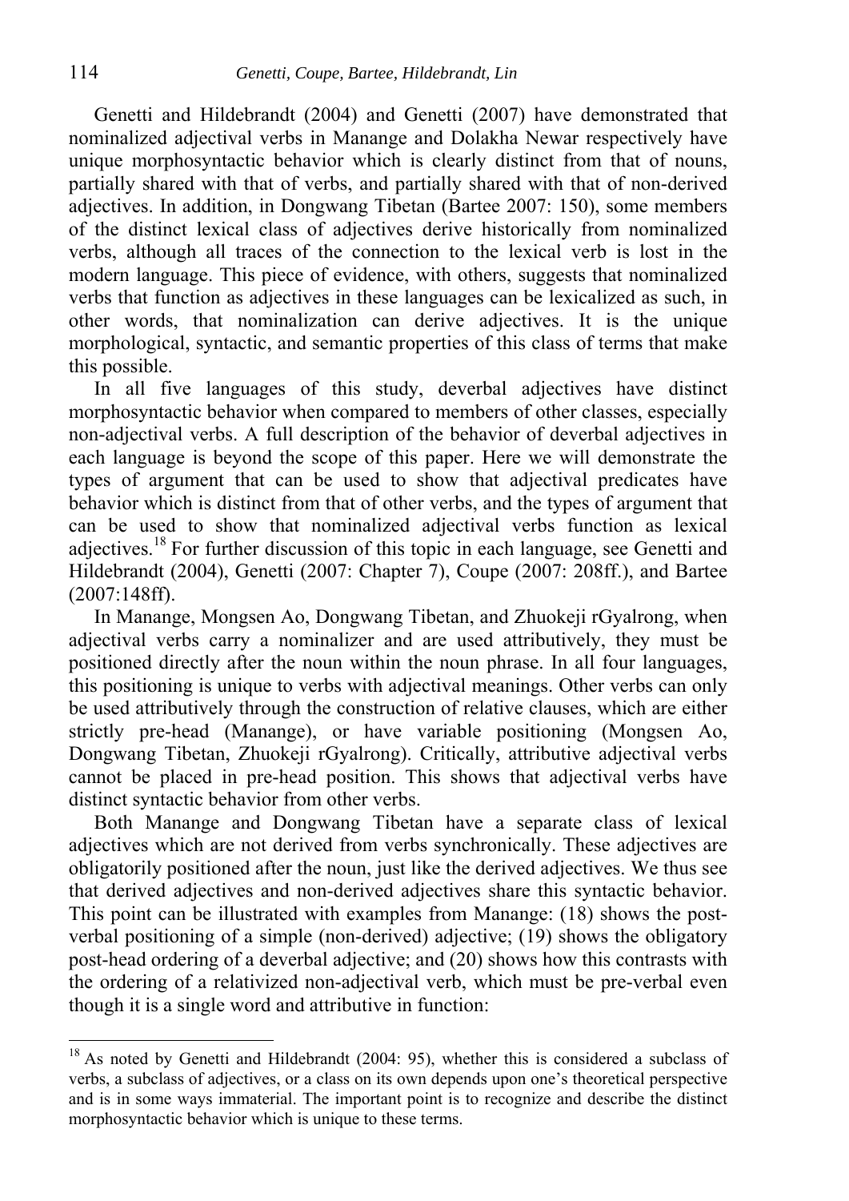Genetti and Hildebrandt (2004) and Genetti (2007) have demonstrated that nominalized adjectival verbs in Manange and Dolakha Newar respectively have unique morphosyntactic behavior which is clearly distinct from that of nouns, partially shared with that of verbs, and partially shared with that of non-derived adjectives. In addition, in Dongwang Tibetan (Bartee 2007: 150), some members of the distinct lexical class of adjectives derive historically from nominalized verbs, although all traces of the connection to the lexical verb is lost in the modern language. This piece of evidence, with others, suggests that nominalized verbs that function as adjectives in these languages can be lexicalized as such, in other words, that nominalization can derive adjectives. It is the unique morphological, syntactic, and semantic properties of this class of terms that make this possible.

In all five languages of this study, deverbal adjectives have distinct morphosyntactic behavior when compared to members of other classes, especially non-adjectival verbs. A full description of the behavior of deverbal adjectives in each language is beyond the scope of this paper. Here we will demonstrate the types of argument that can be used to show that adjectival predicates have behavior which is distinct from that of other verbs, and the types of argument that can be used to show that nominalized adjectival verbs function as lexical adjectives.[18] For further discussion of this topic in each language, see Genetti and Hildebrandt (2004), Genetti (2007: Chapter 7), Coupe (2007: 208ff.), and Bartee (2007:148ff).

In Manange, Mongsen Ao, Dongwang Tibetan, and Zhuokeji rGyalrong, when adjectival verbs carry a nominalizer and are used attributively, they must be positioned directly after the noun within the noun phrase. In all four languages, this positioning is unique to verbs with adjectival meanings. Other verbs can only be used attributively through the construction of relative clauses, which are either strictly pre-head (Manange), or have variable positioning (Mongsen Ao, Dongwang Tibetan, Zhuokeji rGyalrong). Critically, attributive adjectival verbs cannot be placed in pre-head position. This shows that adjectival verbs have distinct syntactic behavior from other verbs.

Both Manange and Dongwang Tibetan have a separate class of lexical adjectives which are not derived from verbs synchronically. These adjectives are obligatorily positioned after the noun, just like the derived adjectives. We thus see that derived adjectives and non-derived adjectives share this syntactic behavior. This point can be illustrated with examples from Manange: (18) shows the post-verbal positioning of a simple (non-derived) adjective; (19) shows the obligatory post-head ordering of a deverbal adjective; and (20) shows how this contrasts with the ordering of a relativized non-adjectival verb, which must be pre-verbal even though it is a single word and attributive in function:

---

[18] As noted by Genetti and Hildebrandt (2004: 95), whether this is considered a subclass of verbs, a subclass of adjectives, or a class on its own depends upon one's theoretical perspective and is in some ways immaterial. The important point is to recognize and describe the distinct morphosyntactic behavior which is unique to these terms.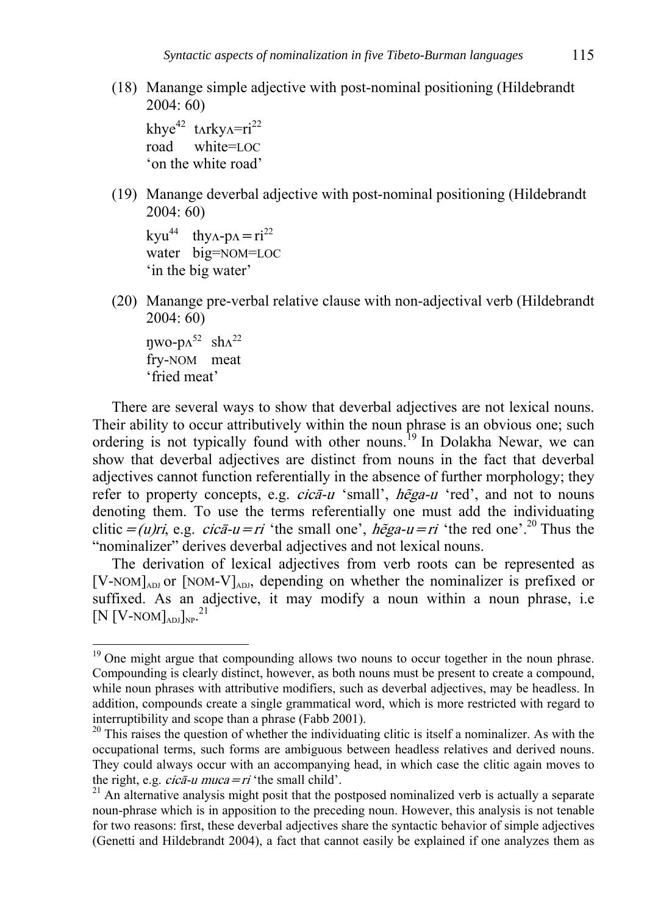(18) Manange simple adjective with post-nominal positioning (Hildebrandt 2004: 60)

khye$^{42}$ tʌrkyʌ=ri$^{22}$
road white=LOC
'on the white road'

(19) Manange deverbal adjective with post-nominal positioning (Hildebrandt 2004: 60)

kyu$^{44}$ thyʌ-pʌ=ri$^{22}$
water big=NOM=LOC
'in the big water'

(20) Manange pre-verbal relative clause with non-adjectival verb (Hildebrandt 2004: 60)

ŋwo-pʌ$^{52}$ shʌ$^{22}$
fry-NOM meat
'fried meat'

There are several ways to show that deverbal adjectives are not lexical nouns. Their ability to occur attributively within the noun phrase is an obvious one; such ordering is not typically found with other nouns.[19] In Dolakha Newar, we can show that deverbal adjectives are distinct from nouns in the fact that deverbal adjectives cannot function referentially in the absence of further morphology; they refer to property concepts, e.g. *cicā-u* 'small', *hẽga-u* 'red', and not to nouns denoting them. To use the terms referentially one must add the individuating clitic *=(u)ri*, e.g. *cicā-u=ri* 'the small one', *hẽga-u=ri* 'the red one'.[20] Thus the "nominalizer" derives deverbal adjectives and not lexical nouns.

The derivation of lexical adjectives from verb roots can be represented as $[\text{V-NOM}]_{\text{ADJ}}$ or $[\text{NOM-V}]_{\text{ADJ}}$, depending on whether the nominalizer is prefixed or suffixed. As an adjective, it may modify a noun within a noun phrase, i.e $[\text{N } [\text{V-NOM}]_{\text{ADJ}}]_{\text{NP}}$.[21]

---

[19] One might argue that compounding allows two nouns to occur together in the noun phrase. Compounding is clearly distinct, however, as both nouns must be present to create a compound, while noun phrases with attributive modifiers, such as deverbal adjectives, may be headless. In addition, compounds create a single grammatical word, which is more restricted with regard to interruptibility and scope than a phrase (Fabb 2001).

[20] This raises the question of whether the individuating clitic is itself a nominalizer. As with the occupational terms, such forms are ambiguous between headless relatives and derived nouns. They could always occur with an accompanying head, in which case the clitic again moves to the right, e.g. *cicā-u muca=ri* 'the small child'.

[21] An alternative analysis might posit that the postposed nominalized verb is actually a separate noun-phrase which is in apposition to the preceding noun. However, this analysis is not tenable for two reasons: first, these deverbal adjectives share the syntactic behavior of simple adjectives (Genetti and Hildebrandt 2004), a fact that cannot easily be explained if one analyzes them as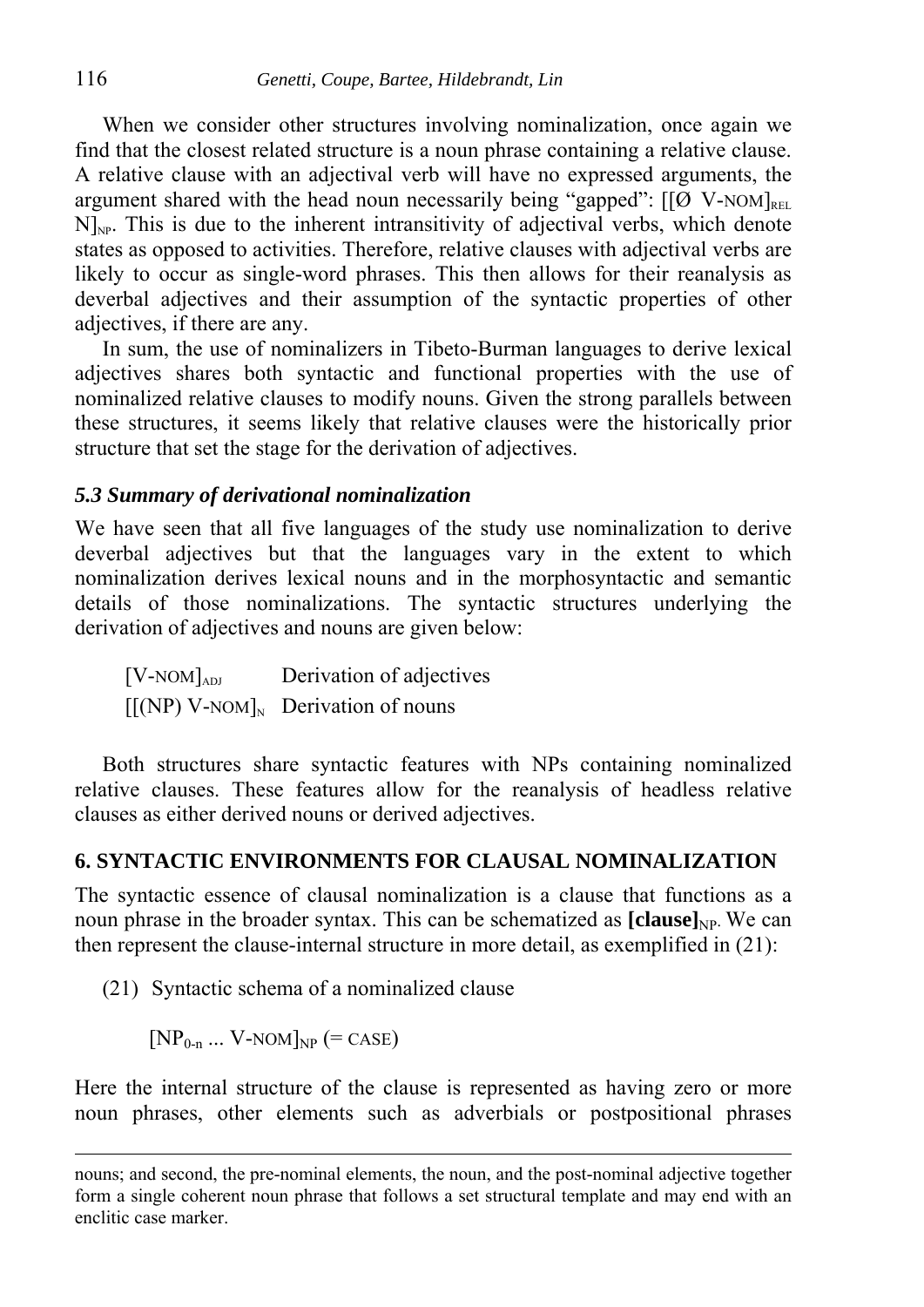When we consider other structures involving nominalization, once again we find that the closest related structure is a noun phrase containing a relative clause. A relative clause with an adjectival verb will have no expressed arguments, the argument shared with the head noun necessarily being "gapped": $[[\text{Ø V-NOM}]_{\text{REL}}\ \text{N}]_{\text{NP}}$. This is due to the inherent intransitivity of adjectival verbs, which denote states as opposed to activities. Therefore, relative clauses with adjectival verbs are likely to occur as single-word phrases. This then allows for their reanalysis as deverbal adjectives and their assumption of the syntactic properties of other adjectives, if there are any.

In sum, the use of nominalizers in Tibeto-Burman languages to derive lexical adjectives shares both syntactic and functional properties with the use of nominalized relative clauses to modify nouns. Given the strong parallels between these structures, it seems likely that relative clauses were the historically prior structure that set the stage for the derivation of adjectives.

### *5.3 Summary of derivational nominalization*

We have seen that all five languages of the study use nominalization to derive deverbal adjectives but that the languages vary in the extent to which nominalization derives lexical nouns and in the morphosyntactic and semantic details of those nominalizations. The syntactic structures underlying the derivation of adjectives and nouns are given below:

$[\text{V-NOM}]_{\text{ADJ}}$ Derivation of adjectives

$[[\text{(NP) V-NOM}]_{\text{N}}$ Derivation of nouns

Both structures share syntactic features with NPs containing nominalized relative clauses. These features allow for the reanalysis of headless relative clauses as either derived nouns or derived adjectives.

## 6. SYNTACTIC ENVIRONMENTS FOR CLAUSAL NOMINALIZATION

The syntactic essence of clausal nominalization is a clause that functions as a noun phrase in the broader syntax. This can be schematized as $\mathbf{[clause]}_{\text{NP}}$. We can then represent the clause-internal structure in more detail, as exemplified in (21):

(21) Syntactic schema of a nominalized clause

$[\text{NP}_{0\text{-n}} \ldots \text{V-NOM}]_{\text{NP}}$ (= CASE)

Here the internal structure of the clause is represented as having zero or more noun phrases, other elements such as adverbials or postpositional phrases

---

nouns; and second, the pre-nominal elements, the noun, and the post-nominal adjective together form a single coherent noun phrase that follows a set structural template and may end with an enclitic case marker.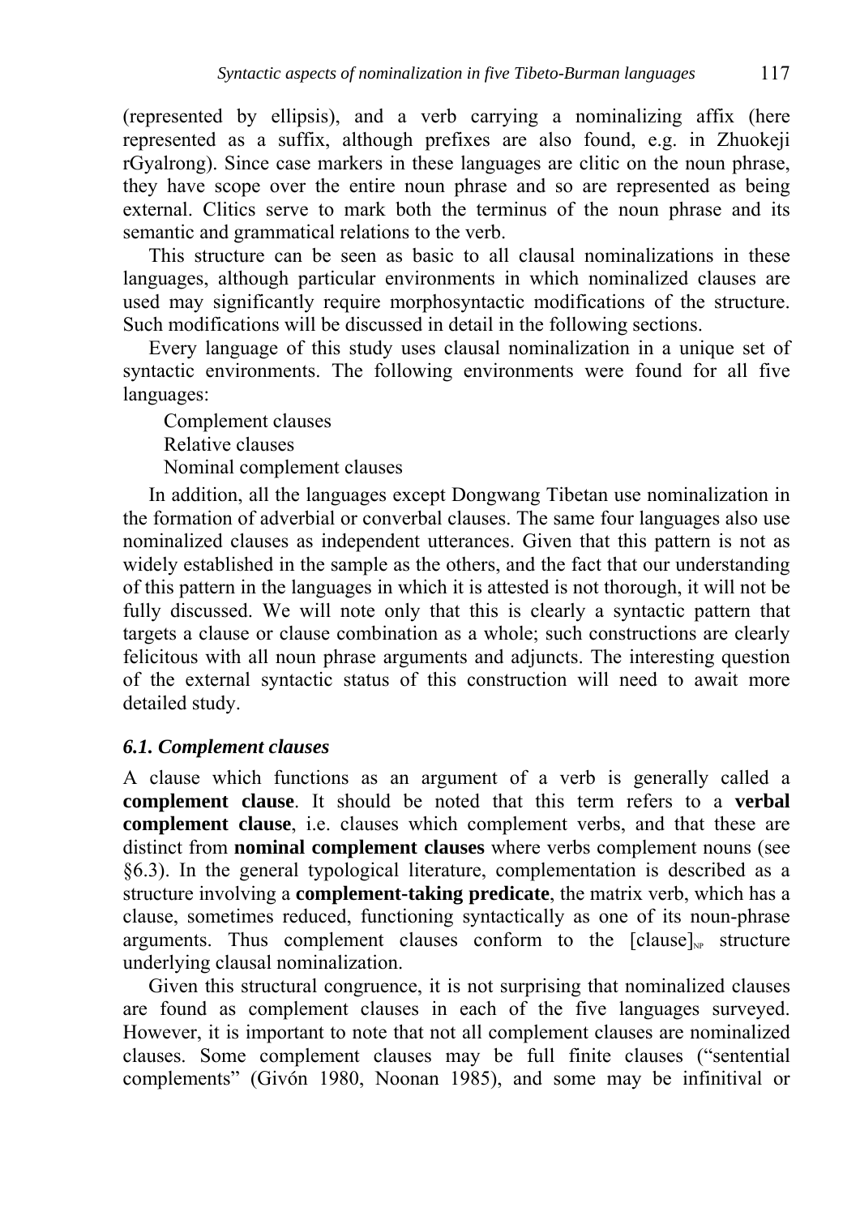(represented by ellipsis), and a verb carrying a nominalizing affix (here represented as a suffix, although prefixes are also found, e.g. in Zhuokeji rGyalrong). Since case markers in these languages are clitic on the noun phrase, they have scope over the entire noun phrase and so are represented as being external. Clitics serve to mark both the terminus of the noun phrase and its semantic and grammatical relations to the verb.

This structure can be seen as basic to all clausal nominalizations in these languages, although particular environments in which nominalized clauses are used may significantly require morphosyntactic modifications of the structure. Such modifications will be discussed in detail in the following sections.

Every language of this study uses clausal nominalization in a unique set of syntactic environments. The following environments were found for all five languages:

Complement clauses
Relative clauses
Nominal complement clauses

In addition, all the languages except Dongwang Tibetan use nominalization in the formation of adverbial or converbal clauses. The same four languages also use nominalized clauses as independent utterances. Given that this pattern is not as widely established in the sample as the others, and the fact that our understanding of this pattern in the languages in which it is attested is not thorough, it will not be fully discussed. We will note only that this is clearly a syntactic pattern that targets a clause or clause combination as a whole; such constructions are clearly felicitous with all noun phrase arguments and adjuncts. The interesting question of the external syntactic status of this construction will need to await more detailed study.

### *6.1. Complement clauses*

A clause which functions as an argument of a verb is generally called a **complement clause**. It should be noted that this term refers to a **verbal complement clause**, i.e. clauses which complement verbs, and that these are distinct from **nominal complement clauses** where verbs complement nouns (see §6.3). In the general typological literature, complementation is described as a structure involving a **complement-taking predicate**, the matrix verb, which has a clause, sometimes reduced, functioning syntactically as one of its noun-phrase arguments. Thus complement clauses conform to the $[\text{clause}]_{NP}$ structure underlying clausal nominalization.

Given this structural congruence, it is not surprising that nominalized clauses are found as complement clauses in each of the five languages surveyed. However, it is important to note that not all complement clauses are nominalized clauses. Some complement clauses may be full finite clauses ("sentential complements" (Givón 1980, Noonan 1985), and some may be infinitival or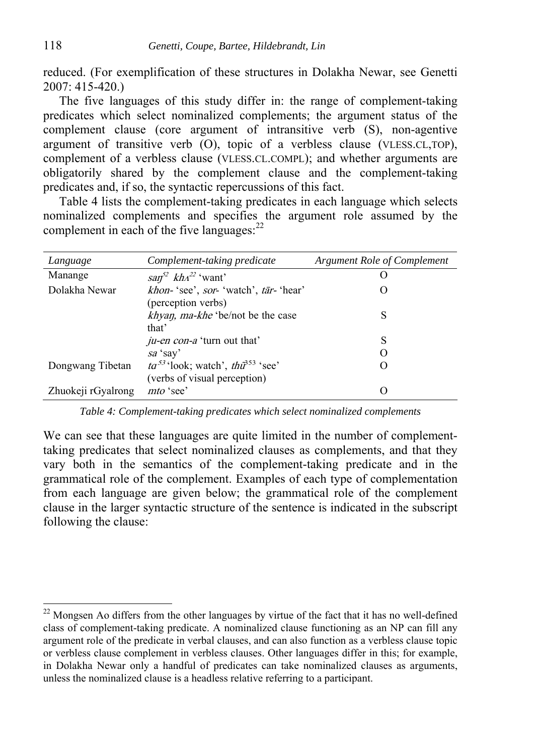reduced. (For exemplification of these structures in Dolakha Newar, see Genetti 2007: 415-420.)

The five languages of this study differ in: the range of complement-taking predicates which select nominalized complements; the argument status of the complement clause (core argument of intransitive verb (S), non-agentive argument of transitive verb (O), topic of a verbless clause (VLESS.CL,TOP), complement of a verbless clause (VLESS.CL.COMPL); and whether arguments are obligatorily shared by the complement clause and the complement-taking predicates and, if so, the syntactic repercussions of this fact.

Table 4 lists the complement-taking predicates in each language which selects nominalized complements and specifies the argument role assumed by the complement in each of the five languages:[22]

| *Language* | *Complement-taking predicate* | *Argument Role of Complement* |
|---|---|---|
| Manange | *saŋ*$^{52}$ *khʌ*$^{22}$ 'want' | O |
| Dolakha Newar | *khon-* 'see', *sor-* 'watch', *tār-* 'hear' (perception verbs) | O |
| | *khyaŋ, ma-khe* 'be/not be the case that' | S |
| | *ju-en con-a* 'turn out that' | S |
| | *sa* 'say' | O |
| Dongwang Tibetan | *ta*$^{53}$ 'look; watch', *thɯ̃*$^{353}$ 'see' (verbs of visual perception) | O |
| Zhuokeji rGyalrong | *mto* 'see' | O |

*Table 4: Complement-taking predicates which select nominalized complements*

We can see that these languages are quite limited in the number of complement-taking predicates that select nominalized clauses as complements, and that they vary both in the semantics of the complement-taking predicate and in the grammatical role of the complement. Examples of each type of complementation from each language are given below; the grammatical role of the complement clause in the larger syntactic structure of the sentence is indicated in the subscript following the clause:

[22] Mongsen Ao differs from the other languages by virtue of the fact that it has no well-defined class of complement-taking predicate. A nominalized clause functioning as an NP can fill any argument role of the predicate in verbal clauses, and can also function as a verbless clause topic or verbless clause complement in verbless clauses. Other languages differ in this; for example, in Dolakha Newar only a handful of predicates can take nominalized clauses as arguments, unless the nominalized clause is a headless relative referring to a participant.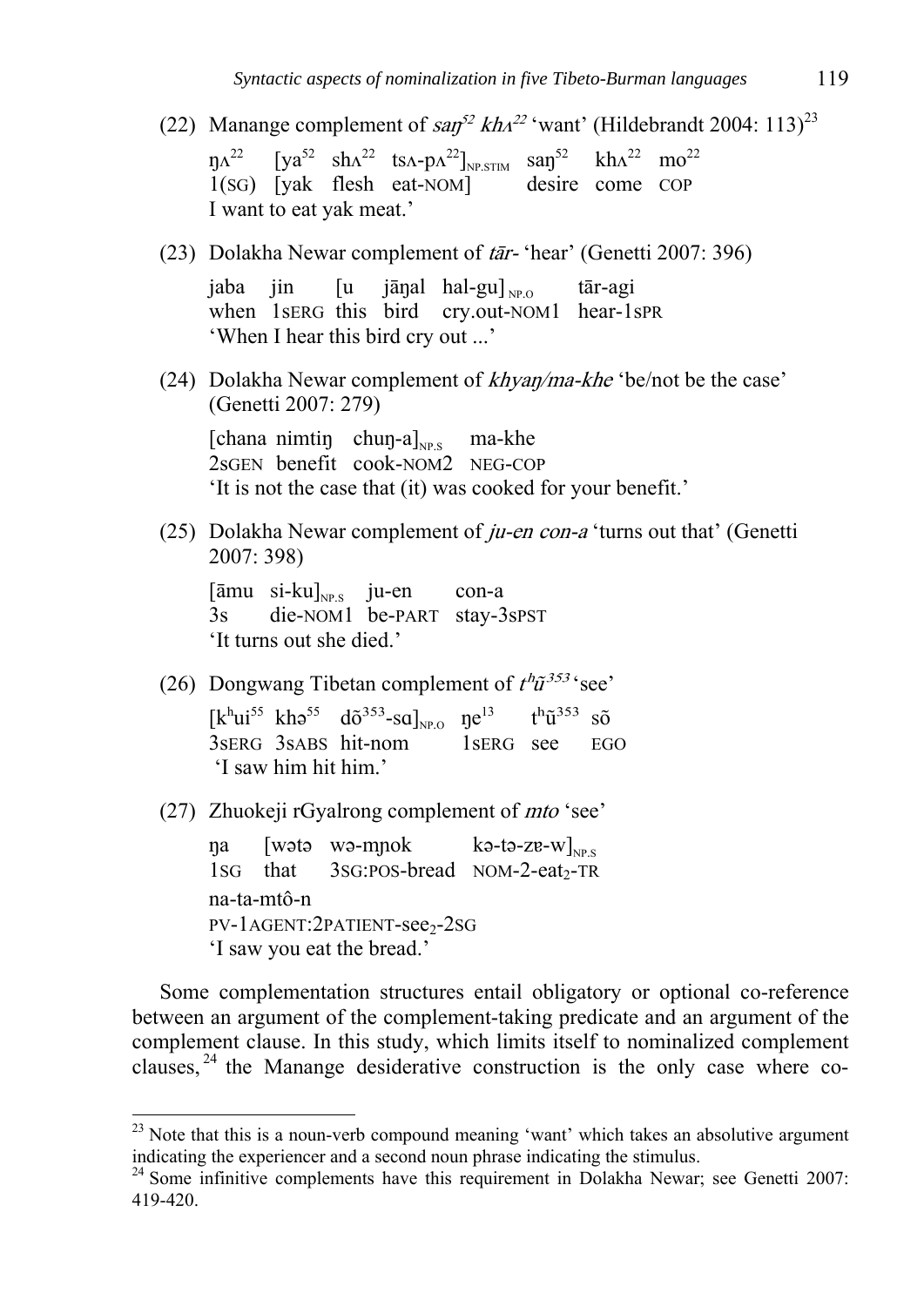(22) Manange complement of *saŋ⁵² khʌ²²* 'want' (Hildebrandt 2004: 113)[23]

ŋʌ²² [ya⁵² shʌ²² tsʌ-pʌ²²]$_{\text{NP.STIM}}$ saŋ⁵² khʌ²² mo²²
1(SG) [yak flesh eat-NOM] desire come COP
I want to eat yak meat.'

(23) Dolakha Newar complement of *tār-* 'hear' (Genetti 2007: 396)

jaba jin [u jāŋal hal-gu]$_{\text{NP.O}}$ tār-agi
when 1SERG this bird cry.out-NOM1 hear-1SPR
'When I hear this bird cry out ...'

(24) Dolakha Newar complement of *khyaŋ/ma-khe* 'be/not be the case' (Genetti 2007: 279)

[chana nimtiŋ chuŋ-a]$_{\text{NP.S}}$ ma-khe
2SGEN benefit cook-NOM2 NEG-COP
'It is not the case that (it) was cooked for your benefit.'

(25) Dolakha Newar complement of *ju-en con-a* 'turns out that' (Genetti 2007: 398)

[āmu si-ku]$_{\text{NP.S}}$ ju-en con-a
3s die-NOM1 be-PART stay-3SPST
'It turns out she died.'

(26) Dongwang Tibetan complement of *tʰũ³⁵³* 'see'

[kʰui⁵⁵ khə⁵⁵ dõ³⁵³-sɑ]$_{\text{NP.O}}$ ŋe¹³ tʰũ³⁵³ sõ
3SERG 3SABS hit-nom 1SERG see EGO
'I saw him hit him.'

(27) Zhuokeji rGyalrong complement of *mto* 'see'

ŋa [wətə wə-mɲok kə-tə-zɐ-w]$_{\text{NP.S}}$
1SG that 3SG:POS-bread NOM-2-eat$_2$-TR
na-ta-mtô-n
PV-1AGENT:2PATIENT-see$_2$-2SG
'I saw you eat the bread.'

Some complementation structures entail obligatory or optional co-reference between an argument of the complement-taking predicate and an argument of the complement clause. In this study, which limits itself to nominalized complement clauses,[24] the Manange desiderative construction is the only case where co-

---

[23] Note that this is a noun-verb compound meaning 'want' which takes an absolutive argument indicating the experiencer and a second noun phrase indicating the stimulus.

[24] Some infinitive complements have this requirement in Dolakha Newar; see Genetti 2007: 419-420.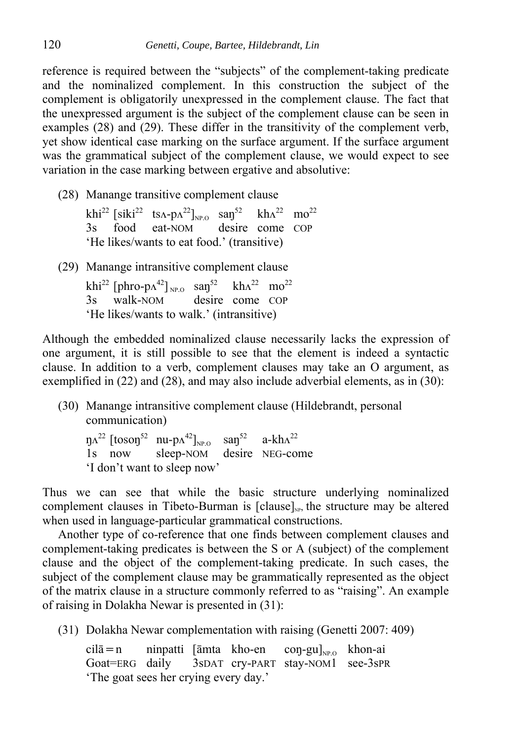reference is required between the "subjects" of the complement-taking predicate and the nominalized complement. In this construction the subject of the complement is obligatorily unexpressed in the complement clause. The fact that the unexpressed argument is the subject of the complement clause can be seen in examples (28) and (29). These differ in the transitivity of the complement verb, yet show identical case marking on the surface argument. If the surface argument was the grammatical subject of the complement clause, we would expect to see variation in the case marking between ergative and absolutive:

(28) Manange transitive complement clause

khi[22] [siki[22] tsʌ-pʌ[22]]$_{NP.O}$ saŋ[52] khʌ[22] mo[22]
3s food eat-NOM desire come COP
'He likes/wants to eat food.' (transitive)

(29) Manange intransitive complement clause

khi[22] [phro-pʌ[42]]$_{NP.O}$ saŋ[52] khʌ[22] mo[22]
3s walk-NOM desire come COP
'He likes/wants to walk.' (intransitive)

Although the embedded nominalized clause necessarily lacks the expression of one argument, it is still possible to see that the element is indeed a syntactic clause. In addition to a verb, complement clauses may take an O argument, as exemplified in (22) and (28), and may also include adverbial elements, as in (30):

(30) Manange intransitive complement clause (Hildebrandt, personal communication)

ŋʌ[22] [tosoŋ[52] nu-pʌ[42]]$_{NP.O}$ saŋ[52] a-khʌ[22]
1s now sleep-NOM desire NEG-come
'I don't want to sleep now'

Thus we can see that while the basic structure underlying nominalized complement clauses in Tibeto-Burman is [clause]$_{NP}$, the structure may be altered when used in language-particular grammatical constructions.

Another type of co-reference that one finds between complement clauses and complement-taking predicates is between the S or A (subject) of the complement clause and the object of the complement-taking predicate. In such cases, the subject of the complement clause may be grammatically represented as the object of the matrix clause in a structure commonly referred to as "raising". An example of raising in Dolakha Newar is presented in (31):

(31) Dolakha Newar complementation with raising (Genetti 2007: 409)

cilā=n ninpatti [āmta kho-en coŋ-gu]$_{NP.O}$ khon-ai
Goat=ERG daily 3sDAT cry-PART stay-NOM1 see-3sPR
'The goat sees her crying every day.'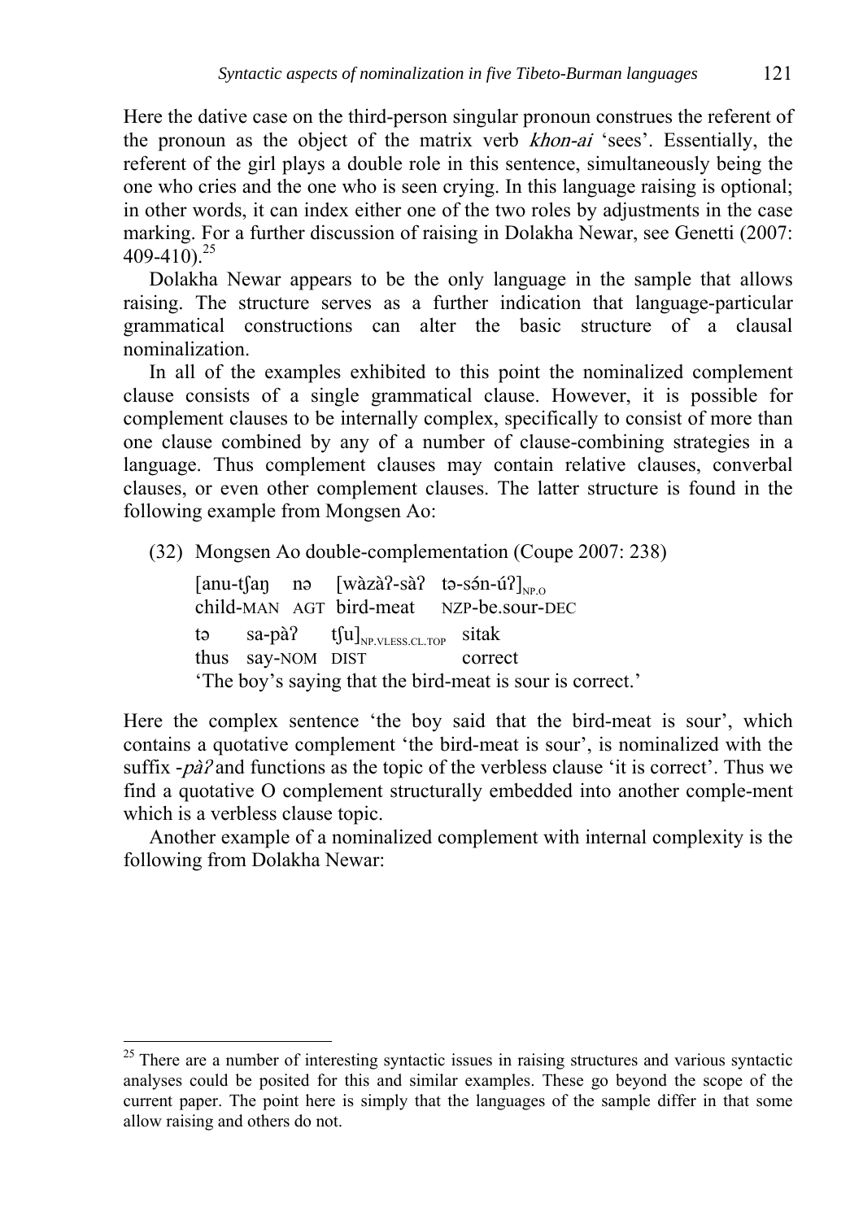Here the dative case on the third-person singular pronoun construes the referent of the pronoun as the object of the matrix verb *khon-ai* 'sees'. Essentially, the referent of the girl plays a double role in this sentence, simultaneously being the one who cries and the one who is seen crying. In this language raising is optional; in other words, it can index either one of the two roles by adjustments in the case marking. For a further discussion of raising in Dolakha Newar, see Genetti (2007: 409-410).[25]

Dolakha Newar appears to be the only language in the sample that allows raising. The structure serves as a further indication that language-particular grammatical constructions can alter the basic structure of a clausal nominalization.

In all of the examples exhibited to this point the nominalized complement clause consists of a single grammatical clause. However, it is possible for complement clauses to be internally complex, specifically to consist of more than one clause combined by any of a number of clause-combining strategies in a language. Thus complement clauses may contain relative clauses, converbal clauses, or even other complement clauses. The latter structure is found in the following example from Mongsen Ao:

(32) Mongsen Ao double-complementation (Coupe 2007: 238)

[anu-tʃaŋ nə [wàzàʔ-sàʔ tə-sə́n-úʔ]$_{NP.O}$
child-MAN AGT bird-meat NZP-be.sour-DEC

tə sa-pàʔ tʃu]$_{NP.VLESS.CL.TOP}$ sitak
thus say-NOM DIST correct

'The boy's saying that the bird-meat is sour is correct.'

Here the complex sentence 'the boy said that the bird-meat is sour', which contains a quotative complement 'the bird-meat is sour', is nominalized with the suffix *-pàʔ* and functions as the topic of the verbless clause 'it is correct'. Thus we find a quotative O complement structurally embedded into another comple-ment which is a verbless clause topic.

Another example of a nominalized complement with internal complexity is the following from Dolakha Newar:

---

[25] There are a number of interesting syntactic issues in raising structures and various syntactic analyses could be posited for this and similar examples. These go beyond the scope of the current paper. The point here is simply that the languages of the sample differ in that some allow raising and others do not.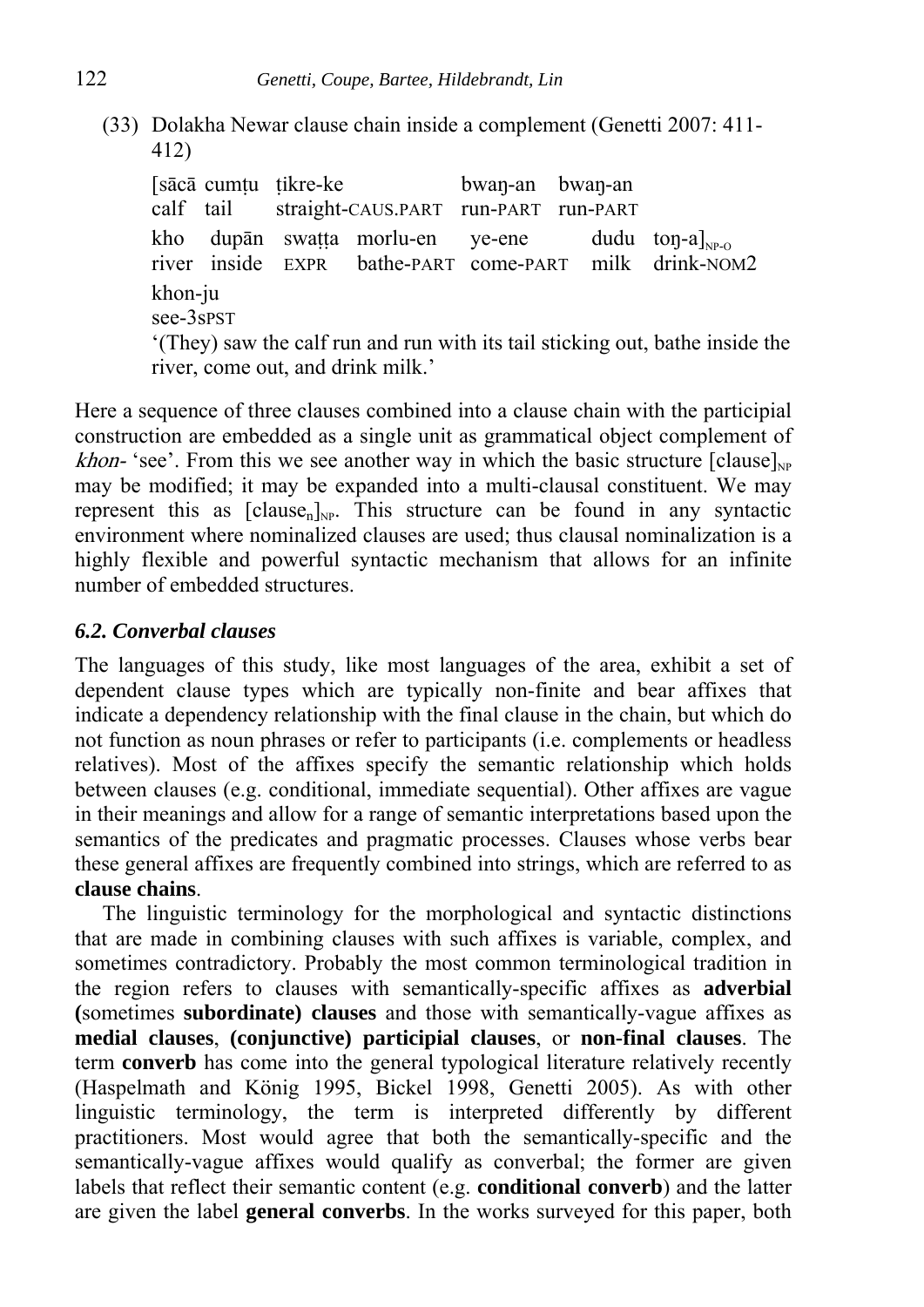(33) Dolakha Newar clause chain inside a complement (Genetti 2007: 411-412)

[sācā cumṭu ṭikre-ke bwaŋ-an bwaŋ-an
calf tail straight-CAUS.PART run-PART run-PART

kho dupān swaṭṭa morlu-en ye-ene dudu toŋ-a]$_{NP\text{-}O}$
river inside EXPR bathe-PART come-PART milk drink-NOM2

khon-ju
see-3sPST

'(They) saw the calf run and run with its tail sticking out, bathe inside the river, come out, and drink milk.'

Here a sequence of three clauses combined into a clause chain with the participial construction are embedded as a single unit as grammatical object complement of *khon-* 'see'. From this we see another way in which the basic structure [clause]$_{NP}$ may be modified; it may be expanded into a multi-clausal constituent. We may represent this as [clause$_n$]$_{NP}$. This structure can be found in any syntactic environment where nominalized clauses are used; thus clausal nominalization is a highly flexible and powerful syntactic mechanism that allows for an infinite number of embedded structures.

### *6.2. Converbal clauses*

The languages of this study, like most languages of the area, exhibit a set of dependent clause types which are typically non-finite and bear affixes that indicate a dependency relationship with the final clause in the chain, but which do not function as noun phrases or refer to participants (i.e. complements or headless relatives). Most of the affixes specify the semantic relationship which holds between clauses (e.g. conditional, immediate sequential). Other affixes are vague in their meanings and allow for a range of semantic interpretations based upon the semantics of the predicates and pragmatic processes. Clauses whose verbs bear these general affixes are frequently combined into strings, which are referred to as **clause chains**.

The linguistic terminology for the morphological and syntactic distinctions that are made in combining clauses with such affixes is variable, complex, and sometimes contradictory. Probably the most common terminological tradition in the region refers to clauses with semantically-specific affixes as **adverbial (**sometimes **subordinate) clauses** and those with semantically-vague affixes as **medial clauses**, **(conjunctive) participial clauses**, or **non-final clauses**. The term **converb** has come into the general typological literature relatively recently (Haspelmath and König 1995, Bickel 1998, Genetti 2005). As with other linguistic terminology, the term is interpreted differently by different practitioners. Most would agree that both the semantically-specific and the semantically-vague affixes would qualify as converbal; the former are given labels that reflect their semantic content (e.g. **conditional converb**) and the latter are given the label **general converbs**. In the works surveyed for this paper, both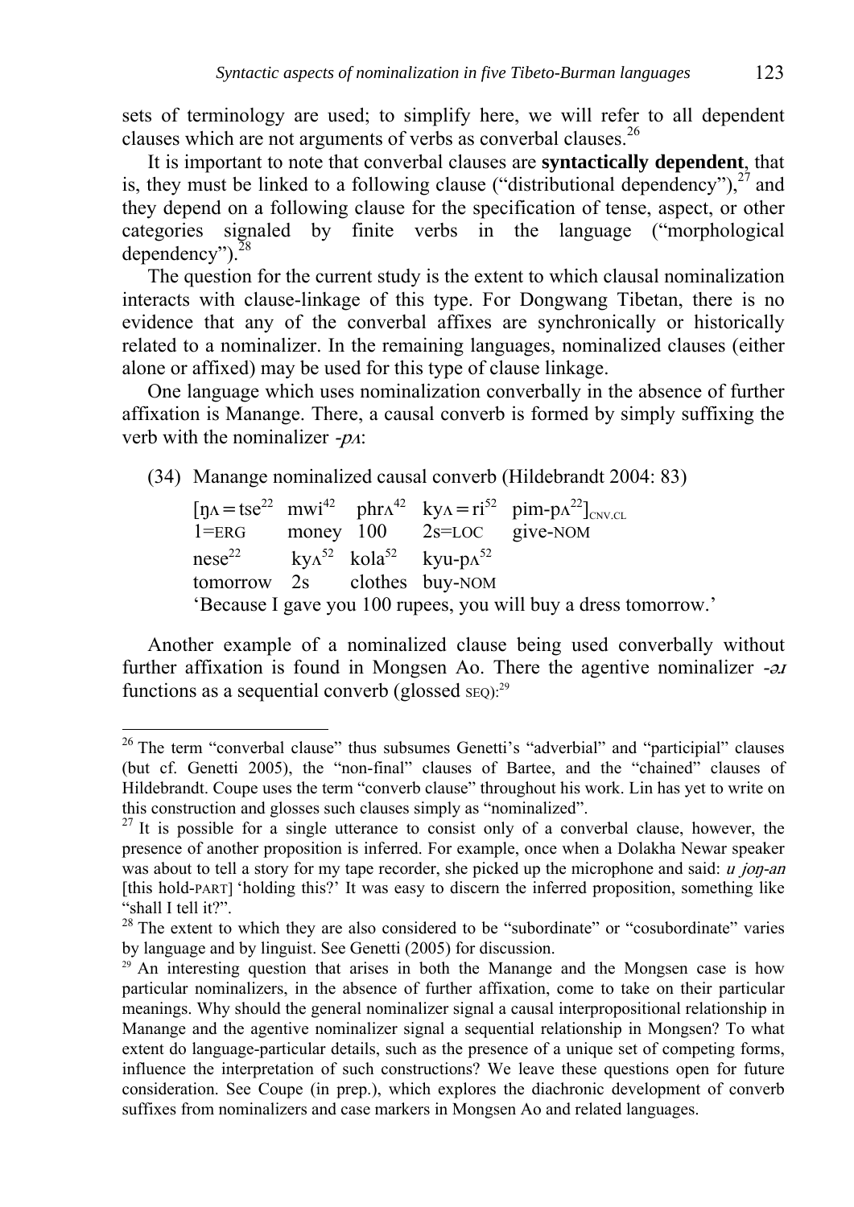sets of terminology are used; to simplify here, we will refer to all dependent clauses which are not arguments of verbs as converbal clauses.[26]

It is important to note that converbal clauses are **syntactically dependent**, that is, they must be linked to a following clause ("distributional dependency"),[27] and they depend on a following clause for the specification of tense, aspect, or other categories signaled by finite verbs in the language ("morphological dependency").[28]

The question for the current study is the extent to which clausal nominalization interacts with clause-linkage of this type. For Dongwang Tibetan, there is no evidence that any of the converbal affixes are synchronically or historically related to a nominalizer. In the remaining languages, nominalized clauses (either alone or affixed) may be used for this type of clause linkage.

One language which uses nominalization converbally in the absence of further affixation is Manange. There, a causal converb is formed by simply suffixing the verb with the nominalizer *-pʌ*:

(34) Manange nominalized causal converb (Hildebrandt 2004: 83)

| [ŋʌ=tse²² | mwi⁴² | phrʌ⁴² | kyʌ=ri⁵² | pim-pʌ²²]CNV.CL |
|---|---|---|---|---|
| 1=ERG | money | 100 | 2s=LOC | give-NOM |

| nese²² | kyʌ⁵² | kola⁵² | kyu-pʌ⁵² |
|---|---|---|---|
| tomorrow | 2s | clothes | buy-NOM |

'Because I gave you 100 rupees, you will buy a dress tomorrow.'

Another example of a nominalized clause being used converbally without further affixation is found in Mongsen Ao. There the agentive nominalizer *-əɹ* functions as a sequential converb (glossed SEQ):[29]

---

[26] The term "converbal clause" thus subsumes Genetti's "adverbial" and "participial" clauses (but cf. Genetti 2005), the "non-final" clauses of Bartee, and the "chained" clauses of Hildebrandt. Coupe uses the term "converb clause" throughout his work. Lin has yet to write on this construction and glosses such clauses simply as "nominalized".

[27] It is possible for a single utterance to consist only of a converbal clause, however, the presence of another proposition is inferred. For example, once when a Dolakha Newar speaker was about to tell a story for my tape recorder, she picked up the microphone and said: *u joŋ-an* [this hold-PART] 'holding this?' It was easy to discern the inferred proposition, something like "shall I tell it?".

[28] The extent to which they are also considered to be "subordinate" or "cosubordinate" varies by language and by linguist. See Genetti (2005) for discussion.

[29] An interesting question that arises in both the Manange and the Mongsen case is how particular nominalizers, in the absence of further affixation, come to take on their particular meanings. Why should the general nominalizer signal a causal interpropositional relationship in Manange and the agentive nominalizer signal a sequential relationship in Mongsen? To what extent do language-particular details, such as the presence of a unique set of competing forms, influence the interpretation of such constructions? We leave these questions open for future consideration. See Coupe (in prep.), which explores the diachronic development of converb suffixes from nominalizers and case markers in Mongsen Ao and related languages.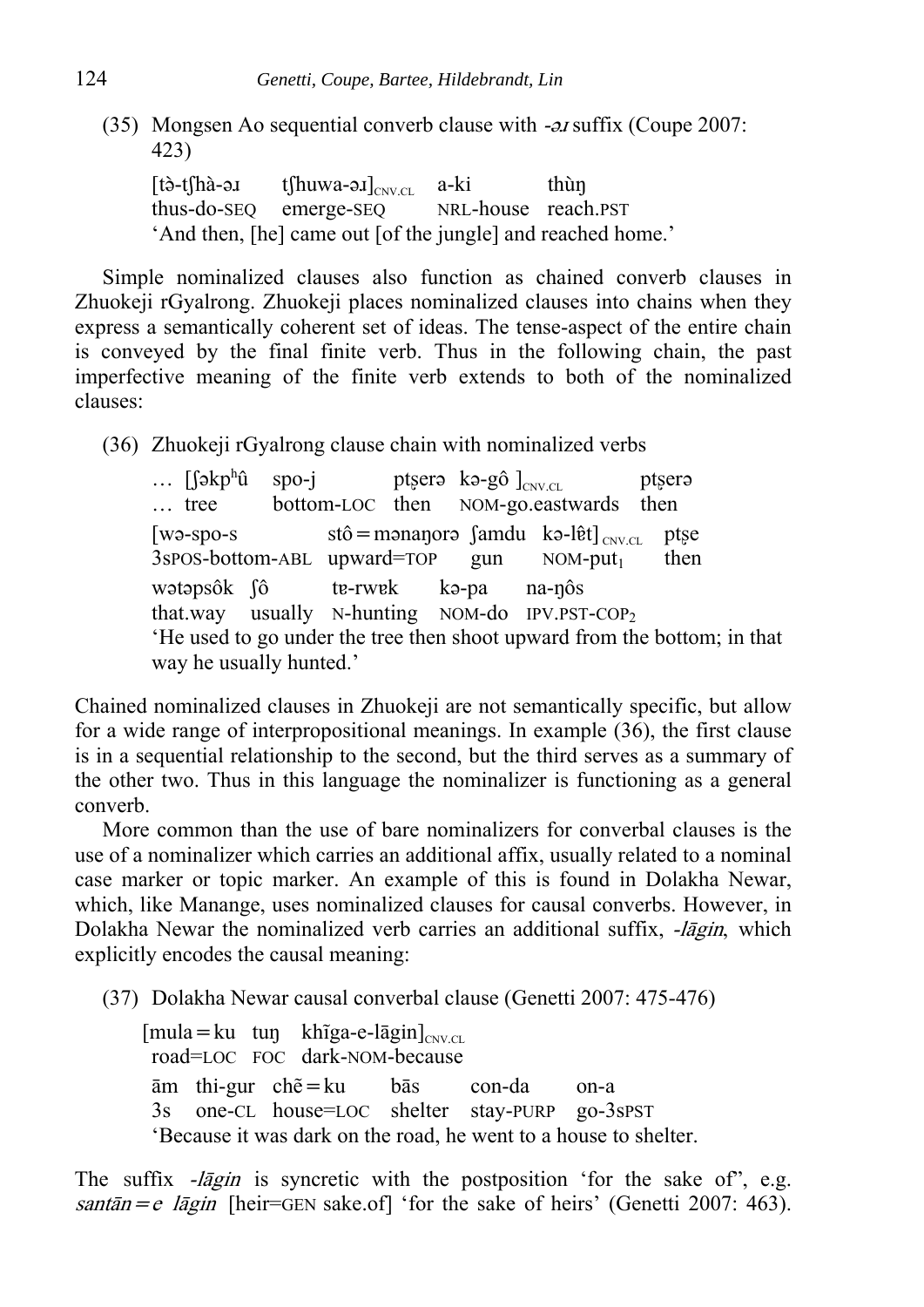(35) Mongsen Ao sequential converb clause with *-əɹ* suffix (Coupe 2007: 423)

| [tə̀-tʃhà-əɹ | tʃhuwa-əɹ]$_{CNV.CL}$ | a-ki | thùŋ |
|---|---|---|---|
| thus-do-SEQ | emerge-SEQ | NRL-house | reach.PST |

'And then, [he] came out [of the jungle] and reached home.'

Simple nominalized clauses also function as chained converb clauses in Zhuokeji rGyalrong. Zhuokeji places nominalized clauses into chains when they express a semantically coherent set of ideas. The tense-aspect of the entire chain is conveyed by the final finite verb. Thus in the following chain, the past imperfective meaning of the finite verb extends to both of the nominalized clauses:

(36) Zhuokeji rGyalrong clause chain with nominalized verbs

| … [ʃəkpʰû | spo-j | pt̹ʂerə | kə-gô ]$_{CNV.CL}$ | pt̹ʂerə |
|---|---|---|---|---|
| … tree | bottom-LOC | then | NOM-go.eastwards | then |

| [wə-spo-s | stô = mənaŋorə | ʃamdu | kə-lɐ̂t] $_{CNV.CL}$ | pt̹ʂe |
|---|---|---|---|---|
| 3sPOS-bottom-ABL | upward=TOP | gun | NOM-put$_1$ | then |

| wətəpsôk | ʃô | tɐ-rwɐk | kə-pa | na-ŋôs |
|---|---|---|---|---|
| that.way | usually | N-hunting | NOM-do | IPV.PST-COP$_2$ |

'He used to go under the tree then shoot upward from the bottom; in that way he usually hunted.'

Chained nominalized clauses in Zhuokeji are not semantically specific, but allow for a wide range of interpropositional meanings. In example (36), the first clause is in a sequential relationship to the second, but the third serves as a summary of the other two. Thus in this language the nominalizer is functioning as a general converb.

More common than the use of bare nominalizers for converbal clauses is the use of a nominalizer which carries an additional affix, usually related to a nominal case marker or topic marker. An example of this is found in Dolakha Newar, which, like Manange, uses nominalized clauses for causal converbs. However, in Dolakha Newar the nominalized verb carries an additional suffix, *-lāgin*, which explicitly encodes the causal meaning:

(37) Dolakha Newar causal converbal clause (Genetti 2007: 475-476)

| [mula = ku | tuŋ | khĩga-e-lāgin]$_{CNV.CL}$ |
|---|---|---|
| road=LOC | FOC | dark-NOM-because |

| ām | thi-gur | chẽ = ku | bās | con-da | on-a |
|---|---|---|---|---|---|
| 3s | one-CL | house=LOC | shelter | stay-PURP | go-3sPST |

'Because it was dark on the road, he went to a house to shelter.

The suffix *-lāgin* is syncretic with the postposition 'for the sake of", e.g. *santān = e lāgin* [heir=GEN sake.of] 'for the sake of heirs' (Genetti 2007: 463).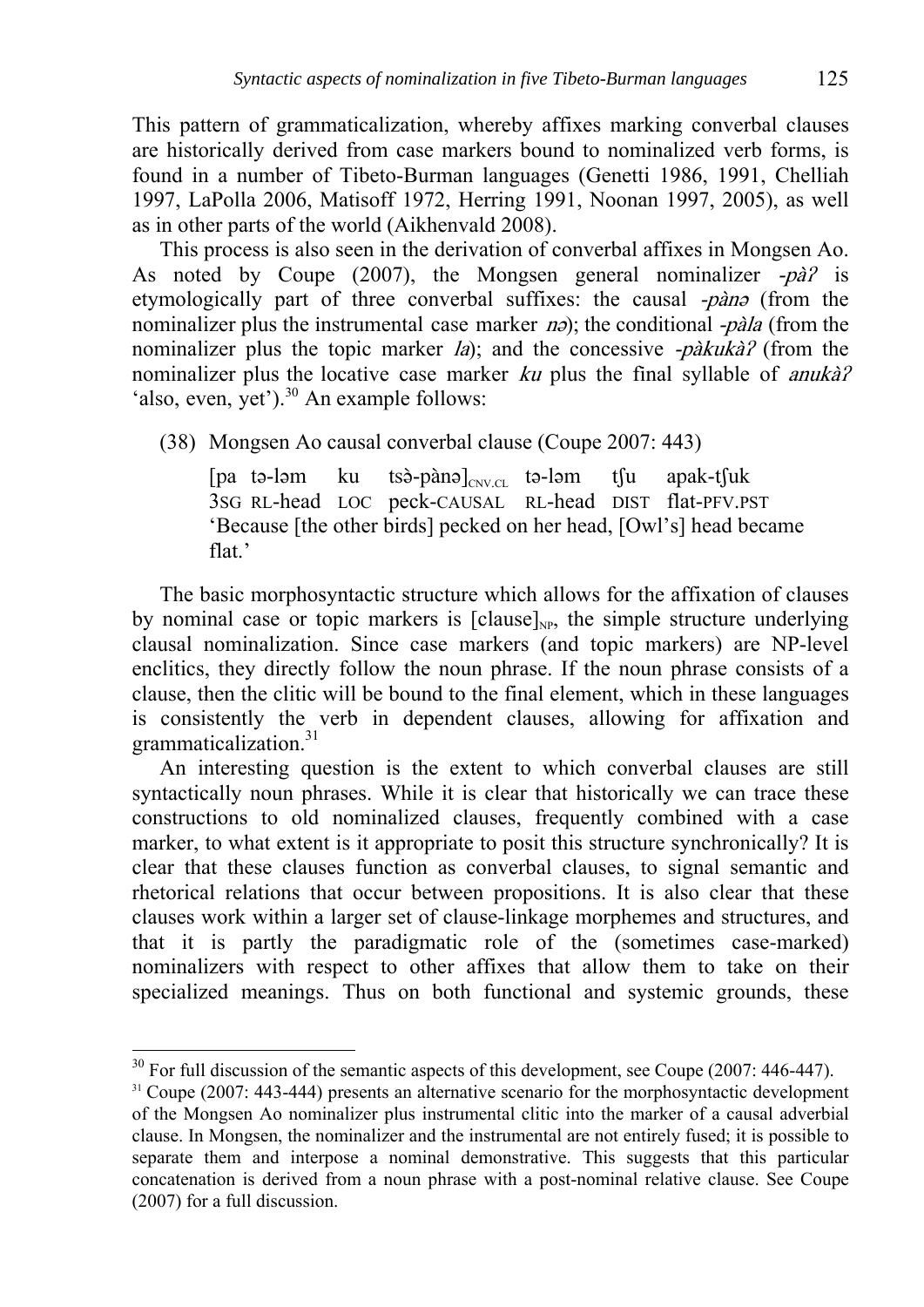This pattern of grammaticalization, whereby affixes marking converbal clauses are historically derived from case markers bound to nominalized verb forms, is found in a number of Tibeto-Burman languages (Genetti 1986, 1991, Chelliah 1997, LaPolla 2006, Matisoff 1972, Herring 1991, Noonan 1997, 2005), as well as in other parts of the world (Aikhenvald 2008).

This process is also seen in the derivation of converbal affixes in Mongsen Ao. As noted by Coupe (2007), the Mongsen general nominalizer *-pàʔ* is etymologically part of three converbal suffixes: the causal *-pànə* (from the nominalizer plus the instrumental case marker *nə*); the conditional *-pàla* (from the nominalizer plus the topic marker *la*); and the concessive *-pàkukàʔ* (from the nominalizer plus the locative case marker *ku* plus the final syllable of *anukàʔ* 'also, even, yet').[30] An example follows:

(38) Mongsen Ao causal converbal clause (Coupe 2007: 443)

| [pa | tə-ləm | ku | tsə̀-pànə]$_{CNV.CL}$ | tə-ləm | tʃu | apak-tʃuk |
|---|---|---|---|---|---|---|
| 3SG | RL-head | LOC | peck-CAUSAL | RL-head | DIST | flat-PFV.PST |

'Because [the other birds] pecked on her head, [Owl's] head became flat.'

The basic morphosyntactic structure which allows for the affixation of clauses by nominal case or topic markers is [clause]$_{NP}$, the simple structure underlying clausal nominalization. Since case markers (and topic markers) are NP-level enclitics, they directly follow the noun phrase. If the noun phrase consists of a clause, then the clitic will be bound to the final element, which in these languages is consistently the verb in dependent clauses, allowing for affixation and grammaticalization.[31]

An interesting question is the extent to which converbal clauses are still syntactically noun phrases. While it is clear that historically we can trace these constructions to old nominalized clauses, frequently combined with a case marker, to what extent is it appropriate to posit this structure synchronically? It is clear that these clauses function as converbal clauses, to signal semantic and rhetorical relations that occur between propositions. It is also clear that these clauses work within a larger set of clause-linkage morphemes and structures, and that it is partly the paradigmatic role of the (sometimes case-marked) nominalizers with respect to other affixes that allow them to take on their specialized meanings. Thus on both functional and systemic grounds, these

---

[30] For full discussion of the semantic aspects of this development, see Coupe (2007: 446-447).

[31] Coupe (2007: 443-444) presents an alternative scenario for the morphosyntactic development of the Mongsen Ao nominalizer plus instrumental clitic into the marker of a causal adverbial clause. In Mongsen, the nominalizer and the instrumental are not entirely fused; it is possible to separate them and interpose a nominal demonstrative. This suggests that this particular concatenation is derived from a noun phrase with a post-nominal relative clause. See Coupe (2007) for a full discussion.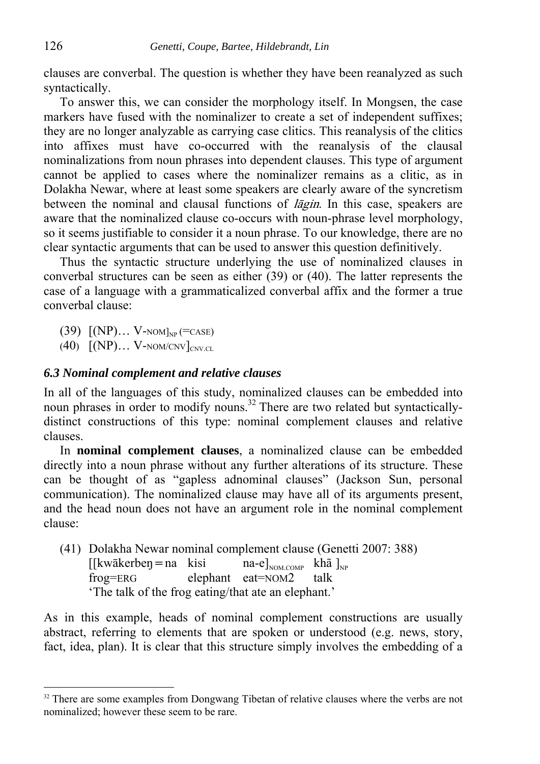clauses are converbal. The question is whether they have been reanalyzed as such syntactically.

To answer this, we can consider the morphology itself. In Mongsen, the case markers have fused with the nominalizer to create a set of independent suffixes; they are no longer analyzable as carrying case clitics. This reanalysis of the clitics into affixes must have co-occurred with the reanalysis of the clausal nominalizations from noun phrases into dependent clauses. This type of argument cannot be applied to cases where the nominalizer remains as a clitic, as in Dolakha Newar, where at least some speakers are clearly aware of the syncretism between the nominal and clausal functions of *lāgin*. In this case, speakers are aware that the nominalized clause co-occurs with noun-phrase level morphology, so it seems justifiable to consider it a noun phrase. To our knowledge, there are no clear syntactic arguments that can be used to answer this question definitively.

Thus the syntactic structure underlying the use of nominalized clauses in converbal structures can be seen as either (39) or (40). The latter represents the case of a language with a grammaticalized converbal affix and the former a true converbal clause:

(39) $[$(NP)… V-NOM$]_{NP}$ (=CASE)

(40) $[$(NP)… V-NOM/CNV$]_{CNV.CL}$

### *6.3 Nominal complement and relative clauses*

In all of the languages of this study, nominalized clauses can be embedded into noun phrases in order to modify nouns.[32] There are two related but syntactically-distinct constructions of this type: nominal complement clauses and relative clauses.

In **nominal complement clauses**, a nominalized clause can be embedded directly into a noun phrase without any further alterations of its structure. These can be thought of as "gapless adnominal clauses" (Jackson Sun, personal communication). The nominalized clause may have all of its arguments present, and the head noun does not have an argument role in the nominal complement clause:

(41) Dolakha Newar nominal complement clause (Genetti 2007: 388)

| [[kwākerbeŋ=na | kisi | na-e]$_{NOM.COMP}$ | khã ]$_{NP}$ |
|---|---|---|---|
| frog=ERG | elephant | eat=NOM2 | talk |

'The talk of the frog eating/that ate an elephant.'

As in this example, heads of nominal complement constructions are usually abstract, referring to elements that are spoken or understood (e.g. news, story, fact, idea, plan). It is clear that this structure simply involves the embedding of a

---

[32] There are some examples from Dongwang Tibetan of relative clauses where the verbs are not nominalized; however these seem to be rare.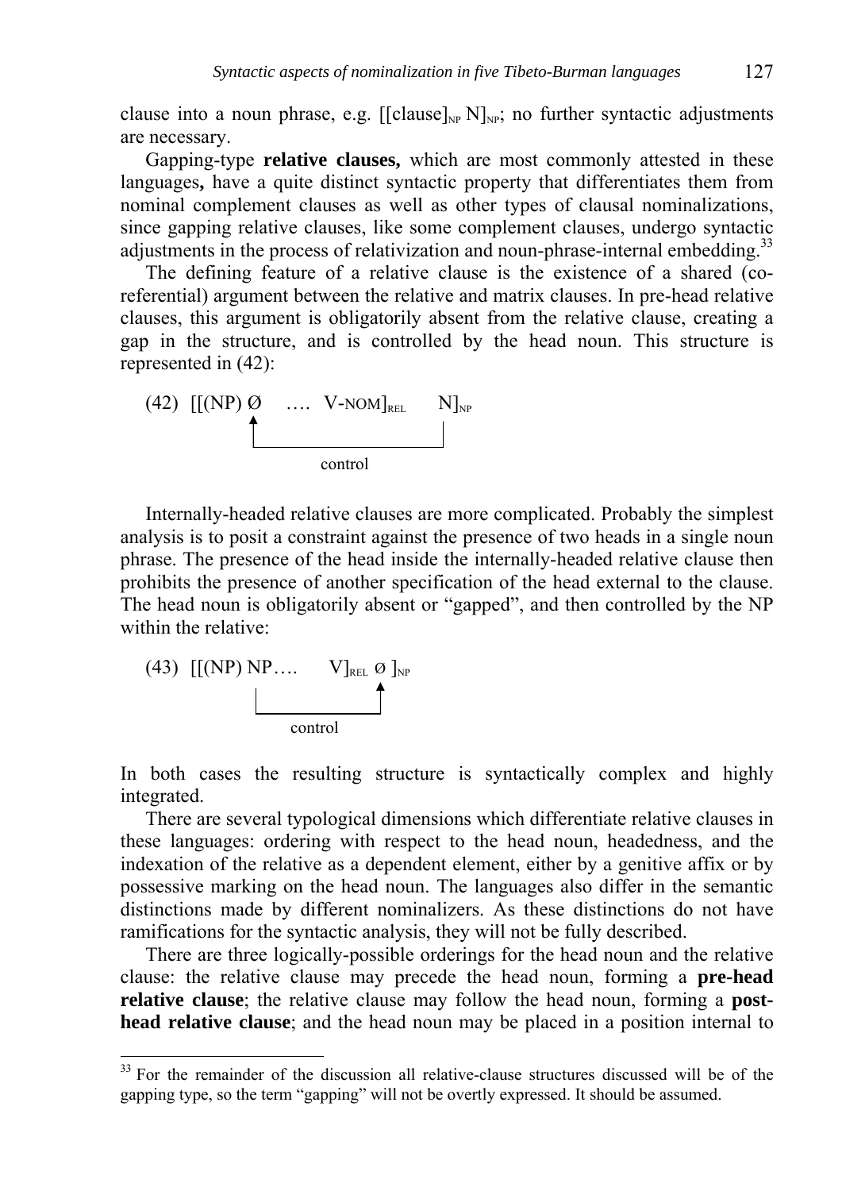clause into a noun phrase, e.g. [[clause]$_{NP}$ N]$_{NP}$; no further syntactic adjustments are necessary.

Gapping-type **relative clauses,** which are most commonly attested in these languages**,** have a quite distinct syntactic property that differentiates them from nominal complement clauses as well as other types of clausal nominalizations, since gapping relative clauses, like some complement clauses, undergo syntactic adjustments in the process of relativization and noun-phrase-internal embedding.[33]

The defining feature of a relative clause is the existence of a shared (co-referential) argument between the relative and matrix clauses. In pre-head relative clauses, this argument is obligatorily absent from the relative clause, creating a gap in the structure, and is controlled by the head noun. This structure is represented in (42):

(42) [[(NP) Ø …. V-NOM]$_{REL}$ N]$_{NP}$
(control: N → Ø)

Internally-headed relative clauses are more complicated. Probably the simplest analysis is to posit a constraint against the presence of two heads in a single noun phrase. The presence of the head inside the internally-headed relative clause then prohibits the presence of another specification of the head external to the clause. The head noun is obligatorily absent or "gapped", and then controlled by the NP within the relative:

(43) [[(NP) NP…. V]$_{REL}$ Ø ]$_{NP}$
(control: NP → Ø)

In both cases the resulting structure is syntactically complex and highly integrated.

There are several typological dimensions which differentiate relative clauses in these languages: ordering with respect to the head noun, headedness, and the indexation of the relative as a dependent element, either by a genitive affix or by possessive marking on the head noun. The languages also differ in the semantic distinctions made by different nominalizers. As these distinctions do not have ramifications for the syntactic analysis, they will not be fully described.

There are three logically-possible orderings for the head noun and the relative clause: the relative clause may precede the head noun, forming a **pre-head relative clause**; the relative clause may follow the head noun, forming a **post-head relative clause**; and the head noun may be placed in a position internal to

[33] For the remainder of the discussion all relative-clause structures discussed will be of the gapping type, so the term "gapping" will not be overtly expressed. It should be assumed.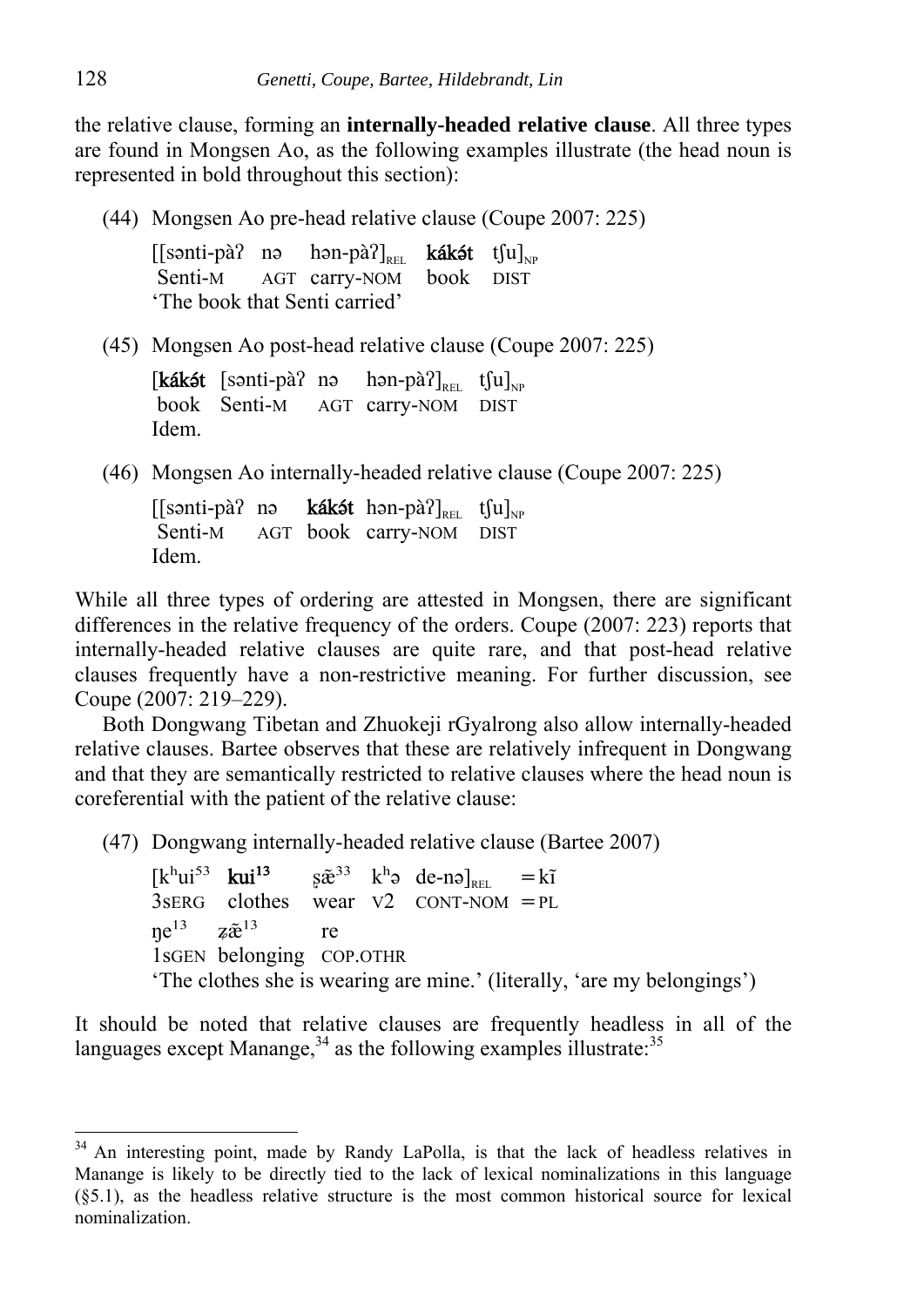the relative clause, forming an **internally-headed relative clause**. All three types are found in Mongsen Ao, as the following examples illustrate (the head noun is represented in bold throughout this section):

(44) Mongsen Ao pre-head relative clause (Coupe 2007: 225)

[[sənti-pàʔ nə hən-pàʔ]$_{\text{REL}}$ **kákə́t** tʃu]$_{\text{NP}}$
Senti-M AGT carry-NOM book DIST
'The book that Senti carried'

(45) Mongsen Ao post-head relative clause (Coupe 2007: 225)

[**kákə́t** [sənti-pàʔ nə hən-pàʔ]$_{\text{REL}}$ tʃu]$_{\text{NP}}$
book Senti-M AGT carry-NOM DIST
Idem.

(46) Mongsen Ao internally-headed relative clause (Coupe 2007: 225)

[[sənti-pàʔ nə **kákə́t** hən-pàʔ]$_{\text{REL}}$ tʃu]$_{\text{NP}}$
Senti-M AGT book carry-NOM DIST
Idem.

While all three types of ordering are attested in Mongsen, there are significant differences in the relative frequency of the orders. Coupe (2007: 223) reports that internally-headed relative clauses are quite rare, and that post-head relative clauses frequently have a non-restrictive meaning. For further discussion, see Coupe (2007: 219–229).

Both Dongwang Tibetan and Zhuokeji rGyalrong also allow internally-headed relative clauses. Bartee observes that these are relatively infrequent in Dongwang and that they are semantically restricted to relative clauses where the head noun is coreferential with the patient of the relative clause:

(47) Dongwang internally-headed relative clause (Bartee 2007)

[kʰui$^{53}$ **kui$^{13}$** ʂæ̃$^{33}$ kʰə de-nə]$_{\text{REL}}$ =kĩ
3SERG clothes wear V2 CONT-NOM =PL
ŋe$^{13}$ ʐæ̃$^{13}$ re
1SGEN belonging COP.OTHR
'The clothes she is wearing are mine.' (literally, 'are my belongings')

It should be noted that relative clauses are frequently headless in all of the languages except Manange,[34] as the following examples illustrate:[35]

---

[34] An interesting point, made by Randy LaPolla, is that the lack of headless relatives in Manange is likely to be directly tied to the lack of lexical nominalizations in this language (§5.1), as the headless relative structure is the most common historical source for lexical nominalization.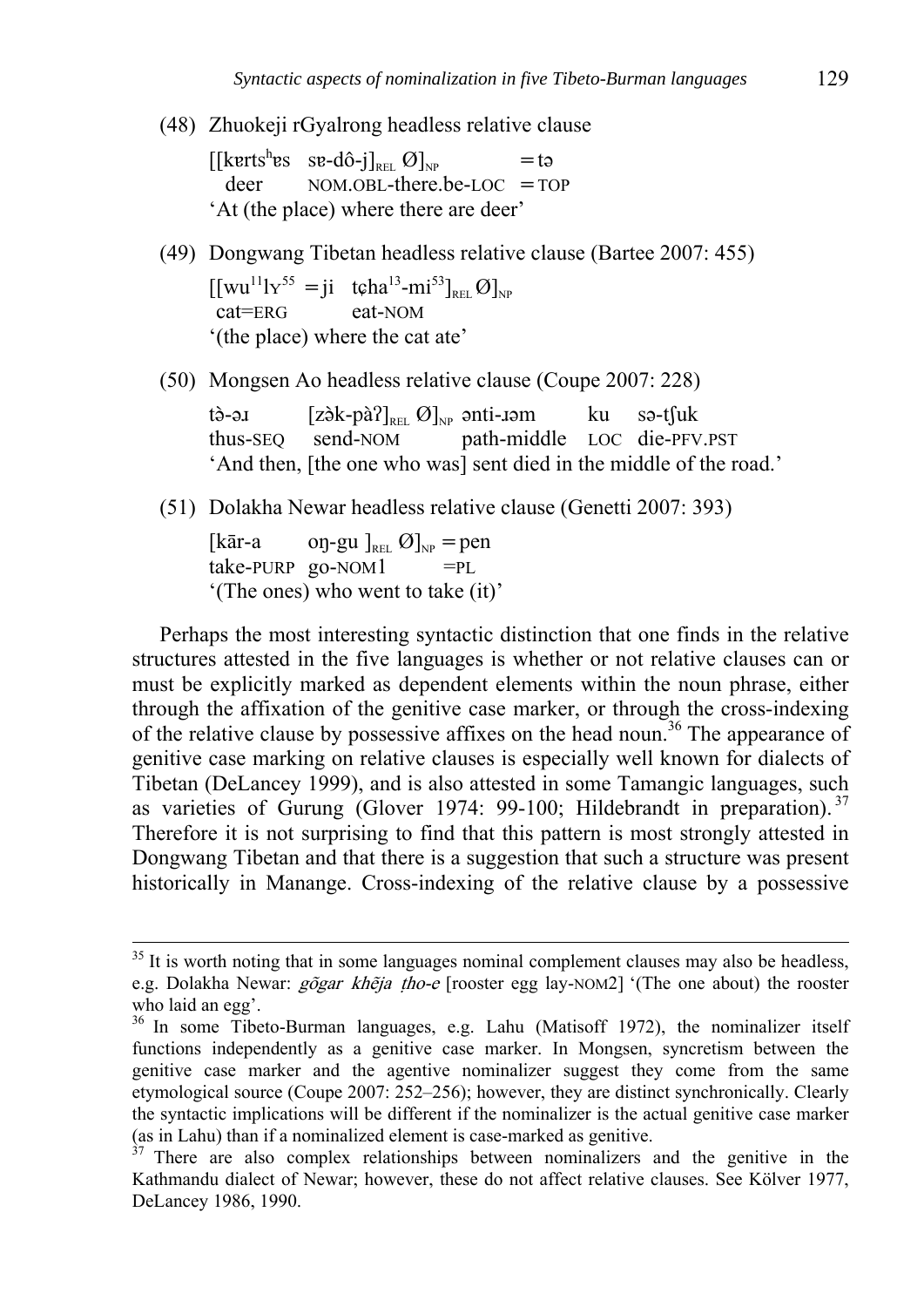(48) Zhuokeji rGyalrong headless relative clause

[[kɐrtsʰɐs sɐ-dô-j]$_{REL}$ Ø]$_{NP}$ =tə
deer NOM.OBL-there.be-LOC =TOP
'At (the place) where there are deer'

(49) Dongwang Tibetan headless relative clause (Bartee 2007: 455)

[[wu$^{11}$lʏ$^{55}$ =ji tɕha$^{13}$-mi$^{53}$]$_{REL}$ Ø]$_{NP}$
cat=ERG eat-NOM
'(the place) where the cat ate'

(50) Mongsen Ao headless relative clause (Coupe 2007: 228)

tə̀-əɹ [zə̀k-pàʔ]$_{REL}$ Ø]$_{NP}$ ənti-ɹəm ku sə-tʃuk
thus-SEQ send-NOM path-middle LOC die-PFV.PST
'And then, [the one who was] sent died in the middle of the road.'

(51) Dolakha Newar headless relative clause (Genetti 2007: 393)

[kār-a oŋ-gu ]$_{REL}$ Ø]$_{NP}$ =pen
take-PURP go-NOM1 =PL
'(The ones) who went to take (it)'

Perhaps the most interesting syntactic distinction that one finds in the relative structures attested in the five languages is whether or not relative clauses can or must be explicitly marked as dependent elements within the noun phrase, either through the affixation of the genitive case marker, or through the cross-indexing of the relative clause by possessive affixes on the head noun.[36] The appearance of genitive case marking on relative clauses is especially well known for dialects of Tibetan (DeLancey 1999), and is also attested in some Tamangic languages, such as varieties of Gurung (Glover 1974: 99-100; Hildebrandt in preparation).[37] Therefore it is not surprising to find that this pattern is most strongly attested in Dongwang Tibetan and that there is a suggestion that such a structure was present historically in Manange. Cross-indexing of the relative clause by a possessive

---

[35] It is worth noting that in some languages nominal complement clauses may also be headless, e.g. Dolakha Newar: *gõgar khẽja ṭho-e* [rooster egg lay-NOM2] '(The one about) the rooster who laid an egg'.

[36] In some Tibeto-Burman languages, e.g. Lahu (Matisoff 1972), the nominalizer itself functions independently as a genitive case marker. In Mongsen, syncretism between the genitive case marker and the agentive nominalizer suggest they come from the same etymological source (Coupe 2007: 252–256); however, they are distinct synchronically. Clearly the syntactic implications will be different if the nominalizer is the actual genitive case marker (as in Lahu) than if a nominalized element is case-marked as genitive.

[37] There are also complex relationships between nominalizers and the genitive in the Kathmandu dialect of Newar; however, these do not affect relative clauses. See Kölver 1977, DeLancey 1986, 1990.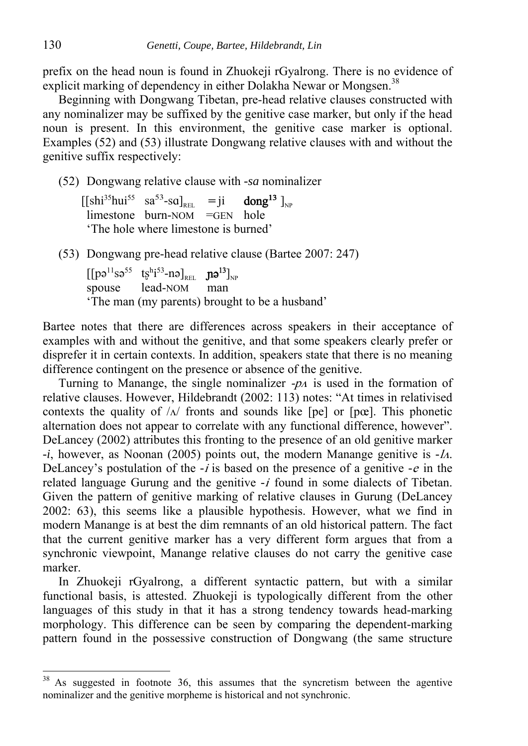prefix on the head noun is found in Zhuokeji rGyalrong. There is no evidence of explicit marking of dependency in either Dolakha Newar or Mongsen.[38]

Beginning with Dongwang Tibetan, pre-head relative clauses constructed with any nominalizer may be suffixed by the genitive case marker, but only if the head noun is present. In this environment, the genitive case marker is optional. Examples (52) and (53) illustrate Dongwang relative clauses with and without the genitive suffix respectively:

(52) Dongwang relative clause with *-sa* nominalizer

[[shi$^{35}$hui$^{55}$ sa$^{53}$-sɑ]$_{REL}$ =ji **dong$^{13}$** ]$_{NP}$
limestone burn-NOM =GEN hole
'The hole where limestone is burned'

(53) Dongwang pre-head relative clause (Bartee 2007: 247)

[[pə$^{11}$sə$^{55}$ tʂʰi$^{53}$-nə]$_{REL}$ **ɲə$^{13}$**]$_{NP}$
spouse lead-NOM man
'The man (my parents) brought to be a husband'

Bartee notes that there are differences across speakers in their acceptance of examples with and without the genitive, and that some speakers clearly prefer or disprefer it in certain contexts. In addition, speakers state that there is no meaning difference contingent on the presence or absence of the genitive.

Turning to Manange, the single nominalizer *-pʌ* is used in the formation of relative clauses. However, Hildebrandt (2002: 113) notes: "At times in relativised contexts the quality of /ʌ/ fronts and sounds like [pe] or [pœ]. This phonetic alternation does not appear to correlate with any functional difference, however". DeLancey (2002) attributes this fronting to the presence of an old genitive marker *-i*, however, as Noonan (2005) points out, the modern Manange genitive is *-lʌ*. DeLancey's postulation of the *-i* is based on the presence of a genitive *-e* in the related language Gurung and the genitive *-i* found in some dialects of Tibetan. Given the pattern of genitive marking of relative clauses in Gurung (DeLancey 2002: 63), this seems like a plausible hypothesis. However, what we find in modern Manange is at best the dim remnants of an old historical pattern. The fact that the current genitive marker has a very different form argues that from a synchronic viewpoint, Manange relative clauses do not carry the genitive case marker.

In Zhuokeji rGyalrong, a different syntactic pattern, but with a similar functional basis, is attested. Zhuokeji is typologically different from the other languages of this study in that it has a strong tendency towards head-marking morphology. This difference can be seen by comparing the dependent-marking pattern found in the possessive construction of Dongwang (the same structure

---

[38] As suggested in footnote 36, this assumes that the syncretism between the agentive nominalizer and the genitive morpheme is historical and not synchronic.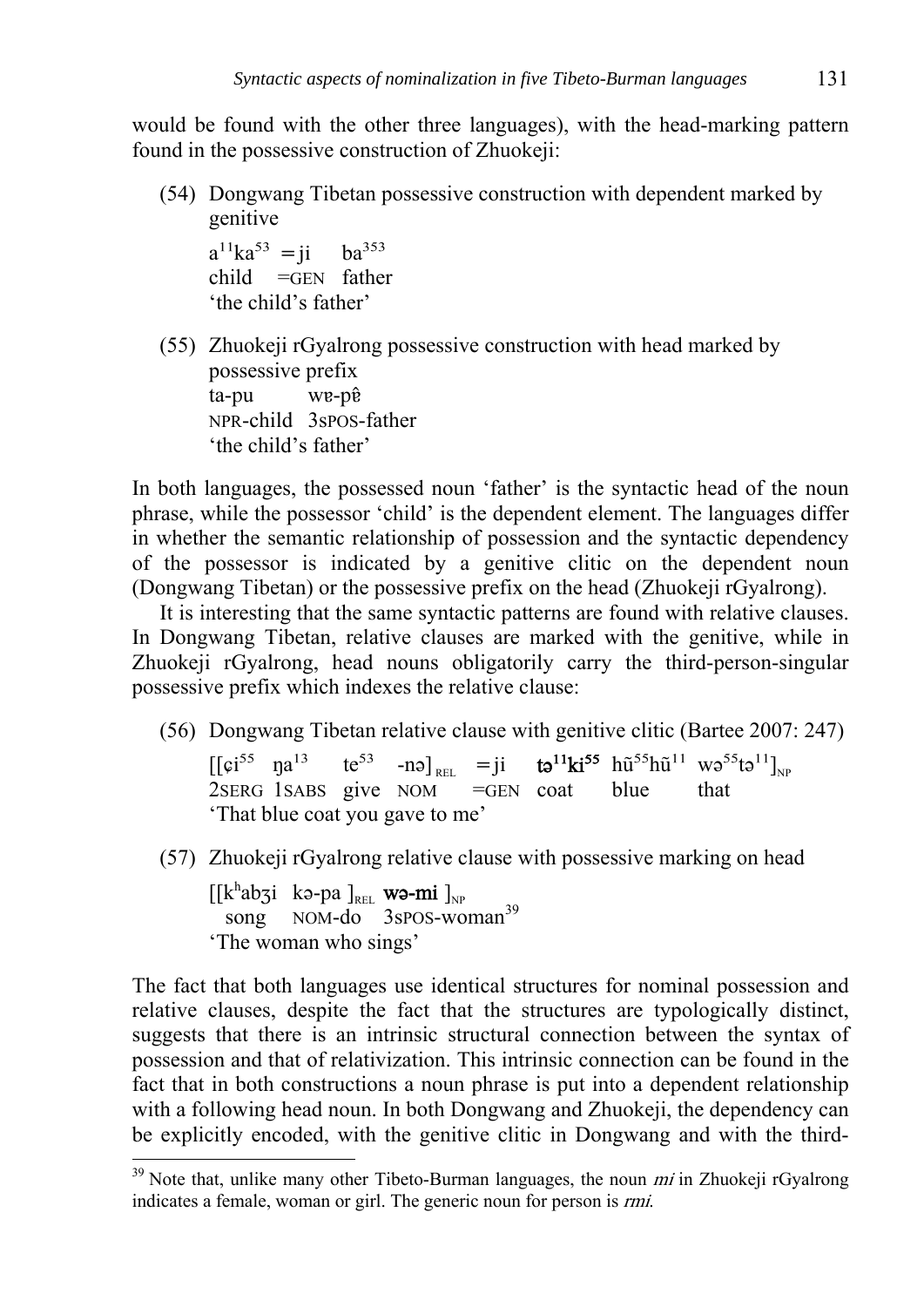would be found with the other three languages), with the head-marking pattern found in the possessive construction of Zhuokeji:

(54) Dongwang Tibetan possessive construction with dependent marked by genitive

a$^{11}$ka$^{53}$ =ji ba$^{353}$
child =GEN father
'the child's father'

(55) Zhuokeji rGyalrong possessive construction with head marked by possessive prefix

ta-pu wɐ-pɐ̂
NPR-child 3SPOS-father
'the child's father'

In both languages, the possessed noun 'father' is the syntactic head of the noun phrase, while the possessor 'child' is the dependent element. The languages differ in whether the semantic relationship of possession and the syntactic dependency of the possessor is indicated by a genitive clitic on the dependent noun (Dongwang Tibetan) or the possessive prefix on the head (Zhuokeji rGyalrong).

It is interesting that the same syntactic patterns are found with relative clauses. In Dongwang Tibetan, relative clauses are marked with the genitive, while in Zhuokeji rGyalrong, head nouns obligatorily carry the third-person-singular possessive prefix which indexes the relative clause:

(56) Dongwang Tibetan relative clause with genitive clitic (Bartee 2007: 247)

[[ɕi$^{55}$ ŋa$^{13}$ te$^{53}$ -nə]$_{\text{REL}}$ =ji **tə$^{11}$ki$^{55}$** hũ$^{55}$hũ$^{11}$ wə$^{55}$tə$^{11}$]$_{\text{NP}}$
2SERG 1SABS give NOM =GEN coat blue that
'That blue coat you gave to me'

(57) Zhuokeji rGyalrong relative clause with possessive marking on head

[[k$^{h}$abʒi kə-pa ]$_{\text{REL}}$ **wə-mi** ]$_{\text{NP}}$
song NOM-do 3SPOS-woman[39]
'The woman who sings'

The fact that both languages use identical structures for nominal possession and relative clauses, despite the fact that the structures are typologically distinct, suggests that there is an intrinsic structural connection between the syntax of possession and that of relativization. This intrinsic connection can be found in the fact that in both constructions a noun phrase is put into a dependent relationship with a following head noun. In both Dongwang and Zhuokeji, the dependency can be explicitly encoded, with the genitive clitic in Dongwang and with the third-

[39] Note that, unlike many other Tibeto-Burman languages, the noun *mi* in Zhuokeji rGyalrong indicates a female, woman or girl. The generic noun for person is *rmi*.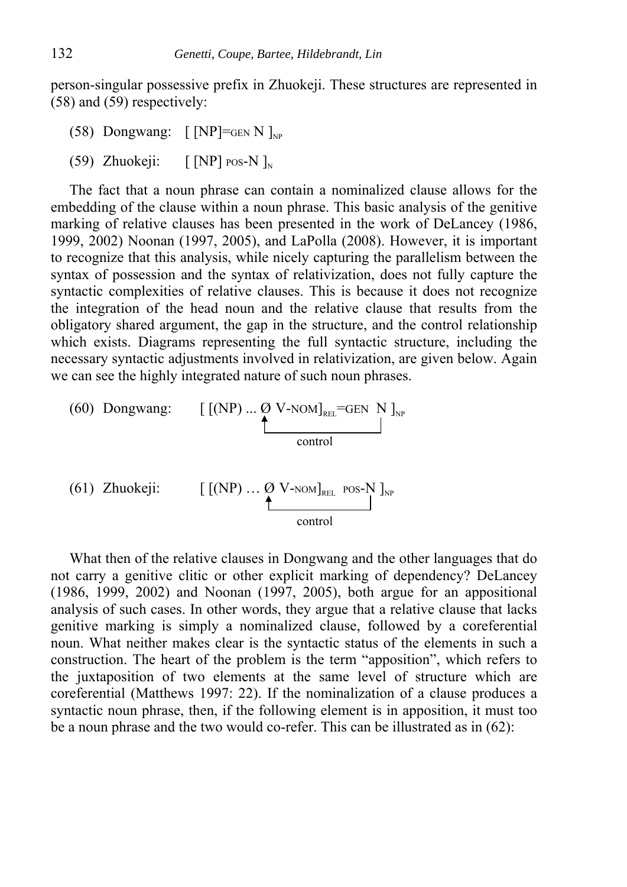person-singular possessive prefix in Zhuokeji. These structures are represented in (58) and (59) respectively:

(58) Dongwang: $[\ [\text{NP}]{=}\text{GEN N}\ ]_{\text{NP}}$

(59) Zhuokeji: $[\ [\text{NP}]\ \text{POS-N}\ ]_{\text{N}}$

The fact that a noun phrase can contain a nominalized clause allows for the embedding of the clause within a noun phrase. This basic analysis of the genitive marking of relative clauses has been presented in the work of DeLancey (1986, 1999, 2002) Noonan (1997, 2005), and LaPolla (2008). However, it is important to recognize that this analysis, while nicely capturing the parallelism between the syntax of possession and the syntax of relativization, does not fully capture the syntactic complexities of relative clauses. This is because it does not recognize the integration of the head noun and the relative clause that results from the obligatory shared argument, the gap in the structure, and the control relationship which exists. Diagrams representing the full syntactic structure, including the necessary syntactic adjustments involved in relativization, are given below. Again we can see the highly integrated nature of such noun phrases.

(60) Dongwang: $[\ [(\text{NP}) \ldots \text{Ø V-NOM}]_{\text{REL}}{=}\text{GEN N}\ ]_{\text{NP}}$

control (N → Ø)

(61) Zhuokeji: $[\ [(\text{NP}) \ldots \text{Ø V-NOM}]_{\text{REL}}\ \text{POS-N}\ ]_{\text{NP}}$

control (N → Ø)

What then of the relative clauses in Dongwang and the other languages that do not carry a genitive clitic or other explicit marking of dependency? DeLancey (1986, 1999, 2002) and Noonan (1997, 2005), both argue for an appositional analysis of such cases. In other words, they argue that a relative clause that lacks genitive marking is simply a nominalized clause, followed by a coreferential noun. What neither makes clear is the syntactic status of the elements in such a construction. The heart of the problem is the term "apposition", which refers to the juxtaposition of two elements at the same level of structure which are coreferential (Matthews 1997: 22). If the nominalization of a clause produces a syntactic noun phrase, then, if the following element is in apposition, it must too be a noun phrase and the two would co-refer. This can be illustrated as in (62):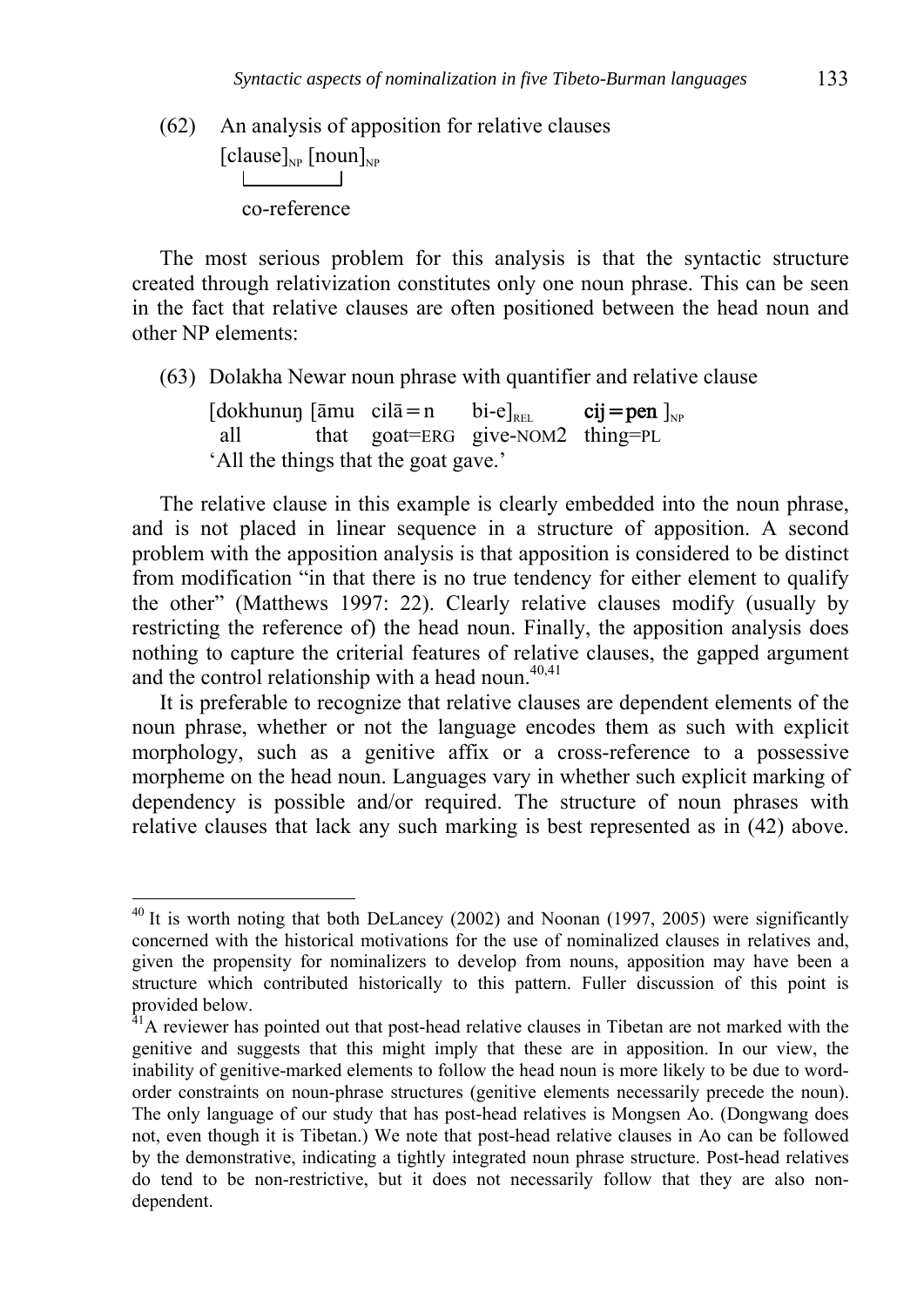(62) An analysis of apposition for relative clauses

$[\text{clause}]_{NP}$ $[\text{noun}]_{NP}$

co-reference

The most serious problem for this analysis is that the syntactic structure created through relativization constitutes only one noun phrase. This can be seen in the fact that relative clauses are often positioned between the head noun and other NP elements:

(63) Dolakha Newar noun phrase with quantifier and relative clause

| [dokhunuŋ | [āmu | cilā=n | bi-e]$_{REL}$ | **cij=pen** ]$_{NP}$ |
|---|---|---|---|---|
| all | that | goat=ERG | give-NOM2 | thing=PL |

'All the things that the goat gave.'

The relative clause in this example is clearly embedded into the noun phrase, and is not placed in linear sequence in a structure of apposition. A second problem with the apposition analysis is that apposition is considered to be distinct from modification "in that there is no true tendency for either element to qualify the other" (Matthews 1997: 22). Clearly relative clauses modify (usually by restricting the reference of) the head noun. Finally, the apposition analysis does nothing to capture the criterial features of relative clauses, the gapped argument and the control relationship with a head noun.[40,41]

It is preferable to recognize that relative clauses are dependent elements of the noun phrase, whether or not the language encodes them as such with explicit morphology, such as a genitive affix or a cross-reference to a possessive morpheme on the head noun. Languages vary in whether such explicit marking of dependency is possible and/or required. The structure of noun phrases with relative clauses that lack any such marking is best represented as in (42) above.

---

[40] It is worth noting that both DeLancey (2002) and Noonan (1997, 2005) were significantly concerned with the historical motivations for the use of nominalized clauses in relatives and, given the propensity for nominalizers to develop from nouns, apposition may have been a structure which contributed historically to this pattern. Fuller discussion of this point is provided below.

[41] A reviewer has pointed out that post-head relative clauses in Tibetan are not marked with the genitive and suggests that this might imply that these are in apposition. In our view, the inability of genitive-marked elements to follow the head noun is more likely to be due to word-order constraints on noun-phrase structures (genitive elements necessarily precede the noun). The only language of our study that has post-head relatives is Mongsen Ao. (Dongwang does not, even though it is Tibetan.) We note that post-head relative clauses in Ao can be followed by the demonstrative, indicating a tightly integrated noun phrase structure. Post-head relatives do tend to be non-restrictive, but it does not necessarily follow that they are also non-dependent.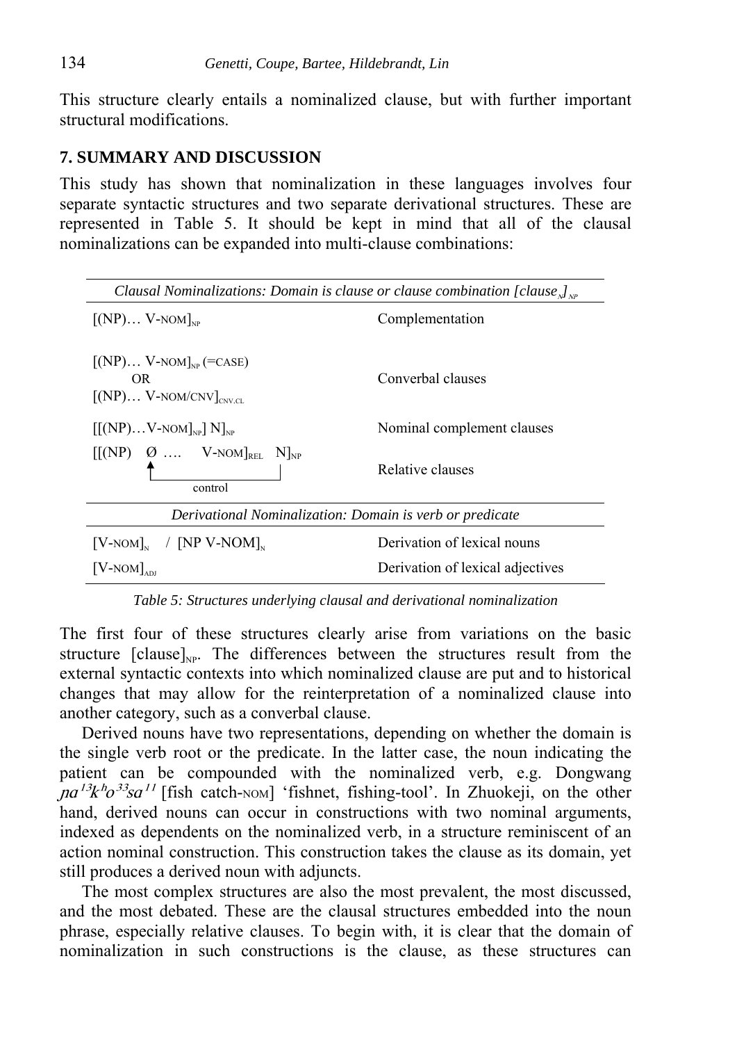This structure clearly entails a nominalized clause, but with further important structural modifications.

## 7. SUMMARY AND DISCUSSION

This study has shown that nominalization in these languages involves four separate syntactic structures and two separate derivational structures. These are represented in Table 5. It should be kept in mind that all of the clausal nominalizations can be expanded into multi-clause combinations:

| *Clausal Nominalizations: Domain is clause or clause combination [clause$_N$]$_{NP}$* | |
|---|---|
| [(NP)… V-NOM]$_{NP}$ | Complementation |
| [(NP)… V-NOM]$_{NP}$ (=CASE) OR [(NP)… V-NOM/CNV]$_{CNV.CL}$ | Converbal clauses |
| [[(NP)…V-NOM]$_{NP}$] N]$_{NP}$ | Nominal complement clauses |
| [[(NP) Ø …. V-NOM]$_{REL}$ N]$_{NP}$ (control: NP ← N) | Relative clauses |
| *Derivational Nominalization: Domain is verb or predicate* | |
| [V-NOM]$_N$ / [NP V-NOM]$_N$ | Derivation of lexical nouns |
| [V-NOM]$_{ADJ}$ | Derivation of lexical adjectives |

*Table 5: Structures underlying clausal and derivational nominalization*

The first four of these structures clearly arise from variations on the basic structure [clause]$_{NP}$. The differences between the structures result from the external syntactic contexts into which nominalized clause are put and to historical changes that may allow for the reinterpretation of a nominalized clause into another category, such as a converbal clause.

Derived nouns have two representations, depending on whether the domain is the single verb root or the predicate. In the latter case, the noun indicating the patient can be compounded with the nominalized verb, e.g. Dongwang *ɲa$^{13}$kʰo$^{33}$sa$^{11}$* [fish catch-NOM] 'fishnet, fishing-tool'. In Zhuokeji, on the other hand, derived nouns can occur in constructions with two nominal arguments, indexed as dependents on the nominalized verb, in a structure reminiscent of an action nominal construction. This construction takes the clause as its domain, yet still produces a derived noun with adjuncts.

The most complex structures are also the most prevalent, the most discussed, and the most debated. These are the clausal structures embedded into the noun phrase, especially relative clauses. To begin with, it is clear that the domain of nominalization in such constructions is the clause, as these structures can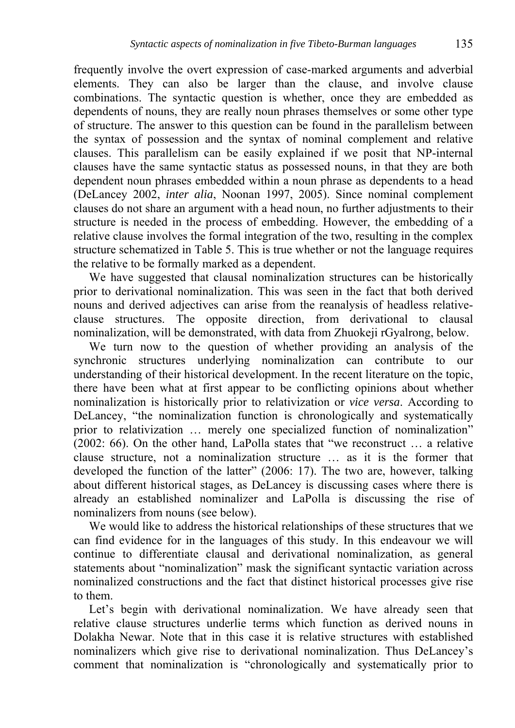frequently involve the overt expression of case-marked arguments and adverbial elements. They can also be larger than the clause, and involve clause combinations. The syntactic question is whether, once they are embedded as dependents of nouns, they are really noun phrases themselves or some other type of structure. The answer to this question can be found in the parallelism between the syntax of possession and the syntax of nominal complement and relative clauses. This parallelism can be easily explained if we posit that NP-internal clauses have the same syntactic status as possessed nouns, in that they are both dependent noun phrases embedded within a noun phrase as dependents to a head (DeLancey 2002, *inter alia*, Noonan 1997, 2005). Since nominal complement clauses do not share an argument with a head noun, no further adjustments to their structure is needed in the process of embedding. However, the embedding of a relative clause involves the formal integration of the two, resulting in the complex structure schematized in Table 5. This is true whether or not the language requires the relative to be formally marked as a dependent.

We have suggested that clausal nominalization structures can be historically prior to derivational nominalization. This was seen in the fact that both derived nouns and derived adjectives can arise from the reanalysis of headless relative-clause structures. The opposite direction, from derivational to clausal nominalization, will be demonstrated, with data from Zhuokeji rGyalrong, below.

We turn now to the question of whether providing an analysis of the synchronic structures underlying nominalization can contribute to our understanding of their historical development. In the recent literature on the topic, there have been what at first appear to be conflicting opinions about whether nominalization is historically prior to relativization or *vice versa*. According to DeLancey, "the nominalization function is chronologically and systematically prior to relativization … merely one specialized function of nominalization" (2002: 66). On the other hand, LaPolla states that "we reconstruct … a relative clause structure, not a nominalization structure … as it is the former that developed the function of the latter" (2006: 17). The two are, however, talking about different historical stages, as DeLancey is discussing cases where there is already an established nominalizer and LaPolla is discussing the rise of nominalizers from nouns (see below).

We would like to address the historical relationships of these structures that we can find evidence for in the languages of this study. In this endeavour we will continue to differentiate clausal and derivational nominalization, as general statements about "nominalization" mask the significant syntactic variation across nominalized constructions and the fact that distinct historical processes give rise to them.

Let's begin with derivational nominalization. We have already seen that relative clause structures underlie terms which function as derived nouns in Dolakha Newar. Note that in this case it is relative structures with established nominalizers which give rise to derivational nominalization. Thus DeLancey's comment that nominalization is "chronologically and systematically prior to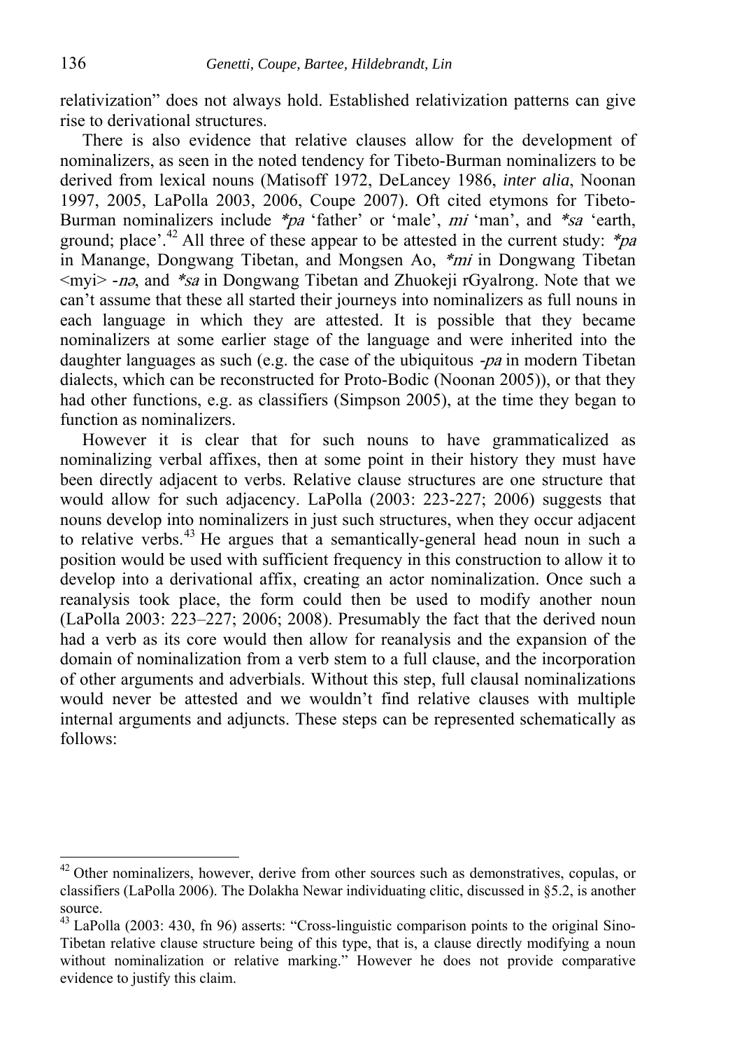relativization" does not always hold. Established relativization patterns can give rise to derivational structures.

There is also evidence that relative clauses allow for the development of nominalizers, as seen in the noted tendency for Tibeto-Burman nominalizers to be derived from lexical nouns (Matisoff 1972, DeLancey 1986, *inter alia*, Noonan 1997, 2005, LaPolla 2003, 2006, Coupe 2007). Oft cited etymons for Tibeto-Burman nominalizers include *\*pa* 'father' or 'male', *mi* 'man', and *\*sa* 'earth, ground; place'.[42] All three of these appear to be attested in the current study: *\*pa* in Manange, Dongwang Tibetan, and Mongsen Ao, *\*mi* in Dongwang Tibetan <myi> *-nə*, and *\*sa* in Dongwang Tibetan and Zhuokeji rGyalrong. Note that we can't assume that these all started their journeys into nominalizers as full nouns in each language in which they are attested. It is possible that they became nominalizers at some earlier stage of the language and were inherited into the daughter languages as such (e.g. the case of the ubiquitous *-pa* in modern Tibetan dialects, which can be reconstructed for Proto-Bodic (Noonan 2005)), or that they had other functions, e.g. as classifiers (Simpson 2005), at the time they began to function as nominalizers.

However it is clear that for such nouns to have grammaticalized as nominalizing verbal affixes, then at some point in their history they must have been directly adjacent to verbs. Relative clause structures are one structure that would allow for such adjacency. LaPolla (2003: 223-227; 2006) suggests that nouns develop into nominalizers in just such structures, when they occur adjacent to relative verbs.[43] He argues that a semantically-general head noun in such a position would be used with sufficient frequency in this construction to allow it to develop into a derivational affix, creating an actor nominalization. Once such a reanalysis took place, the form could then be used to modify another noun (LaPolla 2003: 223–227; 2006; 2008). Presumably the fact that the derived noun had a verb as its core would then allow for reanalysis and the expansion of the domain of nominalization from a verb stem to a full clause, and the incorporation of other arguments and adverbials. Without this step, full clausal nominalizations would never be attested and we wouldn't find relative clauses with multiple internal arguments and adjuncts. These steps can be represented schematically as follows:

---

[42] Other nominalizers, however, derive from other sources such as demonstratives, copulas, or classifiers (LaPolla 2006). The Dolakha Newar individuating clitic, discussed in §5.2, is another source.

[43] LaPolla (2003: 430, fn 96) asserts: "Cross-linguistic comparison points to the original Sino-Tibetan relative clause structure being of this type, that is, a clause directly modifying a noun without nominalization or relative marking." However he does not provide comparative evidence to justify this claim.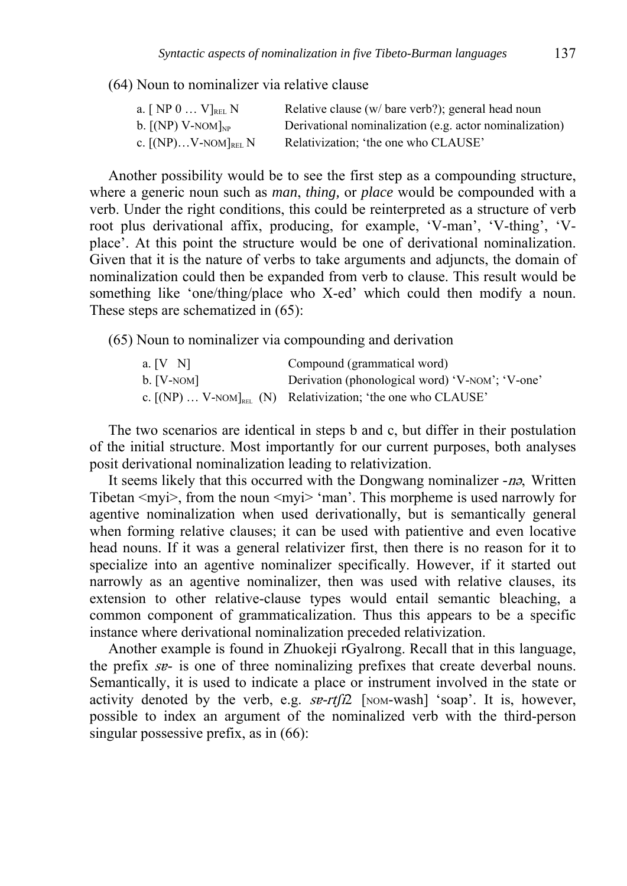(64) Noun to nominalizer via relative clause

| | |
|---|---|
| a. [ NP 0 … V]$_{REL}$ N | Relative clause (w/ bare verb?); general head noun |
| b. [(NP) V-NOM]$_{NP}$ | Derivational nominalization (e.g. actor nominalization) |
| c. [(NP)…V-NOM]$_{REL}$ N | Relativization; 'the one who CLAUSE' |

Another possibility would be to see the first step as a compounding structure, where a generic noun such as *man*, *thing,* or *place* would be compounded with a verb. Under the right conditions, this could be reinterpreted as a structure of verb root plus derivational affix, producing, for example, 'V-man', 'V-thing', 'V-place'. At this point the structure would be one of derivational nominalization. Given that it is the nature of verbs to take arguments and adjuncts, the domain of nominalization could then be expanded from verb to clause. This result would be something like 'one/thing/place who X-ed' which could then modify a noun. These steps are schematized in (65):

(65) Noun to nominalizer via compounding and derivation

| | |
|---|---|
| a. [V N] | Compound (grammatical word) |
| b. [V-NOM] | Derivation (phonological word) 'V-NOM'; 'V-one' |
| c. [(NP) … V-NOM]$_{REL}$ (N) | Relativization; 'the one who CLAUSE' |

The two scenarios are identical in steps b and c, but differ in their postulation of the initial structure. Most importantly for our current purposes, both analyses posit derivational nominalization leading to relativization.

It seems likely that this occurred with the Dongwang nominalizer *-nə*, Written Tibetan <myi>, from the noun <myi> 'man'. This morpheme is used narrowly for agentive nominalization when used derivationally, but is semantically general when forming relative clauses; it can be used with patientive and even locative head nouns. If it was a general relativizer first, then there is no reason for it to specialize into an agentive nominalizer specifically. However, if it started out narrowly as an agentive nominalizer, then was used with relative clauses, its extension to other relative-clause types would entail semantic bleaching, a common component of grammaticalization. Thus this appears to be a specific instance where derivational nominalization preceded relativization.

Another example is found in Zhuokeji rGyalrong. Recall that in this language, the prefix *sɐ-* is one of three nominalizing prefixes that create deverbal nouns. Semantically, it is used to indicate a place or instrument involved in the state or activity denoted by the verb, e.g. *sɐ-rtʃɪ2* [NOM-wash] 'soap'. It is, however, possible to index an argument of the nominalized verb with the third-person singular possessive prefix, as in (66):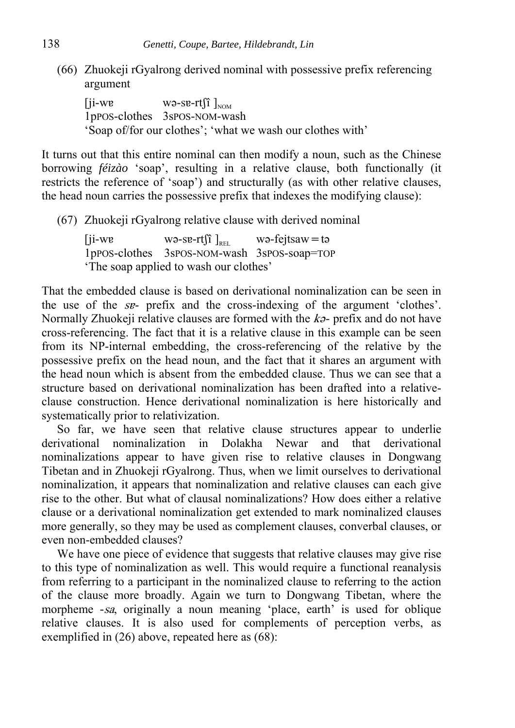(66) Zhuokeji rGyalrong derived nominal with possessive prefix referencing argument

[ji-wɐ wə-sɐ-rtʃî ]$_{NOM}$
1pPOS-clothes 3sPOS-NOM-wash
'Soap of/for our clothes'; 'what we wash our clothes with'

It turns out that this entire nominal can then modify a noun, such as the Chinese borrowing *féizào* 'soap', resulting in a relative clause, both functionally (it restricts the reference of 'soap') and structurally (as with other relative clauses, the head noun carries the possessive prefix that indexes the modifying clause):

(67) Zhuokeji rGyalrong relative clause with derived nominal

[ji-wɐ wə-sɐ-rtʃî ]$_{REL}$ wə-fejtsaw=tə
1pPOS-clothes 3sPOS-NOM-wash 3sPOS-soap=TOP
'The soap applied to wash our clothes'

That the embedded clause is based on derivational nominalization can be seen in the use of the *sɐ-* prefix and the cross-indexing of the argument 'clothes'. Normally Zhuokeji relative clauses are formed with the *kə-* prefix and do not have cross-referencing. The fact that it is a relative clause in this example can be seen from its NP-internal embedding, the cross-referencing of the relative by the possessive prefix on the head noun, and the fact that it shares an argument with the head noun which is absent from the embedded clause. Thus we can see that a structure based on derivational nominalization has been drafted into a relative-clause construction. Hence derivational nominalization is here historically and systematically prior to relativization.

So far, we have seen that relative clause structures appear to underlie derivational nominalization in Dolakha Newar and that derivational nominalizations appear to have given rise to relative clauses in Dongwang Tibetan and in Zhuokeji rGyalrong. Thus, when we limit ourselves to derivational nominalization, it appears that nominalization and relative clauses can each give rise to the other. But what of clausal nominalizations? How does either a relative clause or a derivational nominalization get extended to mark nominalized clauses more generally, so they may be used as complement clauses, converbal clauses, or even non-embedded clauses?

We have one piece of evidence that suggests that relative clauses may give rise to this type of nominalization as well. This would require a functional reanalysis from referring to a participant in the nominalized clause to referring to the action of the clause more broadly. Again we turn to Dongwang Tibetan, where the morpheme *-sa*, originally a noun meaning 'place, earth' is used for oblique relative clauses. It is also used for complements of perception verbs, as exemplified in (26) above, repeated here as (68):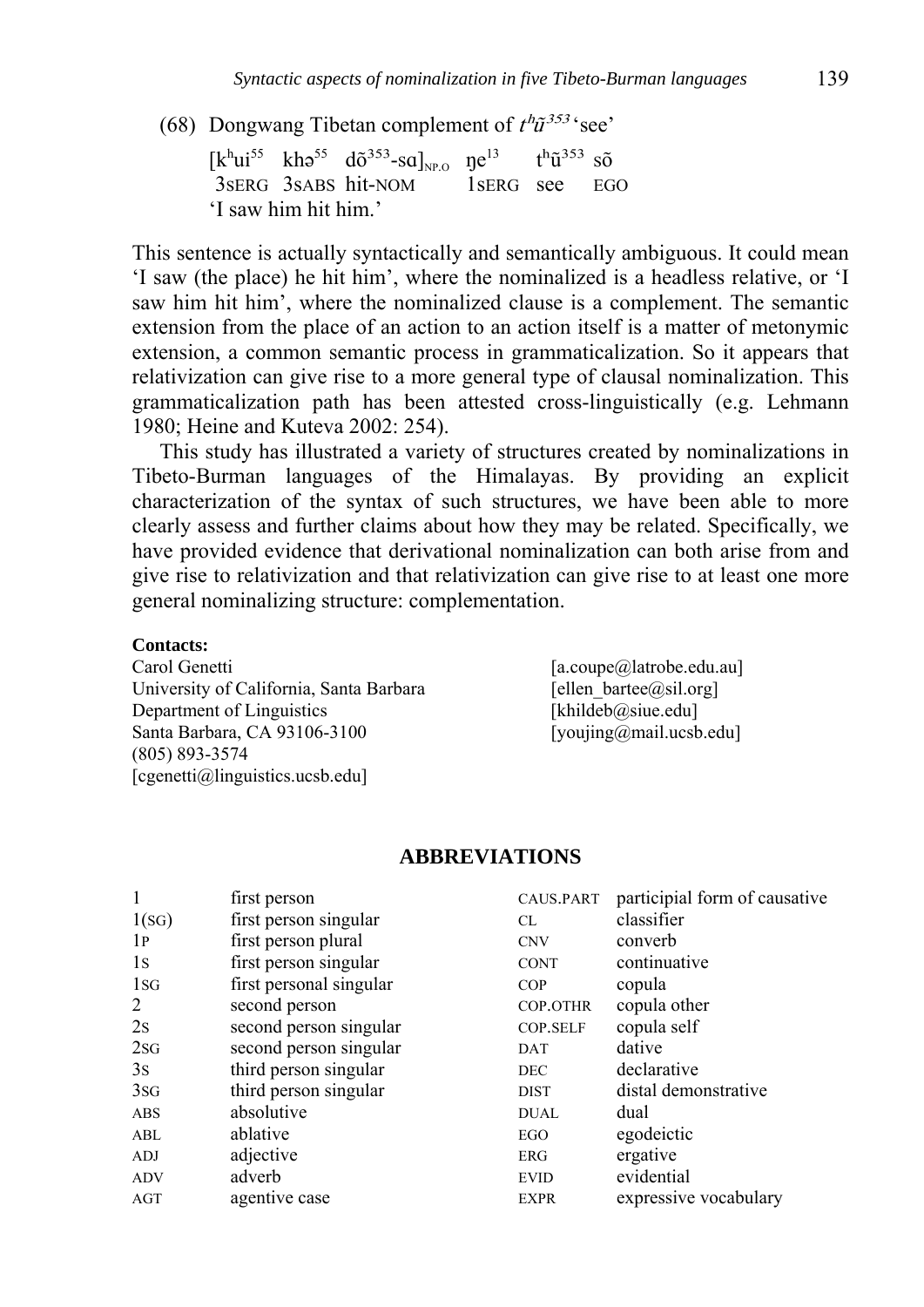(68) Dongwang Tibetan complement of *tʰũ³⁵³* 'see'

[kʰui$^{55}$ khə$^{55}$ dõ$^{353}$-sɑ]$_{NP.O}$ ŋe$^{13}$ tʰũ$^{353}$ sõ
3SERG 3SABS hit-NOM 1SERG see EGO
'I saw him hit him.'

This sentence is actually syntactically and semantically ambiguous. It could mean 'I saw (the place) he hit him', where the nominalized is a headless relative, or 'I saw him hit him', where the nominalized clause is a complement. The semantic extension from the place of an action to an action itself is a matter of metonymic extension, a common semantic process in grammaticalization. So it appears that relativization can give rise to a more general type of clausal nominalization. This grammaticalization path has been attested cross-linguistically (e.g. Lehmann 1980; Heine and Kuteva 2002: 254).

This study has illustrated a variety of structures created by nominalizations in Tibeto-Burman languages of the Himalayas. By providing an explicit characterization of the syntax of such structures, we have been able to more clearly assess and further claims about how they may be related. Specifically, we have provided evidence that derivational nominalization can both arise from and give rise to relativization and that relativization can give rise to at least one more general nominalizing structure: complementation.

**Contacts:**

Carol Genetti
University of California, Santa Barbara
Department of Linguistics
Santa Barbara, CA 93106-3100
(805) 893-3574
[cgenetti@linguistics.ucsb.edu]

[a.coupe@latrobe.edu.au]
[ellen_bartee@sil.org]
[khildeb@siue.edu]
[youjing@mail.ucsb.edu]

## ABBREVIATIONS

| | | | |
|---|---|---|---|
| 1 | first person | CAUS.PART | participial form of causative |
| 1(SG) | first person singular | CL | classifier |
| 1P | first person plural | CNV | converb |
| 1S | first person singular | CONT | continuative |
| 1SG | first personal singular | COP | copula |
| 2 | second person | COP.OTHR | copula other |
| 2S | second person singular | COP.SELF | copula self |
| 2SG | second person singular | DAT | dative |
| 3S | third person singular | DEC | declarative |
| 3SG | third person singular | DIST | distal demonstrative |
| ABS | absolutive | DUAL | dual |
| ABL | ablative | EGO | egodeictic |
| ADJ | adjective | ERG | ergative |
| ADV | adverb | EVID | evidential |
| AGT | agentive case | EXPR | expressive vocabulary |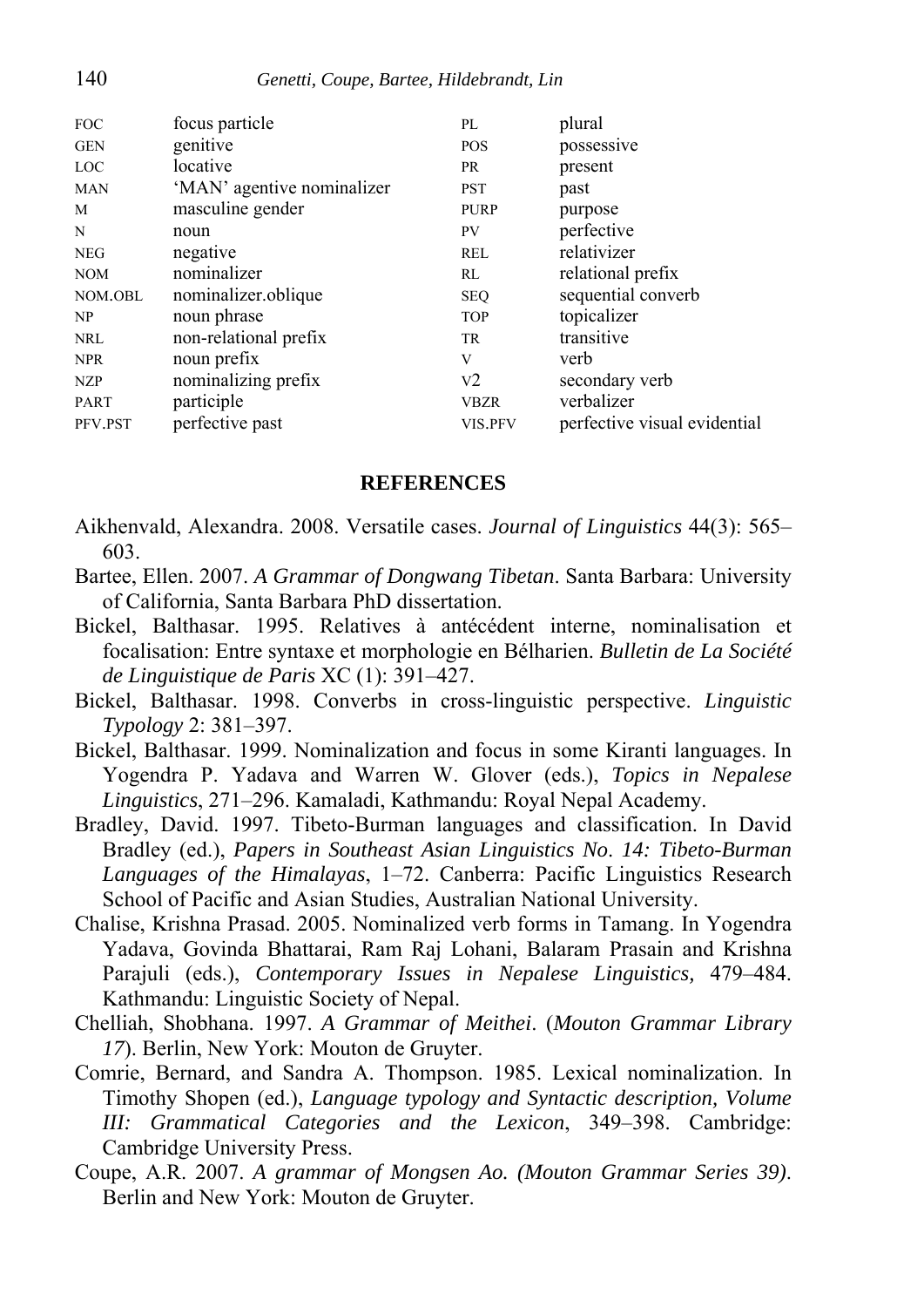| | | | |
|---|---|---|---|
| FOC | focus particle | PL | plural |
| GEN | genitive | POS | possessive |
| LOC | locative | PR | present |
| MAN | 'MAN' agentive nominalizer | PST | past |
| M | masculine gender | PURP | purpose |
| N | noun | PV | perfective |
| NEG | negative | REL | relativizer |
| NOM | nominalizer | RL | relational prefix |
| NOM.OBL | nominalizer.oblique | SEQ | sequential converb |
| NP | noun phrase | TOP | topicalizer |
| NRL | non-relational prefix | TR | transitive |
| NPR | noun prefix | V | verb |
| NZP | nominalizing prefix | V2 | secondary verb |
| PART | participle | VBZR | verbalizer |
| PFV.PST | perfective past | VIS.PFV | perfective visual evidential |

## REFERENCES

Aikhenvald, Alexandra. 2008. Versatile cases. *Journal of Linguistics* 44(3): 565–603.

Bartee, Ellen. 2007. *A Grammar of Dongwang Tibetan*. Santa Barbara: University of California, Santa Barbara PhD dissertation.

Bickel, Balthasar. 1995. Relatives à antécédent interne, nominalisation et focalisation: Entre syntaxe et morphologie en Bélharien. *Bulletin de La Société de Linguistique de Paris* XC (1): 391–427.

Bickel, Balthasar. 1998. Converbs in cross-linguistic perspective. *Linguistic Typology* 2: 381–397.

Bickel, Balthasar. 1999. Nominalization and focus in some Kiranti languages. In Yogendra P. Yadava and Warren W. Glover (eds.), *Topics in Nepalese Linguistics*, 271–296. Kamaladi, Kathmandu: Royal Nepal Academy.

Bradley, David. 1997. Tibeto-Burman languages and classification. In David Bradley (ed.), *Papers in Southeast Asian Linguistics No. 14: Tibeto-Burman Languages of the Himalayas*, 1–72. Canberra: Pacific Linguistics Research School of Pacific and Asian Studies, Australian National University.

Chalise, Krishna Prasad. 2005. Nominalized verb forms in Tamang. In Yogendra Yadava, Govinda Bhattarai, Ram Raj Lohani, Balaram Prasain and Krishna Parajuli (eds.), *Contemporary Issues in Nepalese Linguistics,* 479–484. Kathmandu: Linguistic Society of Nepal.

Chelliah, Shobhana. 1997. *A Grammar of Meithei*. (*Mouton Grammar Library 17*). Berlin, New York: Mouton de Gruyter.

Comrie, Bernard, and Sandra A. Thompson. 1985. Lexical nominalization. In Timothy Shopen (ed.), *Language typology and Syntactic description, Volume III: Grammatical Categories and the Lexicon*, 349–398. Cambridge: Cambridge University Press.

Coupe, A.R. 2007. *A grammar of Mongsen Ao. (Mouton Grammar Series 39).* Berlin and New York: Mouton de Gruyter.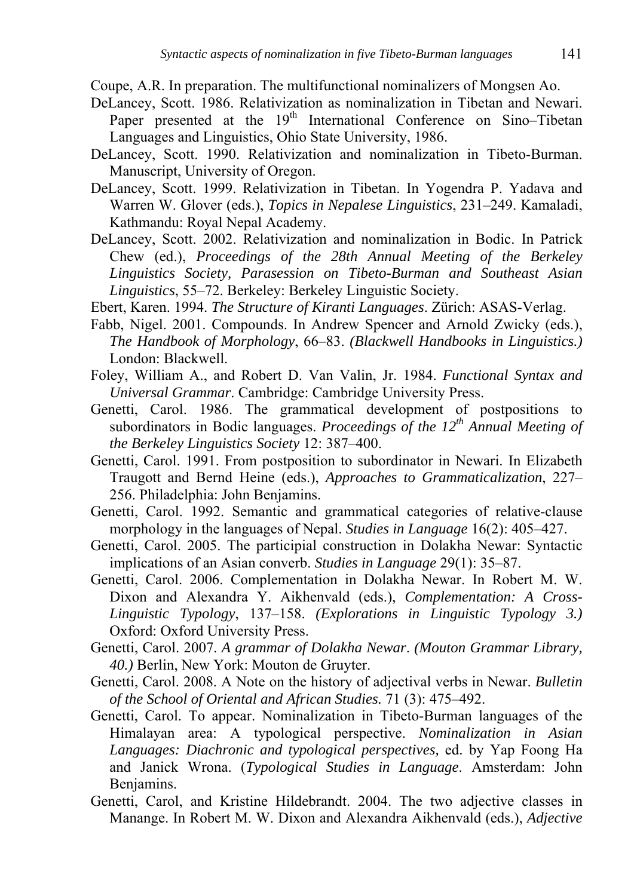Coupe, A.R. In preparation. The multifunctional nominalizers of Mongsen Ao.

DeLancey, Scott. 1986. Relativization as nominalization in Tibetan and Newari. Paper presented at the 19th International Conference on Sino–Tibetan Languages and Linguistics, Ohio State University, 1986.

DeLancey, Scott. 1990. Relativization and nominalization in Tibeto-Burman. Manuscript, University of Oregon.

DeLancey, Scott. 1999. Relativization in Tibetan. In Yogendra P. Yadava and Warren W. Glover (eds.), *Topics in Nepalese Linguistics*, 231–249. Kamaladi, Kathmandu: Royal Nepal Academy.

DeLancey, Scott. 2002. Relativization and nominalization in Bodic. In Patrick Chew (ed.), *Proceedings of the 28th Annual Meeting of the Berkeley Linguistics Society, Parasession on Tibeto-Burman and Southeast Asian Linguistics*, 55–72. Berkeley: Berkeley Linguistic Society.

Ebert, Karen. 1994. *The Structure of Kiranti Languages*. Zürich: ASAS-Verlag.

Fabb, Nigel. 2001. Compounds. In Andrew Spencer and Arnold Zwicky (eds.), *The Handbook of Morphology*, 66–83. *(Blackwell Handbooks in Linguistics.)* London: Blackwell.

Foley, William A., and Robert D. Van Valin, Jr. 1984. *Functional Syntax and Universal Grammar*. Cambridge: Cambridge University Press.

Genetti, Carol. 1986. The grammatical development of postpositions to subordinators in Bodic languages. *Proceedings of the 12th Annual Meeting of the Berkeley Linguistics Society* 12: 387–400.

Genetti, Carol. 1991. From postposition to subordinator in Newari. In Elizabeth Traugott and Bernd Heine (eds.), *Approaches to Grammaticalization*, 227–256. Philadelphia: John Benjamins.

Genetti, Carol. 1992. Semantic and grammatical categories of relative-clause morphology in the languages of Nepal. *Studies in Language* 16(2): 405–427.

Genetti, Carol. 2005. The participial construction in Dolakha Newar: Syntactic implications of an Asian converb. *Studies in Language* 29(1): 35–87.

Genetti, Carol. 2006. Complementation in Dolakha Newar. In Robert M. W. Dixon and Alexandra Y. Aikhenvald (eds.), *Complementation: A Cross-Linguistic Typology*, 137–158. *(Explorations in Linguistic Typology 3.)* Oxford: Oxford University Press.

Genetti, Carol. 2007. *A grammar of Dolakha Newar*. *(Mouton Grammar Library, 40.)* Berlin, New York: Mouton de Gruyter.

Genetti, Carol. 2008. A Note on the history of adjectival verbs in Newar. *Bulletin of the School of Oriental and African Studies.* 71 (3): 475–492.

Genetti, Carol. To appear. Nominalization in Tibeto-Burman languages of the Himalayan area: A typological perspective. *Nominalization in Asian Languages: Diachronic and typological perspectives,* ed. by Yap Foong Ha and Janick Wrona. (*Typological Studies in Language*. Amsterdam: John Benjamins.

Genetti, Carol, and Kristine Hildebrandt. 2004. The two adjective classes in Manange. In Robert M. W. Dixon and Alexandra Aikhenvald (eds.), *Adjective*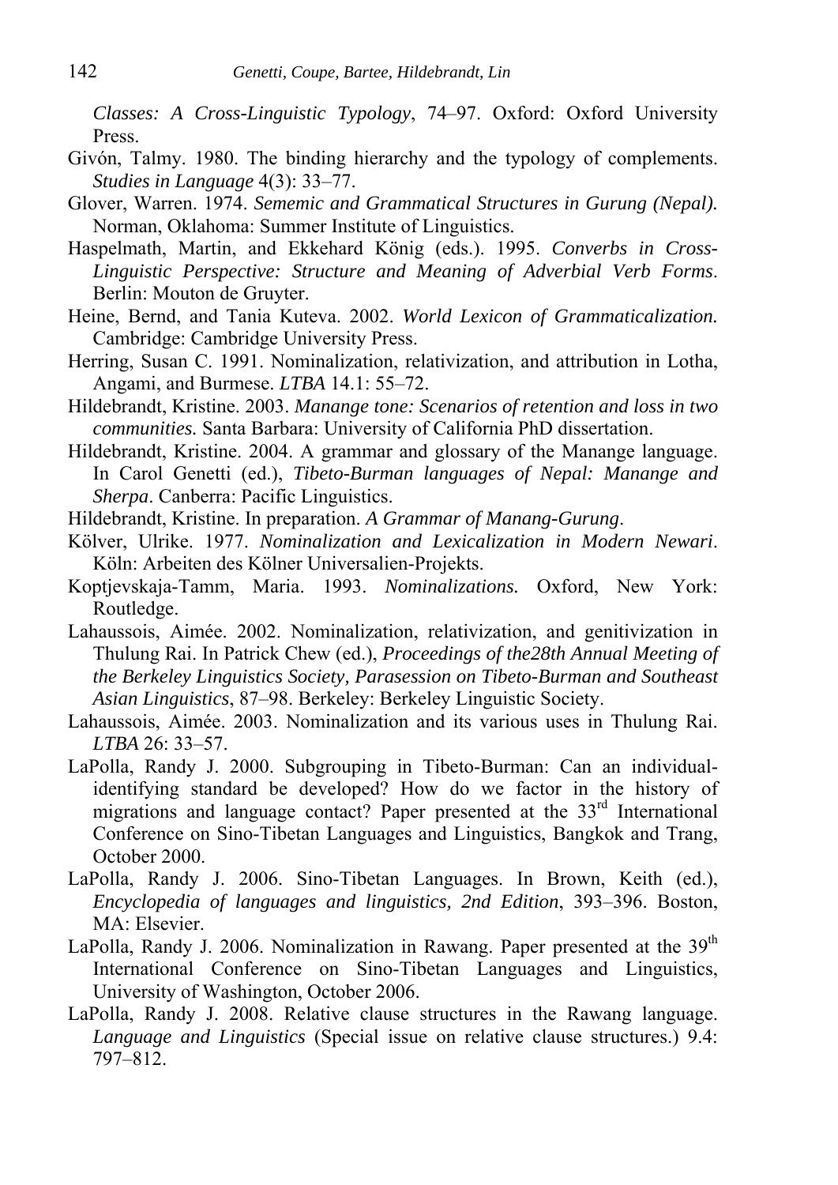*Classes: A Cross-Linguistic Typology*, 74–97. Oxford: Oxford University Press.

Givón, Talmy. 1980. The binding hierarchy and the typology of complements. *Studies in Language* 4(3): 33–77.

Glover, Warren. 1974. *Sememic and Grammatical Structures in Gurung (Nepal).* Norman, Oklahoma: Summer Institute of Linguistics.

Haspelmath, Martin, and Ekkehard König (eds.). 1995. *Converbs in Cross-Linguistic Perspective: Structure and Meaning of Adverbial Verb Forms*. Berlin: Mouton de Gruyter.

Heine, Bernd, and Tania Kuteva. 2002. *World Lexicon of Grammaticalization.* Cambridge: Cambridge University Press.

Herring, Susan C. 1991. Nominalization, relativization, and attribution in Lotha, Angami, and Burmese. *LTBA* 14.1: 55–72.

Hildebrandt, Kristine. 2003. *Manange tone: Scenarios of retention and loss in two communities.* Santa Barbara: University of California PhD dissertation.

Hildebrandt, Kristine. 2004. A grammar and glossary of the Manange language. In Carol Genetti (ed.), *Tibeto-Burman languages of Nepal: Manange and Sherpa*. Canberra: Pacific Linguistics.

Hildebrandt, Kristine. In preparation. *A Grammar of Manang-Gurung*.

Kölver, Ulrike. 1977. *Nominalization and Lexicalization in Modern Newari*. Köln: Arbeiten des Kölner Universalien-Projekts.

Koptjevskaja-Tamm, Maria. 1993. *Nominalizations.* Oxford, New York: Routledge.

Lahaussois, Aimée. 2002. Nominalization, relativization, and genitivization in Thulung Rai. In Patrick Chew (ed.), *Proceedings of the28th Annual Meeting of the Berkeley Linguistics Society, Parasession on Tibeto-Burman and Southeast Asian Linguistics*, 87–98. Berkeley: Berkeley Linguistic Society.

Lahaussois, Aimée. 2003. Nominalization and its various uses in Thulung Rai. *LTBA* 26: 33–57.

LaPolla, Randy J. 2000. Subgrouping in Tibeto-Burman: Can an individual-identifying standard be developed? How do we factor in the history of migrations and language contact? Paper presented at the 33rd International Conference on Sino-Tibetan Languages and Linguistics, Bangkok and Trang, October 2000.

LaPolla, Randy J. 2006. Sino-Tibetan Languages. In Brown, Keith (ed.), *Encyclopedia of languages and linguistics, 2nd Edition*, 393–396. Boston, MA: Elsevier.

LaPolla, Randy J. 2006. Nominalization in Rawang. Paper presented at the 39th International Conference on Sino-Tibetan Languages and Linguistics, University of Washington, October 2006.

LaPolla, Randy J. 2008. Relative clause structures in the Rawang language. *Language and Linguistics* (Special issue on relative clause structures.) 9.4: 797–812.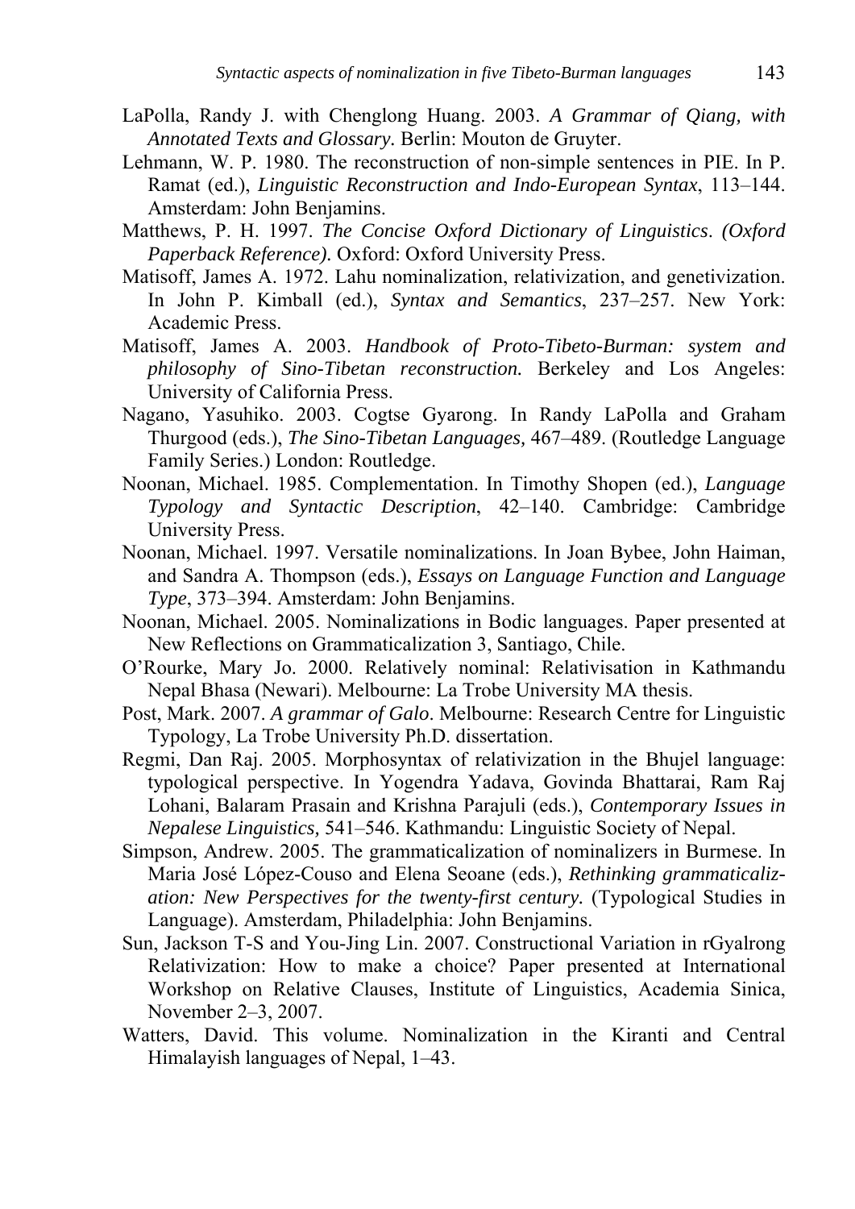LaPolla, Randy J. with Chenglong Huang. 2003. *A Grammar of Qiang, with Annotated Texts and Glossary*. Berlin: Mouton de Gruyter.

Lehmann, W. P. 1980. The reconstruction of non-simple sentences in PIE. In P. Ramat (ed.), *Linguistic Reconstruction and Indo-European Syntax*, 113–144. Amsterdam: John Benjamins.

Matthews, P. H. 1997. *The Concise Oxford Dictionary of Linguistics*. *(Oxford Paperback Reference).* Oxford: Oxford University Press.

Matisoff, James A. 1972. Lahu nominalization, relativization, and genetivization. In John P. Kimball (ed.), *Syntax and Semantics*, 237–257. New York: Academic Press.

Matisoff, James A. 2003. *Handbook of Proto-Tibeto-Burman: system and philosophy of Sino-Tibetan reconstruction.* Berkeley and Los Angeles: University of California Press.

Nagano, Yasuhiko. 2003. Cogtse Gyarong. In Randy LaPolla and Graham Thurgood (eds.), *The Sino-Tibetan Languages,* 467–489. (Routledge Language Family Series.) London: Routledge.

Noonan, Michael. 1985. Complementation. In Timothy Shopen (ed.), *Language Typology and Syntactic Description*, 42–140. Cambridge: Cambridge University Press.

Noonan, Michael. 1997. Versatile nominalizations. In Joan Bybee, John Haiman, and Sandra A. Thompson (eds.), *Essays on Language Function and Language Type*, 373–394. Amsterdam: John Benjamins.

Noonan, Michael. 2005. Nominalizations in Bodic languages. Paper presented at New Reflections on Grammaticalization 3, Santiago, Chile.

O'Rourke, Mary Jo. 2000. Relatively nominal: Relativisation in Kathmandu Nepal Bhasa (Newari). Melbourne: La Trobe University MA thesis.

Post, Mark. 2007. *A grammar of Galo*. Melbourne: Research Centre for Linguistic Typology, La Trobe University Ph.D. dissertation.

Regmi, Dan Raj. 2005. Morphosyntax of relativization in the Bhujel language: typological perspective. In Yogendra Yadava, Govinda Bhattarai, Ram Raj Lohani, Balaram Prasain and Krishna Parajuli (eds.), *Contemporary Issues in Nepalese Linguistics,* 541–546. Kathmandu: Linguistic Society of Nepal.

Simpson, Andrew. 2005. The grammaticalization of nominalizers in Burmese. In Maria José López-Couso and Elena Seoane (eds.), *Rethinking grammaticalization: New Perspectives for the twenty-first century.* (Typological Studies in Language). Amsterdam, Philadelphia: John Benjamins.

Sun, Jackson T-S and You-Jing Lin. 2007. Constructional Variation in rGyalrong Relativization: How to make a choice? Paper presented at International Workshop on Relative Clauses, Institute of Linguistics, Academia Sinica, November 2–3, 2007.

Watters, David. This volume. Nominalization in the Kiranti and Central Himalayish languages of Nepal, 1–43.